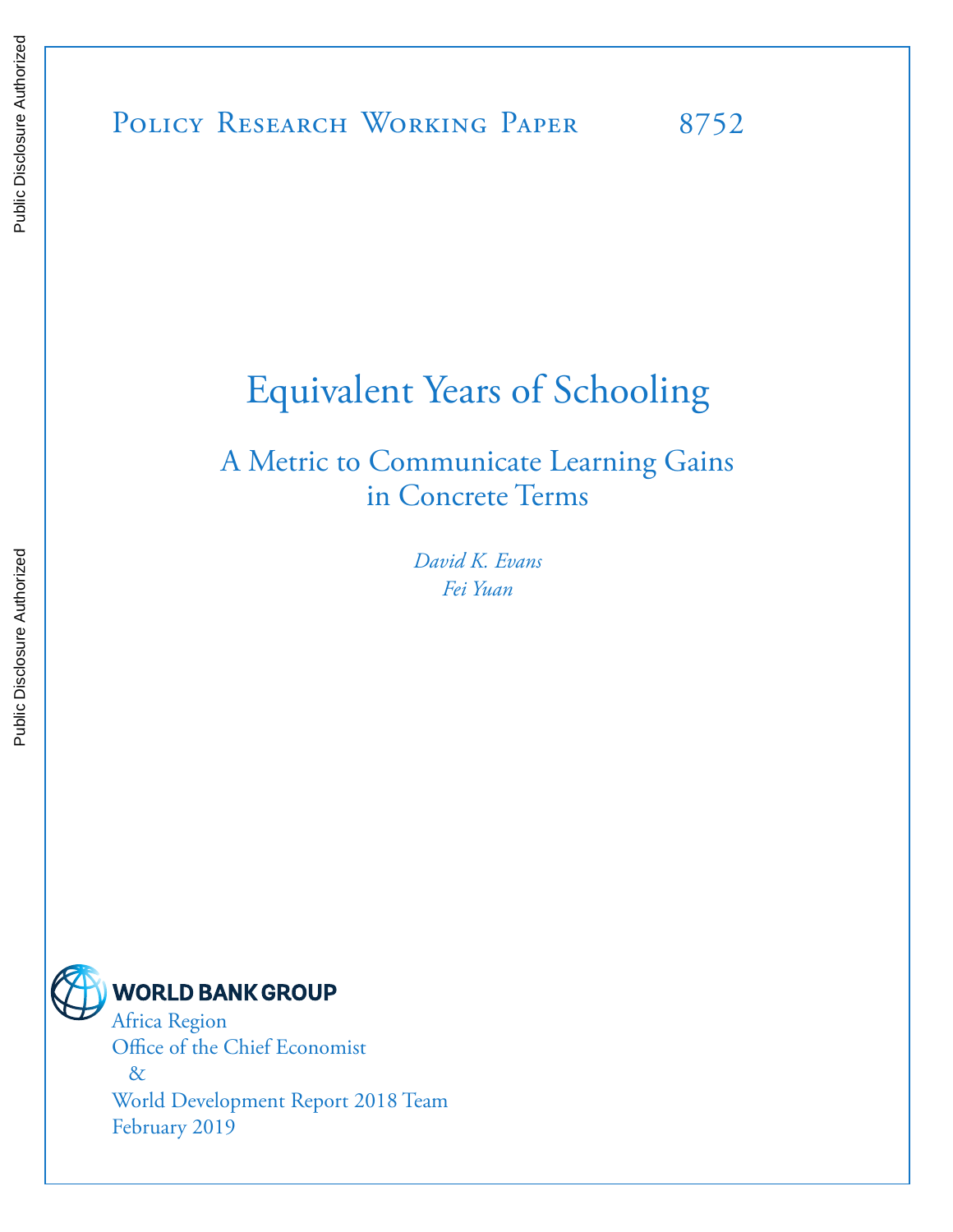Policy Research Working Paper 8752

# Equivalent Years of Schooling

## A Metric to Communicate Learning Gains in Concrete Terms

*David K. Evans*
*Fei Yuan*

WORLD BANK GROUP
Africa Region
Office of the Chief Economist
&
World Development Report 2018 Team
February 2019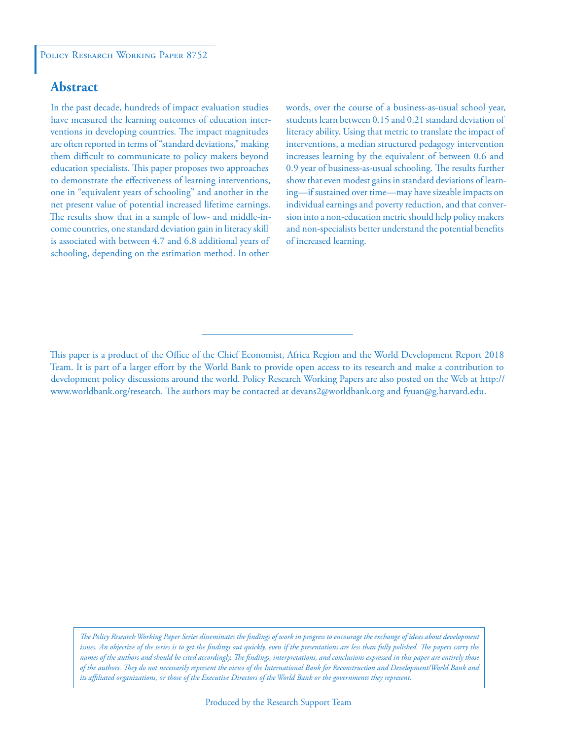Policy Research Working Paper 8752

## Abstract

In the past decade, hundreds of impact evaluation studies have measured the learning outcomes of education interventions in developing countries. The impact magnitudes are often reported in terms of "standard deviations," making them difficult to communicate to policy makers beyond education specialists. This paper proposes two approaches to demonstrate the effectiveness of learning interventions, one in "equivalent years of schooling" and another in the net present value of potential increased lifetime earnings. The results show that in a sample of low- and middle-income countries, one standard deviation gain in literacy skill is associated with between 4.7 and 6.8 additional years of schooling, depending on the estimation method. In other words, over the course of a business-as-usual school year, students learn between 0.15 and 0.21 standard deviation of literacy ability. Using that metric to translate the impact of interventions, a median structured pedagogy intervention increases learning by the equivalent of between 0.6 and 0.9 year of business-as-usual schooling. The results further show that even modest gains in standard deviations of learning—if sustained over time—may have sizeable impacts on individual earnings and poverty reduction, and that conversion into a non-education metric should help policy makers and non-specialists better understand the potential benefits of increased learning.

This paper is a product of the Office of the Chief Economist, Africa Region and the World Development Report 2018 Team. It is part of a larger effort by the World Bank to provide open access to its research and make a contribution to development policy discussions around the world. Policy Research Working Papers are also posted on the Web at http://www.worldbank.org/research. The authors may be contacted at devans2@worldbank.org and fyuan@g.harvard.edu.

*The Policy Research Working Paper Series disseminates the findings of work in progress to encourage the exchange of ideas about development issues. An objective of the series is to get the findings out quickly, even if the presentations are less than fully polished. The papers carry the names of the authors and should be cited accordingly. The findings, interpretations, and conclusions expressed in this paper are entirely those of the authors. They do not necessarily represent the views of the International Bank for Reconstruction and Development/World Bank and its affiliated organizations, or those of the Executive Directors of the World Bank or the governments they represent.*

Produced by the Research Support Team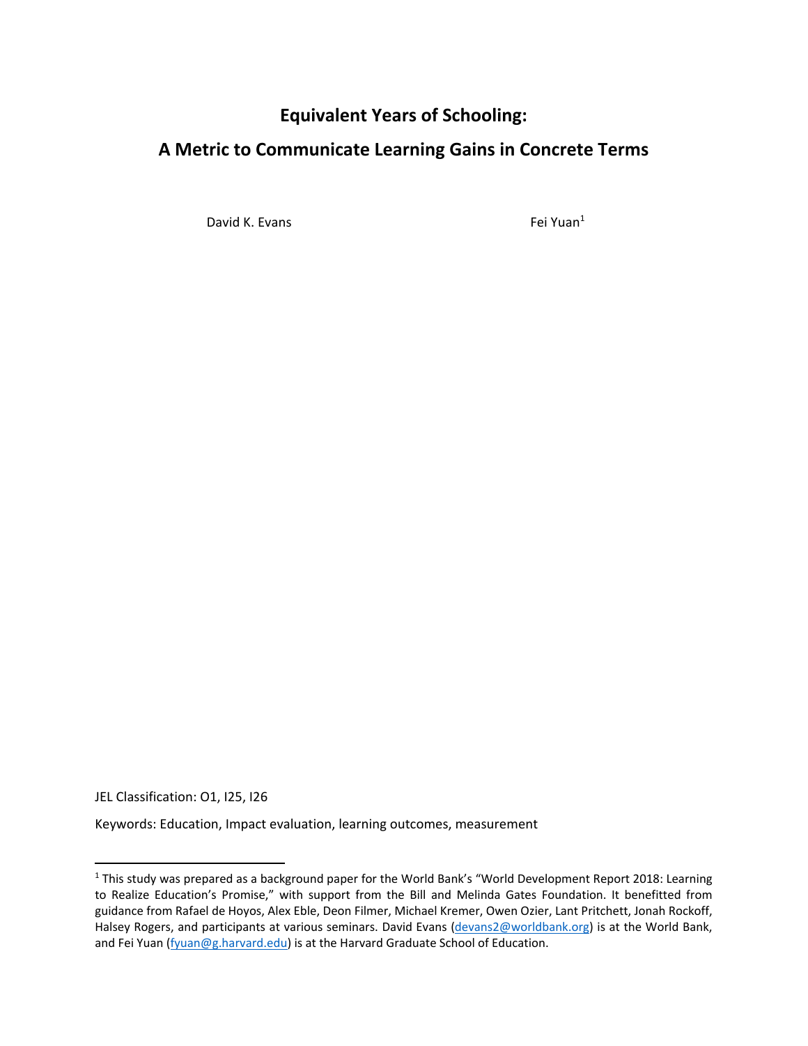# Equivalent Years of Schooling:

# A Metric to Communicate Learning Gains in Concrete Terms

David K. Evans

Fei Yuan[1]

JEL Classification: O1, I25, I26

Keywords: Education, Impact evaluation, learning outcomes, measurement

---

[1] This study was prepared as a background paper for the World Bank's "World Development Report 2018: Learning to Realize Education's Promise," with support from the Bill and Melinda Gates Foundation. It benefitted from guidance from Rafael de Hoyos, Alex Eble, Deon Filmer, Michael Kremer, Owen Ozier, Lant Pritchett, Jonah Rockoff, Halsey Rogers, and participants at various seminars. David Evans (devans2@worldbank.org) is at the World Bank, and Fei Yuan (fyuan@g.harvard.edu) is at the Harvard Graduate School of Education.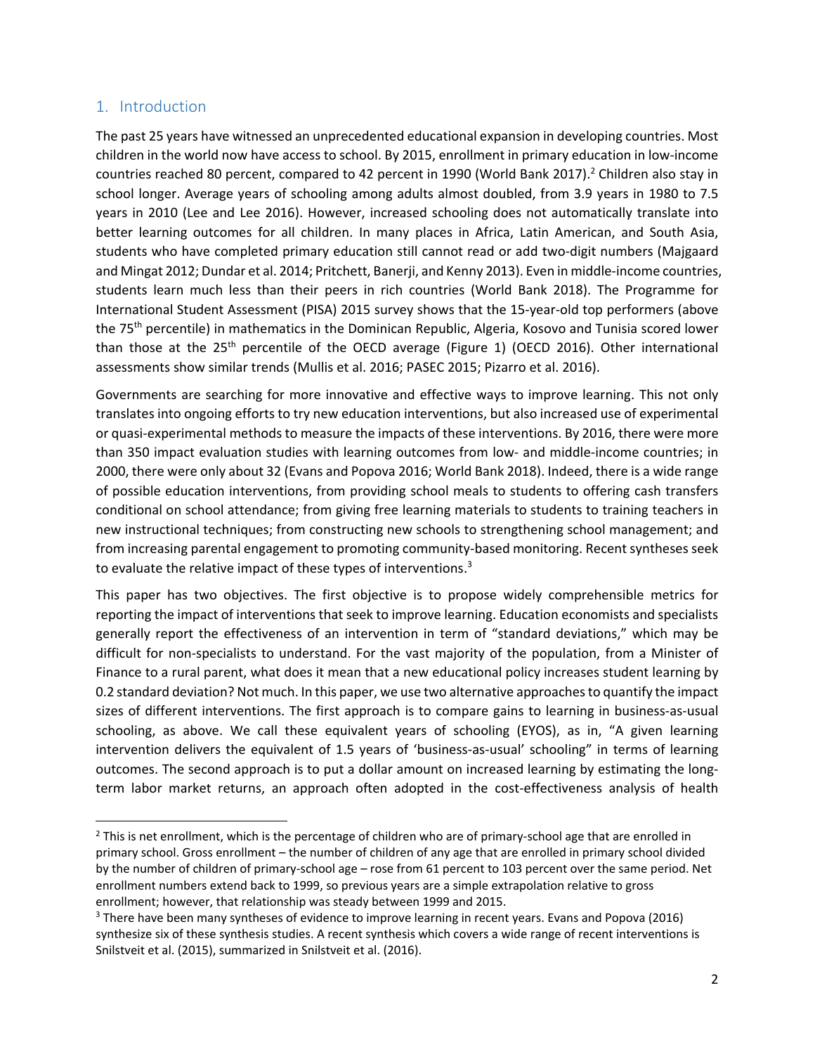## 1. Introduction

The past 25 years have witnessed an unprecedented educational expansion in developing countries. Most children in the world now have access to school. By 2015, enrollment in primary education in low-income countries reached 80 percent, compared to 42 percent in 1990 (World Bank 2017).[2] Children also stay in school longer. Average years of schooling among adults almost doubled, from 3.9 years in 1980 to 7.5 years in 2010 (Lee and Lee 2016). However, increased schooling does not automatically translate into better learning outcomes for all children. In many places in Africa, Latin American, and South Asia, students who have completed primary education still cannot read or add two-digit numbers (Majgaard and Mingat 2012; Dundar et al. 2014; Pritchett, Banerji, and Kenny 2013). Even in middle-income countries, students learn much less than their peers in rich countries (World Bank 2018). The Programme for International Student Assessment (PISA) 2015 survey shows that the 15-year-old top performers (above the 75th percentile) in mathematics in the Dominican Republic, Algeria, Kosovo and Tunisia scored lower than those at the 25th percentile of the OECD average (Figure 1) (OECD 2016). Other international assessments show similar trends (Mullis et al. 2016; PASEC 2015; Pizarro et al. 2016).

Governments are searching for more innovative and effective ways to improve learning. This not only translates into ongoing efforts to try new education interventions, but also increased use of experimental or quasi-experimental methods to measure the impacts of these interventions. By 2016, there were more than 350 impact evaluation studies with learning outcomes from low- and middle-income countries; in 2000, there were only about 32 (Evans and Popova 2016; World Bank 2018). Indeed, there is a wide range of possible education interventions, from providing school meals to students to offering cash transfers conditional on school attendance; from giving free learning materials to students to training teachers in new instructional techniques; from constructing new schools to strengthening school management; and from increasing parental engagement to promoting community-based monitoring. Recent syntheses seek to evaluate the relative impact of these types of interventions.[3]

This paper has two objectives. The first objective is to propose widely comprehensible metrics for reporting the impact of interventions that seek to improve learning. Education economists and specialists generally report the effectiveness of an intervention in term of "standard deviations," which may be difficult for non-specialists to understand. For the vast majority of the population, from a Minister of Finance to a rural parent, what does it mean that a new educational policy increases student learning by 0.2 standard deviation? Not much. In this paper, we use two alternative approaches to quantify the impact sizes of different interventions. The first approach is to compare gains to learning in business-as-usual schooling, as above. We call these equivalent years of schooling (EYOS), as in, "A given learning intervention delivers the equivalent of 1.5 years of 'business-as-usual' schooling" in terms of learning outcomes. The second approach is to put a dollar amount on increased learning by estimating the long-term labor market returns, an approach often adopted in the cost-effectiveness analysis of health

---

[2] This is net enrollment, which is the percentage of children who are of primary-school age that are enrolled in primary school. Gross enrollment – the number of children of any age that are enrolled in primary school divided by the number of children of primary-school age – rose from 61 percent to 103 percent over the same period. Net enrollment numbers extend back to 1999, so previous years are a simple extrapolation relative to gross enrollment; however, that relationship was steady between 1999 and 2015.

[3] There have been many syntheses of evidence to improve learning in recent years. Evans and Popova (2016) synthesize six of these synthesis studies. A recent synthesis which covers a wide range of recent interventions is Snilstveit et al. (2015), summarized in Snilstveit et al. (2016).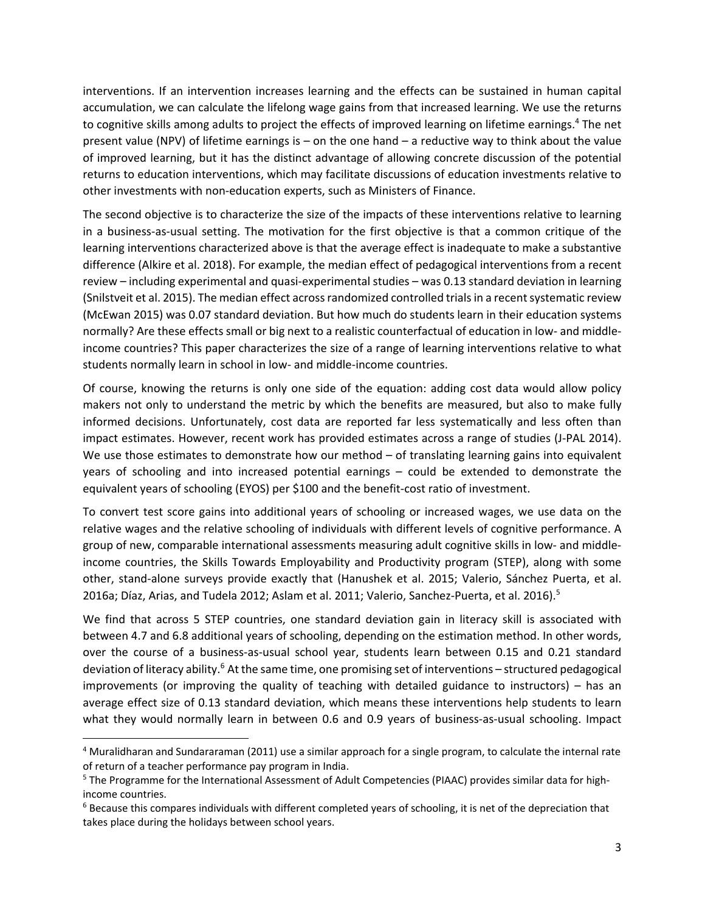interventions. If an intervention increases learning and the effects can be sustained in human capital accumulation, we can calculate the lifelong wage gains from that increased learning. We use the returns to cognitive skills among adults to project the effects of improved learning on lifetime earnings.[4] The net present value (NPV) of lifetime earnings is – on the one hand – a reductive way to think about the value of improved learning, but it has the distinct advantage of allowing concrete discussion of the potential returns to education interventions, which may facilitate discussions of education investments relative to other investments with non-education experts, such as Ministers of Finance.

The second objective is to characterize the size of the impacts of these interventions relative to learning in a business-as-usual setting. The motivation for the first objective is that a common critique of the learning interventions characterized above is that the average effect is inadequate to make a substantive difference (Alkire et al. 2018). For example, the median effect of pedagogical interventions from a recent review – including experimental and quasi-experimental studies – was 0.13 standard deviation in learning (Snilstveit et al. 2015). The median effect across randomized controlled trials in a recent systematic review (McEwan 2015) was 0.07 standard deviation. But how much do students learn in their education systems normally? Are these effects small or big next to a realistic counterfactual of education in low- and middle-income countries? This paper characterizes the size of a range of learning interventions relative to what students normally learn in school in low- and middle-income countries.

Of course, knowing the returns is only one side of the equation: adding cost data would allow policy makers not only to understand the metric by which the benefits are measured, but also to make fully informed decisions. Unfortunately, cost data are reported far less systematically and less often than impact estimates. However, recent work has provided estimates across a range of studies (J-PAL 2014). We use those estimates to demonstrate how our method – of translating learning gains into equivalent years of schooling and into increased potential earnings – could be extended to demonstrate the equivalent years of schooling (EYOS) per $100 and the benefit-cost ratio of investment.

To convert test score gains into additional years of schooling or increased wages, we use data on the relative wages and the relative schooling of individuals with different levels of cognitive performance. A group of new, comparable international assessments measuring adult cognitive skills in low- and middle-income countries, the Skills Towards Employability and Productivity program (STEP), along with some other, stand-alone surveys provide exactly that (Hanushek et al. 2015; Valerio, Sánchez Puerta, et al. 2016a; Díaz, Arias, and Tudela 2012; Aslam et al. 2011; Valerio, Sanchez-Puerta, et al. 2016).[5]

We find that across 5 STEP countries, one standard deviation gain in literacy skill is associated with between 4.7 and 6.8 additional years of schooling, depending on the estimation method. In other words, over the course of a business-as-usual school year, students learn between 0.15 and 0.21 standard deviation of literacy ability.[6] At the same time, one promising set of interventions – structured pedagogical improvements (or improving the quality of teaching with detailed guidance to instructors) – has an average effect size of 0.13 standard deviation, which means these interventions help students to learn what they would normally learn in between 0.6 and 0.9 years of business-as-usual schooling. Impact

[4] Muralidharan and Sundararaman (2011) use a similar approach for a single program, to calculate the internal rate of return of a teacher performance pay program in India.

[5] The Programme for the International Assessment of Adult Competencies (PIAAC) provides similar data for high-income countries.

[6] Because this compares individuals with different completed years of schooling, it is net of the depreciation that takes place during the holidays between school years.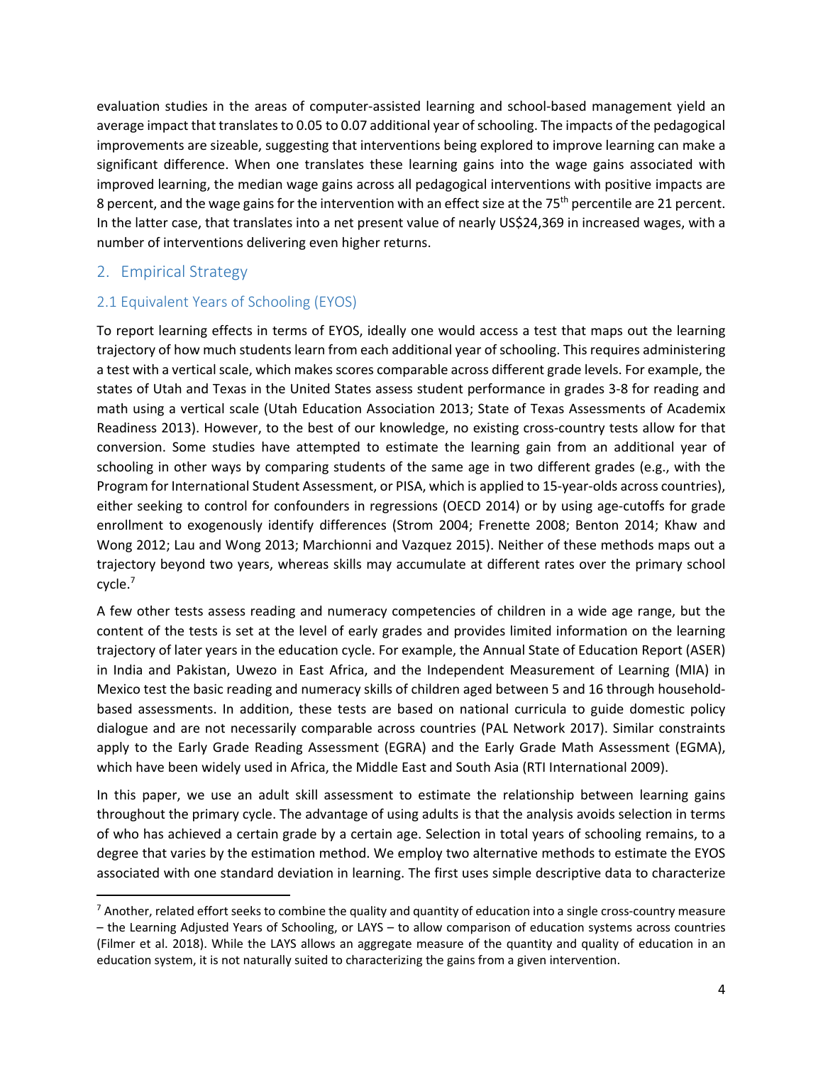evaluation studies in the areas of computer-assisted learning and school-based management yield an average impact that translates to 0.05 to 0.07 additional year of schooling. The impacts of the pedagogical improvements are sizeable, suggesting that interventions being explored to improve learning can make a significant difference. When one translates these learning gains into the wage gains associated with improved learning, the median wage gains across all pedagogical interventions with positive impacts are 8 percent, and the wage gains for the intervention with an effect size at the 75th percentile are 21 percent. In the latter case, that translates into a net present value of nearly US$24,369 in increased wages, with a number of interventions delivering even higher returns.

## 2. Empirical Strategy

### 2.1 Equivalent Years of Schooling (EYOS)

To report learning effects in terms of EYOS, ideally one would access a test that maps out the learning trajectory of how much students learn from each additional year of schooling. This requires administering a test with a vertical scale, which makes scores comparable across different grade levels. For example, the states of Utah and Texas in the United States assess student performance in grades 3-8 for reading and math using a vertical scale (Utah Education Association 2013; State of Texas Assessments of Academix Readiness 2013). However, to the best of our knowledge, no existing cross-country tests allow for that conversion. Some studies have attempted to estimate the learning gain from an additional year of schooling in other ways by comparing students of the same age in two different grades (e.g., with the Program for International Student Assessment, or PISA, which is applied to 15-year-olds across countries), either seeking to control for confounders in regressions (OECD 2014) or by using age-cutoffs for grade enrollment to exogenously identify differences (Strom 2004; Frenette 2008; Benton 2014; Khaw and Wong 2012; Lau and Wong 2013; Marchionni and Vazquez 2015). Neither of these methods maps out a trajectory beyond two years, whereas skills may accumulate at different rates over the primary school cycle.[7]

A few other tests assess reading and numeracy competencies of children in a wide age range, but the content of the tests is set at the level of early grades and provides limited information on the learning trajectory of later years in the education cycle. For example, the Annual State of Education Report (ASER) in India and Pakistan, Uwezo in East Africa, and the Independent Measurement of Learning (MIA) in Mexico test the basic reading and numeracy skills of children aged between 5 and 16 through household-based assessments. In addition, these tests are based on national curricula to guide domestic policy dialogue and are not necessarily comparable across countries (PAL Network 2017). Similar constraints apply to the Early Grade Reading Assessment (EGRA) and the Early Grade Math Assessment (EGMA), which have been widely used in Africa, the Middle East and South Asia (RTI International 2009).

In this paper, we use an adult skill assessment to estimate the relationship between learning gains throughout the primary cycle. The advantage of using adults is that the analysis avoids selection in terms of who has achieved a certain grade by a certain age. Selection in total years of schooling remains, to a degree that varies by the estimation method. We employ two alternative methods to estimate the EYOS associated with one standard deviation in learning. The first uses simple descriptive data to characterize

[7] Another, related effort seeks to combine the quality and quantity of education into a single cross-country measure – the Learning Adjusted Years of Schooling, or LAYS – to allow comparison of education systems across countries (Filmer et al. 2018). While the LAYS allows an aggregate measure of the quantity and quality of education in an education system, it is not naturally suited to characterizing the gains from a given intervention.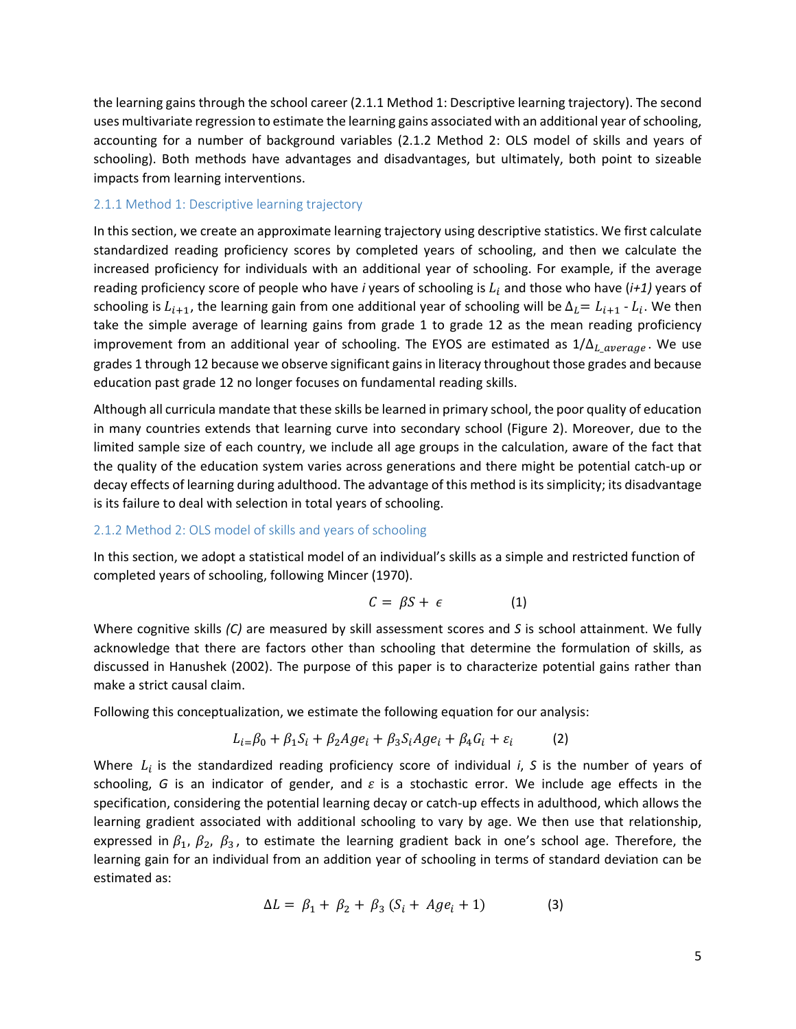the learning gains through the school career (2.1.1 Method 1: Descriptive learning trajectory). The second uses multivariate regression to estimate the learning gains associated with an additional year of schooling, accounting for a number of background variables (2.1.2 Method 2: OLS model of skills and years of schooling). Both methods have advantages and disadvantages, but ultimately, both point to sizeable impacts from learning interventions.

### 2.1.1 Method 1: Descriptive learning trajectory

In this section, we create an approximate learning trajectory using descriptive statistics. We first calculate standardized reading proficiency scores by completed years of schooling, and then we calculate the increased proficiency for individuals with an additional year of schooling. For example, if the average reading proficiency score of people who have *i* years of schooling is $L_i$ and those who have *(i+1)* years of schooling is $L_{i+1}$, the learning gain from one additional year of schooling will be $\Delta_L = L_{i+1} - L_i$. We then take the simple average of learning gains from grade 1 to grade 12 as the mean reading proficiency improvement from an additional year of schooling. The EYOS are estimated as $1/\Delta_{L\_average}$. We use grades 1 through 12 because we observe significant gains in literacy throughout those grades and because education past grade 12 no longer focuses on fundamental reading skills.

Although all curricula mandate that these skills be learned in primary school, the poor quality of education in many countries extends that learning curve into secondary school (Figure 2). Moreover, due to the limited sample size of each country, we include all age groups in the calculation, aware of the fact that the quality of the education system varies across generations and there might be potential catch-up or decay effects of learning during adulthood. The advantage of this method is its simplicity; its disadvantage is its failure to deal with selection in total years of schooling.

### 2.1.2 Method 2: OLS model of skills and years of schooling

In this section, we adopt a statistical model of an individual's skills as a simple and restricted function of completed years of schooling, following Mincer (1970).

$$C = \beta S + \epsilon \qquad (1)$$

Where cognitive skills *(C)* are measured by skill assessment scores and *S* is school attainment. We fully acknowledge that there are factors other than schooling that determine the formulation of skills, as discussed in Hanushek (2002). The purpose of this paper is to characterize potential gains rather than make a strict causal claim.

Following this conceptualization, we estimate the following equation for our analysis:

$$L_i = \beta_0 + \beta_1 S_i + \beta_2 Age_i + \beta_3 S_i Age_i + \beta_4 G_i + \varepsilon_i \qquad (2)$$

Where $L_i$ is the standardized reading proficiency score of individual *i*, *S* is the number of years of schooling, *G* is an indicator of gender, and $\varepsilon$ is a stochastic error. We include age effects in the specification, considering the potential learning decay or catch-up effects in adulthood, which allows the learning gradient associated with additional schooling to vary by age. We then use that relationship, expressed in $\beta_1$, $\beta_2$, $\beta_3$, to estimate the learning gradient back in one's school age. Therefore, the learning gain for an individual from an addition year of schooling in terms of standard deviation can be estimated as:

$$\Delta L = \beta_1 + \beta_2 + \beta_3 (S_i + Age_i + 1) \qquad (3)$$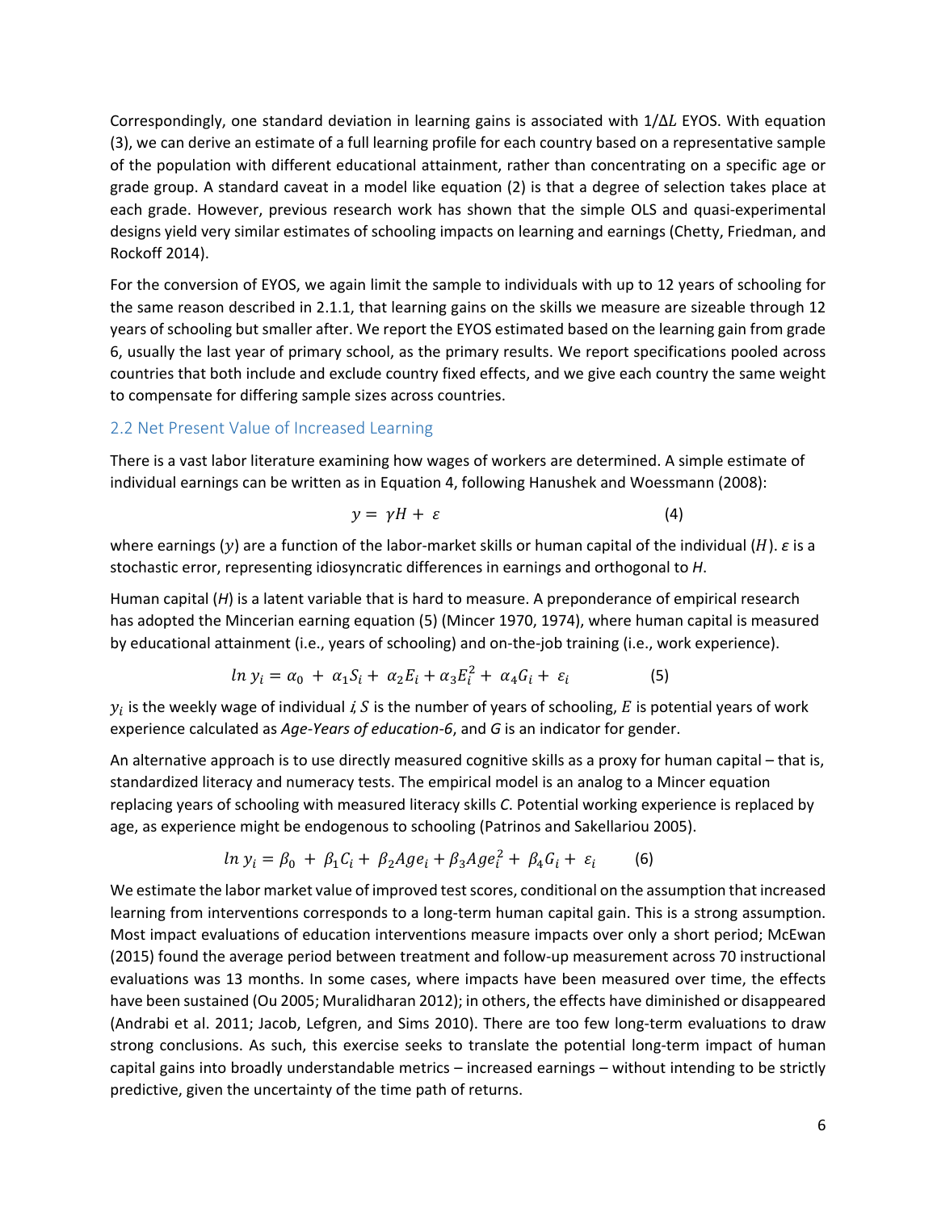Correspondingly, one standard deviation in learning gains is associated with $1/\Delta L$ EYOS. With equation (3), we can derive an estimate of a full learning profile for each country based on a representative sample of the population with different educational attainment, rather than concentrating on a specific age or grade group. A standard caveat in a model like equation (2) is that a degree of selection takes place at each grade. However, previous research work has shown that the simple OLS and quasi-experimental designs yield very similar estimates of schooling impacts on learning and earnings (Chetty, Friedman, and Rockoff 2014).

For the conversion of EYOS, we again limit the sample to individuals with up to 12 years of schooling for the same reason described in 2.1.1, that learning gains on the skills we measure are sizeable through 12 years of schooling but smaller after. We report the EYOS estimated based on the learning gain from grade 6, usually the last year of primary school, as the primary results. We report specifications pooled across countries that both include and exclude country fixed effects, and we give each country the same weight to compensate for differing sample sizes across countries.

## 2.2 Net Present Value of Increased Learning

There is a vast labor literature examining how wages of workers are determined. A simple estimate of individual earnings can be written as in Equation 4, following Hanushek and Woessmann (2008):

$$y = \gamma H + \varepsilon \qquad (4)$$

where earnings ($y$) are a function of the labor-market skills or human capital of the individual ($H$). $\varepsilon$ is a stochastic error, representing idiosyncratic differences in earnings and orthogonal to $H$.

Human capital ($H$) is a latent variable that is hard to measure. A preponderance of empirical research has adopted the Mincerian earning equation (5) (Mincer 1970, 1974), where human capital is measured by educational attainment (i.e., years of schooling) and on-the-job training (i.e., work experience).

$$\ln y_i = \alpha_0 + \alpha_1 S_i + \alpha_2 E_i + \alpha_3 E_i^2 + \alpha_4 G_i + \varepsilon_i \qquad (5)$$

$y_i$ is the weekly wage of individual $i$, $S$ is the number of years of schooling, $E$ is potential years of work experience calculated as *Age-Years of education-6*, and $G$ is an indicator for gender.

An alternative approach is to use directly measured cognitive skills as a proxy for human capital – that is, standardized literacy and numeracy tests. The empirical model is an analog to a Mincer equation replacing years of schooling with measured literacy skills $C$. Potential working experience is replaced by age, as experience might be endogenous to schooling (Patrinos and Sakellariou 2005).

$$\ln y_i = \beta_0 + \beta_1 C_i + \beta_2 Age_i + \beta_3 Age_i^2 + \beta_4 G_i + \varepsilon_i \qquad (6)$$

We estimate the labor market value of improved test scores, conditional on the assumption that increased learning from interventions corresponds to a long-term human capital gain. This is a strong assumption. Most impact evaluations of education interventions measure impacts over only a short period; McEwan (2015) found the average period between treatment and follow-up measurement across 70 instructional evaluations was 13 months. In some cases, where impacts have been measured over time, the effects have been sustained (Ou 2005; Muralidharan 2012); in others, the effects have diminished or disappeared (Andrabi et al. 2011; Jacob, Lefgren, and Sims 2010). There are too few long-term evaluations to draw strong conclusions. As such, this exercise seeks to translate the potential long-term impact of human capital gains into broadly understandable metrics – increased earnings – without intending to be strictly predictive, given the uncertainty of the time path of returns.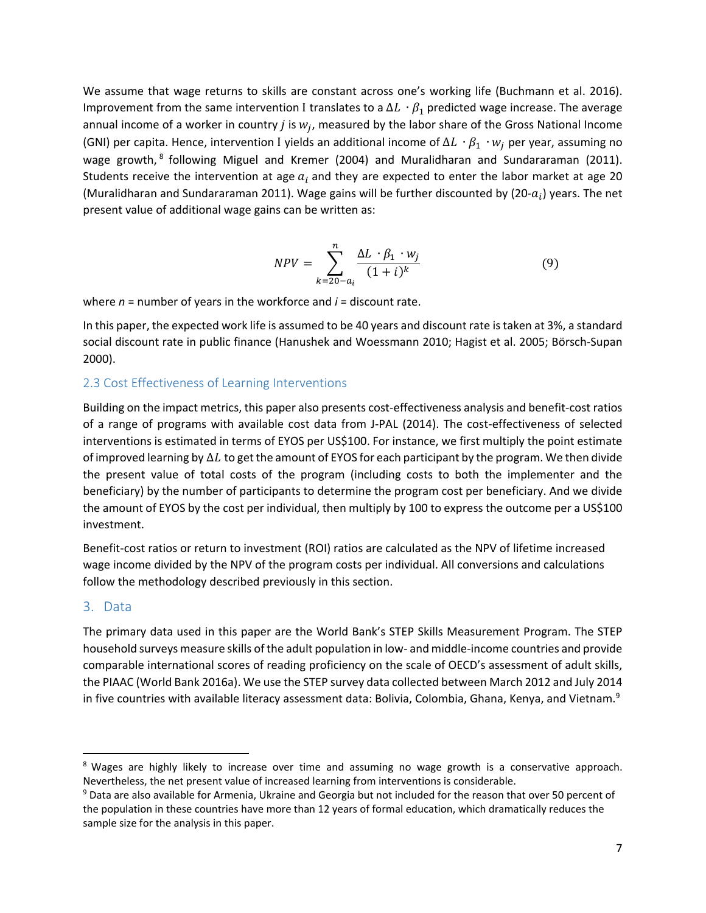We assume that wage returns to skills are constant across one's working life (Buchmann et al. 2016). Improvement from the same intervention I translates to a $\Delta L \cdot \beta_1$ predicted wage increase. The average annual income of a worker in country $j$ is $w_j$, measured by the labor share of the Gross National Income (GNI) per capita. Hence, intervention I yields an additional income of $\Delta L \cdot \beta_1 \cdot w_j$ per year, assuming no wage growth,[8] following Miguel and Kremer (2004) and Muralidharan and Sundararaman (2011). Students receive the intervention at age $a_i$ and they are expected to enter the labor market at age 20 (Muralidharan and Sundararaman 2011). Wage gains will be further discounted by (20-$a_i$) years. The net present value of additional wage gains can be written as:

$$NPV = \sum_{k=20-a_i}^{n} \frac{\Delta L \cdot \beta_1 \cdot w_j}{(1+i)^k} \tag{9}$$

where $n$ = number of years in the workforce and $i$ = discount rate.

In this paper, the expected work life is assumed to be 40 years and discount rate is taken at 3%, a standard social discount rate in public finance (Hanushek and Woessmann 2010; Hagist et al. 2005; Börsch-Supan 2000).

### 2.3 Cost Effectiveness of Learning Interventions

Building on the impact metrics, this paper also presents cost-effectiveness analysis and benefit-cost ratios of a range of programs with available cost data from J-PAL (2014). The cost-effectiveness of selected interventions is estimated in terms of EYOS per US$100. For instance, we first multiply the point estimate of improved learning by $\Delta L$ to get the amount of EYOS for each participant by the program. We then divide the present value of total costs of the program (including costs to both the implementer and the beneficiary) by the number of participants to determine the program cost per beneficiary. And we divide the amount of EYOS by the cost per individual, then multiply by 100 to express the outcome per a US$100 investment.

Benefit-cost ratios or return to investment (ROI) ratios are calculated as the NPV of lifetime increased wage income divided by the NPV of the program costs per individual. All conversions and calculations follow the methodology described previously in this section.

## 3. Data

The primary data used in this paper are the World Bank's STEP Skills Measurement Program. The STEP household surveys measure skills of the adult population in low- and middle-income countries and provide comparable international scores of reading proficiency on the scale of OECD's assessment of adult skills, the PIAAC (World Bank 2016a). We use the STEP survey data collected between March 2012 and July 2014 in five countries with available literacy assessment data: Bolivia, Colombia, Ghana, Kenya, and Vietnam.[9]

---

[8] Wages are highly likely to increase over time and assuming no wage growth is a conservative approach. Nevertheless, the net present value of increased learning from interventions is considerable.

[9] Data are also available for Armenia, Ukraine and Georgia but not included for the reason that over 50 percent of the population in these countries have more than 12 years of formal education, which dramatically reduces the sample size for the analysis in this paper.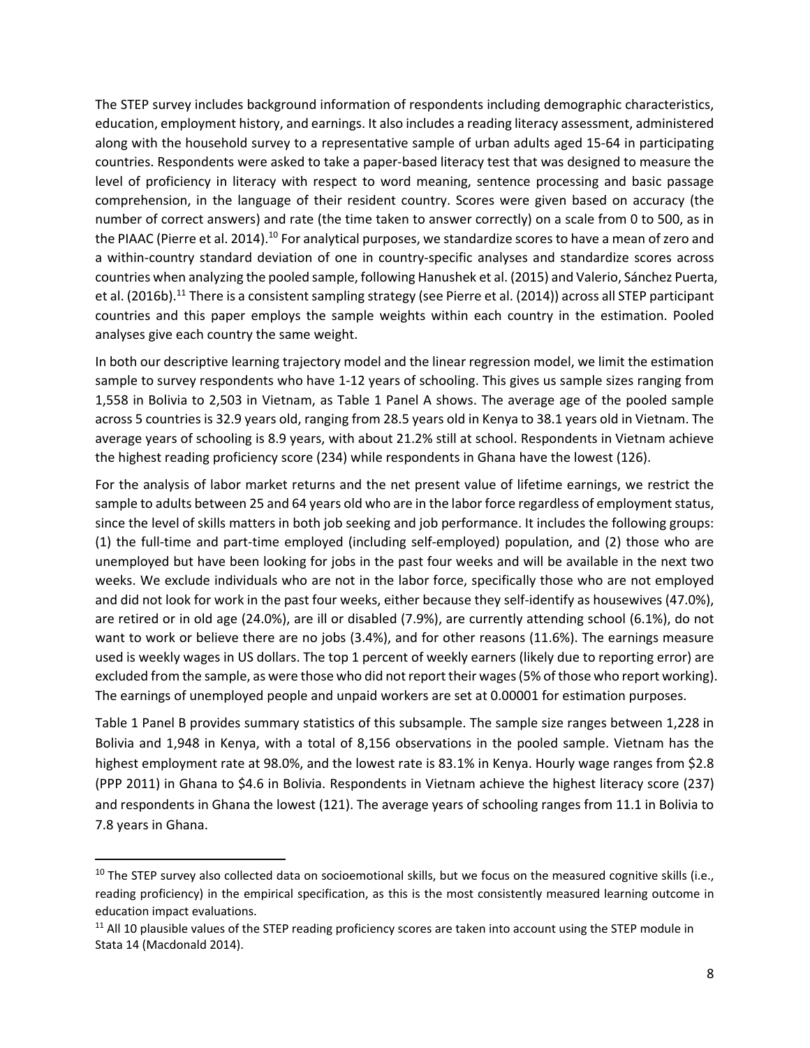The STEP survey includes background information of respondents including demographic characteristics, education, employment history, and earnings. It also includes a reading literacy assessment, administered along with the household survey to a representative sample of urban adults aged 15-64 in participating countries. Respondents were asked to take a paper-based literacy test that was designed to measure the level of proficiency in literacy with respect to word meaning, sentence processing and basic passage comprehension, in the language of their resident country. Scores were given based on accuracy (the number of correct answers) and rate (the time taken to answer correctly) on a scale from 0 to 500, as in the PIAAC (Pierre et al. 2014).[10] For analytical purposes, we standardize scores to have a mean of zero and a within-country standard deviation of one in country-specific analyses and standardize scores across countries when analyzing the pooled sample, following Hanushek et al. (2015) and Valerio, Sánchez Puerta, et al. (2016b).[11] There is a consistent sampling strategy (see Pierre et al. (2014)) across all STEP participant countries and this paper employs the sample weights within each country in the estimation. Pooled analyses give each country the same weight.

In both our descriptive learning trajectory model and the linear regression model, we limit the estimation sample to survey respondents who have 1-12 years of schooling. This gives us sample sizes ranging from 1,558 in Bolivia to 2,503 in Vietnam, as Table 1 Panel A shows. The average age of the pooled sample across 5 countries is 32.9 years old, ranging from 28.5 years old in Kenya to 38.1 years old in Vietnam. The average years of schooling is 8.9 years, with about 21.2% still at school. Respondents in Vietnam achieve the highest reading proficiency score (234) while respondents in Ghana have the lowest (126).

For the analysis of labor market returns and the net present value of lifetime earnings, we restrict the sample to adults between 25 and 64 years old who are in the labor force regardless of employment status, since the level of skills matters in both job seeking and job performance. It includes the following groups: (1) the full-time and part-time employed (including self-employed) population, and (2) those who are unemployed but have been looking for jobs in the past four weeks and will be available in the next two weeks. We exclude individuals who are not in the labor force, specifically those who are not employed and did not look for work in the past four weeks, either because they self-identify as housewives (47.0%), are retired or in old age (24.0%), are ill or disabled (7.9%), are currently attending school (6.1%), do not want to work or believe there are no jobs (3.4%), and for other reasons (11.6%). The earnings measure used is weekly wages in US dollars. The top 1 percent of weekly earners (likely due to reporting error) are excluded from the sample, as were those who did not report their wages (5% of those who report working). The earnings of unemployed people and unpaid workers are set at 0.00001 for estimation purposes.

Table 1 Panel B provides summary statistics of this subsample. The sample size ranges between 1,228 in Bolivia and 1,948 in Kenya, with a total of 8,156 observations in the pooled sample. Vietnam has the highest employment rate at 98.0%, and the lowest rate is 83.1% in Kenya. Hourly wage ranges from $2.8 (PPP 2011) in Ghana to $4.6 in Bolivia. Respondents in Vietnam achieve the highest literacy score (237) and respondents in Ghana the lowest (121). The average years of schooling ranges from 11.1 in Bolivia to 7.8 years in Ghana.

[10] The STEP survey also collected data on socioemotional skills, but we focus on the measured cognitive skills (i.e., reading proficiency) in the empirical specification, as this is the most consistently measured learning outcome in education impact evaluations.

[11] All 10 plausible values of the STEP reading proficiency scores are taken into account using the STEP module in Stata 14 (Macdonald 2014).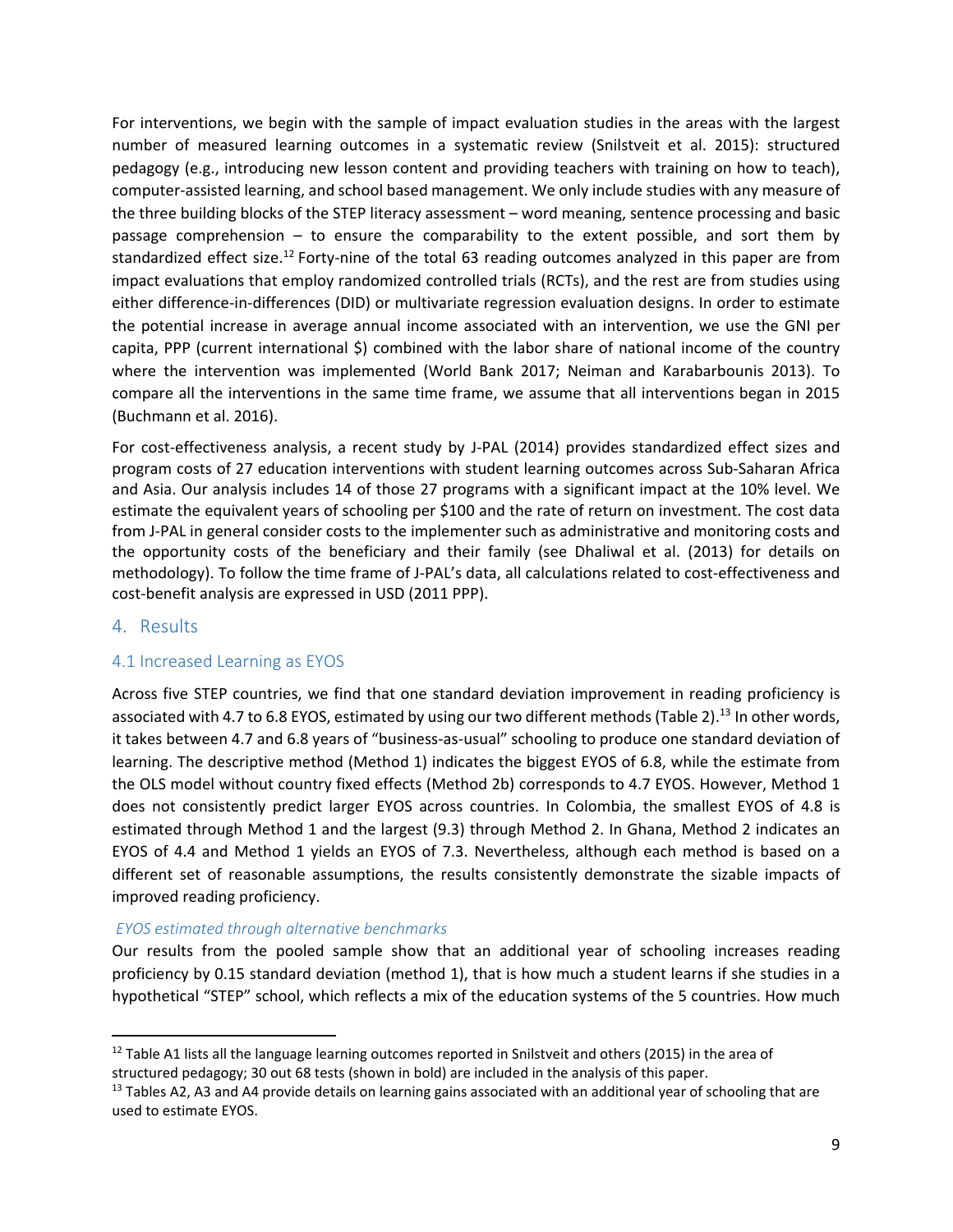For interventions, we begin with the sample of impact evaluation studies in the areas with the largest number of measured learning outcomes in a systematic review (Snilstveit et al. 2015): structured pedagogy (e.g., introducing new lesson content and providing teachers with training on how to teach), computer-assisted learning, and school based management. We only include studies with any measure of the three building blocks of the STEP literacy assessment – word meaning, sentence processing and basic passage comprehension – to ensure the comparability to the extent possible, and sort them by standardized effect size.[12] Forty-nine of the total 63 reading outcomes analyzed in this paper are from impact evaluations that employ randomized controlled trials (RCTs), and the rest are from studies using either difference-in-differences (DID) or multivariate regression evaluation designs. In order to estimate the potential increase in average annual income associated with an intervention, we use the GNI per capita, PPP (current international $) combined with the labor share of national income of the country where the intervention was implemented (World Bank 2017; Neiman and Karabarbounis 2013). To compare all the interventions in the same time frame, we assume that all interventions began in 2015 (Buchmann et al. 2016).

For cost-effectiveness analysis, a recent study by J-PAL (2014) provides standardized effect sizes and program costs of 27 education interventions with student learning outcomes across Sub-Saharan Africa and Asia. Our analysis includes 14 of those 27 programs with a significant impact at the 10% level. We estimate the equivalent years of schooling per $100 and the rate of return on investment. The cost data from J-PAL in general consider costs to the implementer such as administrative and monitoring costs and the opportunity costs of the beneficiary and their family (see Dhaliwal et al. (2013) for details on methodology). To follow the time frame of J-PAL's data, all calculations related to cost-effectiveness and cost-benefit analysis are expressed in USD (2011 PPP).

## 4. Results

### 4.1 Increased Learning as EYOS

Across five STEP countries, we find that one standard deviation improvement in reading proficiency is associated with 4.7 to 6.8 EYOS, estimated by using our two different methods (Table 2).[13] In other words, it takes between 4.7 and 6.8 years of "business-as-usual" schooling to produce one standard deviation of learning. The descriptive method (Method 1) indicates the biggest EYOS of 6.8, while the estimate from the OLS model without country fixed effects (Method 2b) corresponds to 4.7 EYOS. However, Method 1 does not consistently predict larger EYOS across countries. In Colombia, the smallest EYOS of 4.8 is estimated through Method 1 and the largest (9.3) through Method 2. In Ghana, Method 2 indicates an EYOS of 4.4 and Method 1 yields an EYOS of 7.3. Nevertheless, although each method is based on a different set of reasonable assumptions, the results consistently demonstrate the sizable impacts of improved reading proficiency.

#### *EYOS estimated through alternative benchmarks*

Our results from the pooled sample show that an additional year of schooling increases reading proficiency by 0.15 standard deviation (method 1), that is how much a student learns if she studies in a hypothetical "STEP" school, which reflects a mix of the education systems of the 5 countries. How much

[12] Table A1 lists all the language learning outcomes reported in Snilstveit and others (2015) in the area of structured pedagogy; 30 out 68 tests (shown in bold) are included in the analysis of this paper.

[13] Tables A2, A3 and A4 provide details on learning gains associated with an additional year of schooling that are used to estimate EYOS.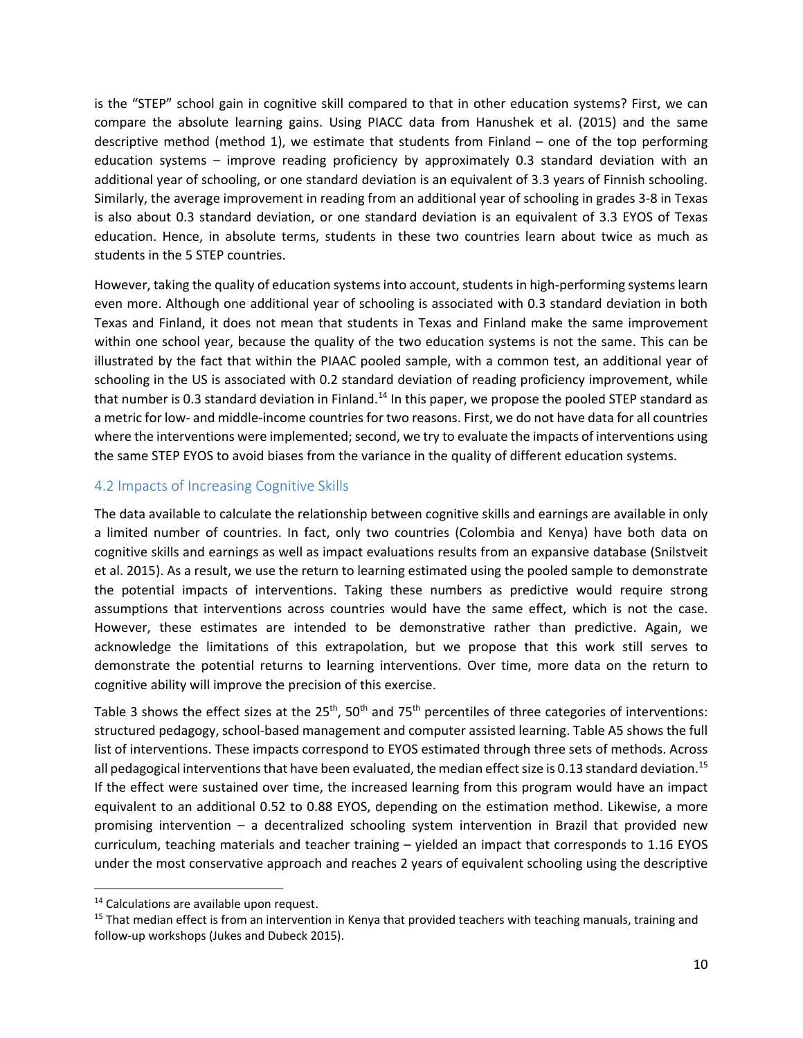is the "STEP" school gain in cognitive skill compared to that in other education systems? First, we can compare the absolute learning gains. Using PIACC data from Hanushek et al. (2015) and the same descriptive method (method 1), we estimate that students from Finland – one of the top performing education systems – improve reading proficiency by approximately 0.3 standard deviation with an additional year of schooling, or one standard deviation is an equivalent of 3.3 years of Finnish schooling. Similarly, the average improvement in reading from an additional year of schooling in grades 3-8 in Texas is also about 0.3 standard deviation, or one standard deviation is an equivalent of 3.3 EYOS of Texas education. Hence, in absolute terms, students in these two countries learn about twice as much as students in the 5 STEP countries.

However, taking the quality of education systems into account, students in high-performing systems learn even more. Although one additional year of schooling is associated with 0.3 standard deviation in both Texas and Finland, it does not mean that students in Texas and Finland make the same improvement within one school year, because the quality of the two education systems is not the same. This can be illustrated by the fact that within the PIAAC pooled sample, with a common test, an additional year of schooling in the US is associated with 0.2 standard deviation of reading proficiency improvement, while that number is 0.3 standard deviation in Finland.[14] In this paper, we propose the pooled STEP standard as a metric for low- and middle-income countries for two reasons. First, we do not have data for all countries where the interventions were implemented; second, we try to evaluate the impacts of interventions using the same STEP EYOS to avoid biases from the variance in the quality of different education systems.

## 4.2 Impacts of Increasing Cognitive Skills

The data available to calculate the relationship between cognitive skills and earnings are available in only a limited number of countries. In fact, only two countries (Colombia and Kenya) have both data on cognitive skills and earnings as well as impact evaluations results from an expansive database (Snilstveit et al. 2015). As a result, we use the return to learning estimated using the pooled sample to demonstrate the potential impacts of interventions. Taking these numbers as predictive would require strong assumptions that interventions across countries would have the same effect, which is not the case. However, these estimates are intended to be demonstrative rather than predictive. Again, we acknowledge the limitations of this extrapolation, but we propose that this work still serves to demonstrate the potential returns to learning interventions. Over time, more data on the return to cognitive ability will improve the precision of this exercise.

Table 3 shows the effect sizes at the 25th, 50th and 75th percentiles of three categories of interventions: structured pedagogy, school-based management and computer assisted learning. Table A5 shows the full list of interventions. These impacts correspond to EYOS estimated through three sets of methods. Across all pedagogical interventions that have been evaluated, the median effect size is 0.13 standard deviation.[15] If the effect were sustained over time, the increased learning from this program would have an impact equivalent to an additional 0.52 to 0.88 EYOS, depending on the estimation method. Likewise, a more promising intervention – a decentralized schooling system intervention in Brazil that provided new curriculum, teaching materials and teacher training – yielded an impact that corresponds to 1.16 EYOS under the most conservative approach and reaches 2 years of equivalent schooling using the descriptive

---

[14] Calculations are available upon request.

[15] That median effect is from an intervention in Kenya that provided teachers with teaching manuals, training and follow-up workshops (Jukes and Dubeck 2015).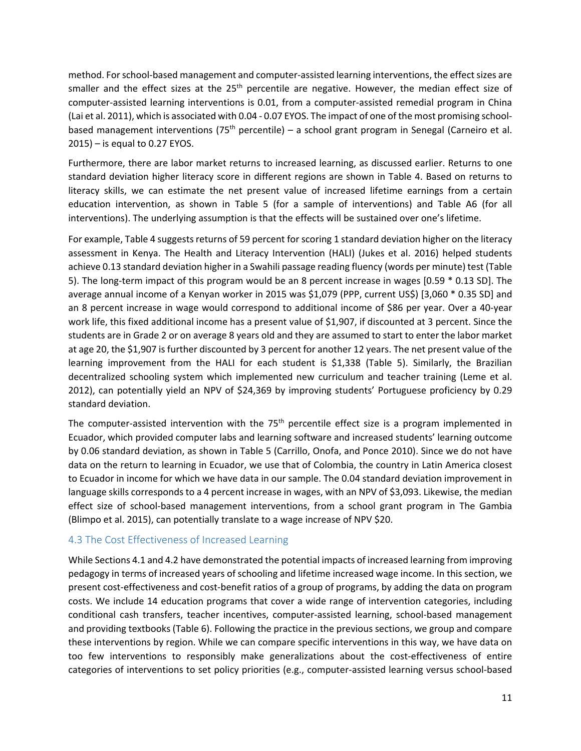method. For school-based management and computer-assisted learning interventions, the effect sizes are smaller and the effect sizes at the 25th percentile are negative. However, the median effect size of computer-assisted learning interventions is 0.01, from a computer-assisted remedial program in China (Lai et al. 2011), which is associated with 0.04 - 0.07 EYOS. The impact of one of the most promising school-based management interventions (75th percentile) – a school grant program in Senegal (Carneiro et al. 2015) – is equal to 0.27 EYOS.

Furthermore, there are labor market returns to increased learning, as discussed earlier. Returns to one standard deviation higher literacy score in different regions are shown in Table 4. Based on returns to literacy skills, we can estimate the net present value of increased lifetime earnings from a certain education intervention, as shown in Table 5 (for a sample of interventions) and Table A6 (for all interventions). The underlying assumption is that the effects will be sustained over one's lifetime.

For example, Table 4 suggests returns of 59 percent for scoring 1 standard deviation higher on the literacy assessment in Kenya. The Health and Literacy Intervention (HALI) (Jukes et al. 2016) helped students achieve 0.13 standard deviation higher in a Swahili passage reading fluency (words per minute) test (Table 5). The long-term impact of this program would be an 8 percent increase in wages [0.59 * 0.13 SD]. The average annual income of a Kenyan worker in 2015 was $1,079 (PPP, current US$) [3,060 * 0.35 SD] and an 8 percent increase in wage would correspond to additional income of $86 per year. Over a 40-year work life, this fixed additional income has a present value of $1,907, if discounted at 3 percent. Since the students are in Grade 2 or on average 8 years old and they are assumed to start to enter the labor market at age 20, the $1,907 is further discounted by 3 percent for another 12 years. The net present value of the learning improvement from the HALI for each student is $1,338 (Table 5). Similarly, the Brazilian decentralized schooling system which implemented new curriculum and teacher training (Leme et al. 2012), can potentially yield an NPV of $24,369 by improving students' Portuguese proficiency by 0.29 standard deviation.

The computer-assisted intervention with the 75th percentile effect size is a program implemented in Ecuador, which provided computer labs and learning software and increased students' learning outcome by 0.06 standard deviation, as shown in Table 5 (Carrillo, Onofa, and Ponce 2010). Since we do not have data on the return to learning in Ecuador, we use that of Colombia, the country in Latin America closest to Ecuador in income for which we have data in our sample. The 0.04 standard deviation improvement in language skills corresponds to a 4 percent increase in wages, with an NPV of $3,093. Likewise, the median effect size of school-based management interventions, from a school grant program in The Gambia (Blimpo et al. 2015), can potentially translate to a wage increase of NPV $20.

### 4.3 The Cost Effectiveness of Increased Learning

While Sections 4.1 and 4.2 have demonstrated the potential impacts of increased learning from improving pedagogy in terms of increased years of schooling and lifetime increased wage income. In this section, we present cost-effectiveness and cost-benefit ratios of a group of programs, by adding the data on program costs. We include 14 education programs that cover a wide range of intervention categories, including conditional cash transfers, teacher incentives, computer-assisted learning, school-based management and providing textbooks (Table 6). Following the practice in the previous sections, we group and compare these interventions by region. While we can compare specific interventions in this way, we have data on too few interventions to responsibly make generalizations about the cost-effectiveness of entire categories of interventions to set policy priorities (e.g., computer-assisted learning versus school-based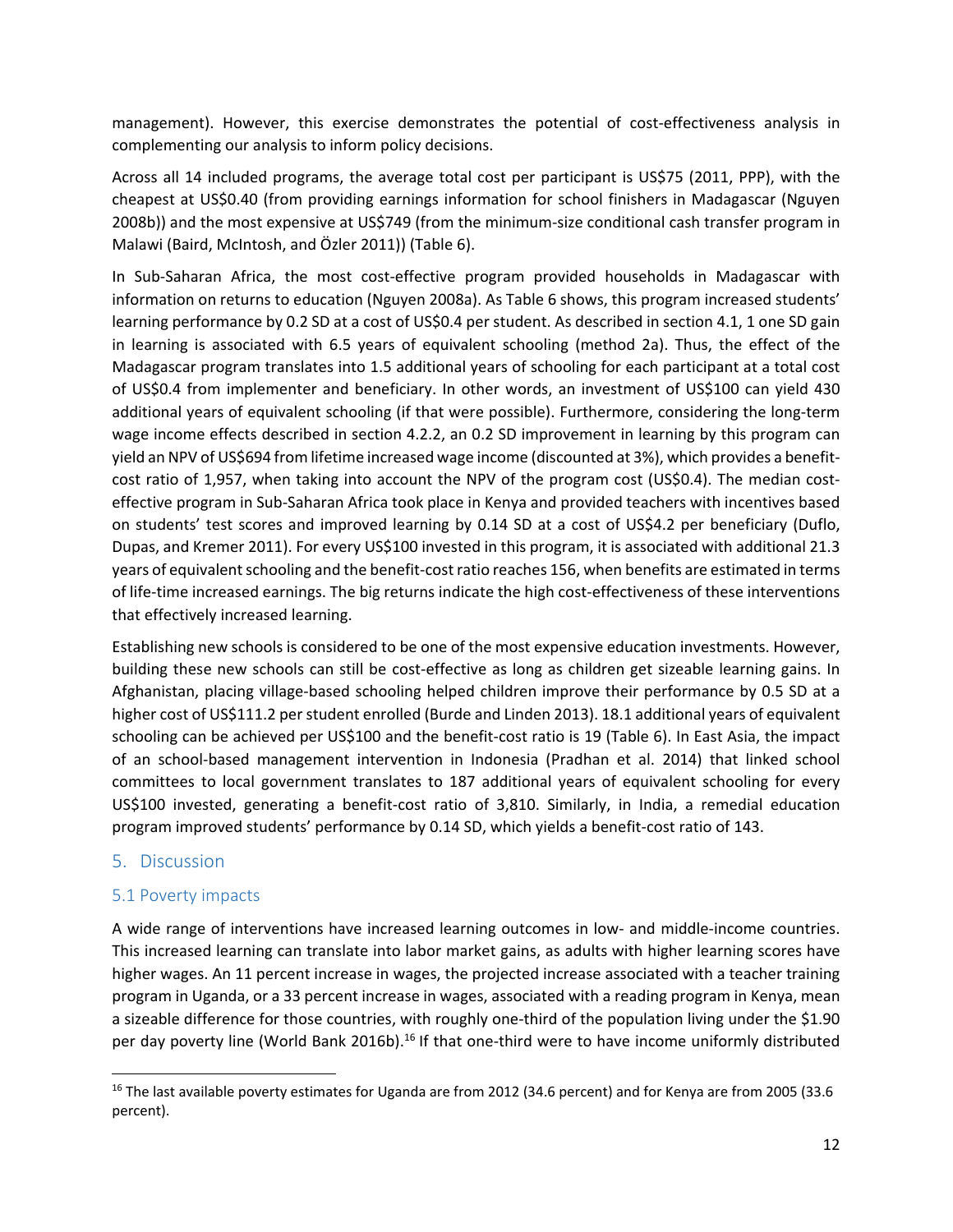management). However, this exercise demonstrates the potential of cost-effectiveness analysis in complementing our analysis to inform policy decisions.

Across all 14 included programs, the average total cost per participant is US$75 (2011, PPP), with the cheapest at US$0.40 (from providing earnings information for school finishers in Madagascar (Nguyen 2008b)) and the most expensive at US$749 (from the minimum-size conditional cash transfer program in Malawi (Baird, McIntosh, and Özler 2011)) (Table 6).

In Sub-Saharan Africa, the most cost-effective program provided households in Madagascar with information on returns to education (Nguyen 2008a). As Table 6 shows, this program increased students' learning performance by 0.2 SD at a cost of US$0.4 per student. As described in section 4.1, 1 one SD gain in learning is associated with 6.5 years of equivalent schooling (method 2a). Thus, the effect of the Madagascar program translates into 1.5 additional years of schooling for each participant at a total cost of US$0.4 from implementer and beneficiary. In other words, an investment of US$100 can yield 430 additional years of equivalent schooling (if that were possible). Furthermore, considering the long-term wage income effects described in section 4.2.2, an 0.2 SD improvement in learning by this program can yield an NPV of US$694 from lifetime increased wage income (discounted at 3%), which provides a benefit-cost ratio of 1,957, when taking into account the NPV of the program cost (US$0.4). The median cost-effective program in Sub-Saharan Africa took place in Kenya and provided teachers with incentives based on students' test scores and improved learning by 0.14 SD at a cost of US$4.2 per beneficiary (Duflo, Dupas, and Kremer 2011). For every US$100 invested in this program, it is associated with additional 21.3 years of equivalent schooling and the benefit-cost ratio reaches 156, when benefits are estimated in terms of life-time increased earnings. The big returns indicate the high cost-effectiveness of these interventions that effectively increased learning.

Establishing new schools is considered to be one of the most expensive education investments. However, building these new schools can still be cost-effective as long as children get sizeable learning gains. In Afghanistan, placing village-based schooling helped children improve their performance by 0.5 SD at a higher cost of US$111.2 per student enrolled (Burde and Linden 2013). 18.1 additional years of equivalent schooling can be achieved per US$100 and the benefit-cost ratio is 19 (Table 6). In East Asia, the impact of an school-based management intervention in Indonesia (Pradhan et al. 2014) that linked school committees to local government translates to 187 additional years of equivalent schooling for every US$100 invested, generating a benefit-cost ratio of 3,810. Similarly, in India, a remedial education program improved students' performance by 0.14 SD, which yields a benefit-cost ratio of 143.

## 5. Discussion

### 5.1 Poverty impacts

A wide range of interventions have increased learning outcomes in low- and middle-income countries. This increased learning can translate into labor market gains, as adults with higher learning scores have higher wages. An 11 percent increase in wages, the projected increase associated with a teacher training program in Uganda, or a 33 percent increase in wages, associated with a reading program in Kenya, mean a sizeable difference for those countries, with roughly one-third of the population living under the $1.90 per day poverty line (World Bank 2016b).[16] If that one-third were to have income uniformly distributed

[16] The last available poverty estimates for Uganda are from 2012 (34.6 percent) and for Kenya are from 2005 (33.6 percent).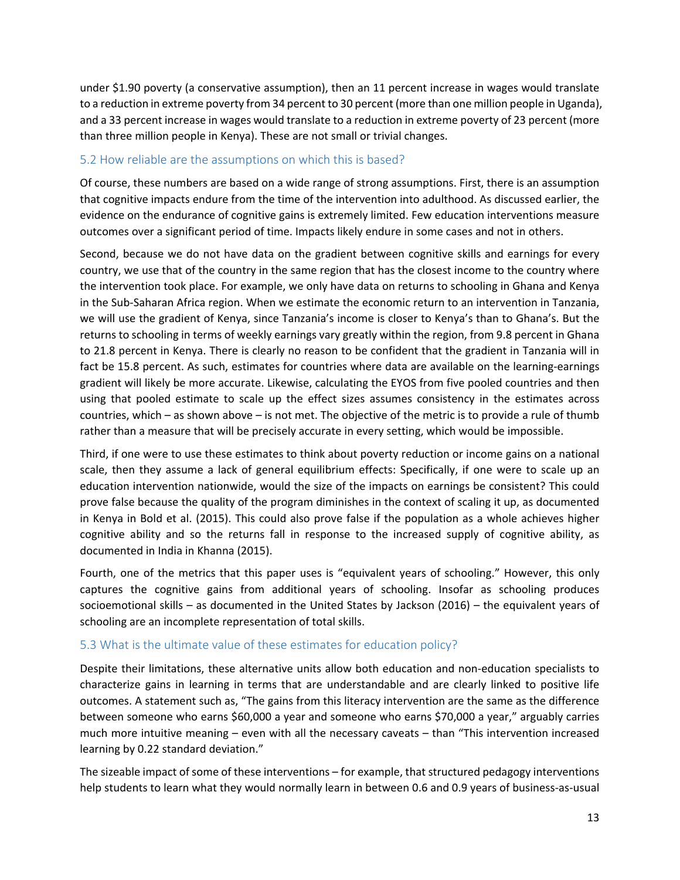under $1.90 poverty (a conservative assumption), then an 11 percent increase in wages would translate to a reduction in extreme poverty from 34 percent to 30 percent (more than one million people in Uganda), and a 33 percent increase in wages would translate to a reduction in extreme poverty of 23 percent (more than three million people in Kenya). These are not small or trivial changes.

### 5.2 How reliable are the assumptions on which this is based?

Of course, these numbers are based on a wide range of strong assumptions. First, there is an assumption that cognitive impacts endure from the time of the intervention into adulthood. As discussed earlier, the evidence on the endurance of cognitive gains is extremely limited. Few education interventions measure outcomes over a significant period of time. Impacts likely endure in some cases and not in others.

Second, because we do not have data on the gradient between cognitive skills and earnings for every country, we use that of the country in the same region that has the closest income to the country where the intervention took place. For example, we only have data on returns to schooling in Ghana and Kenya in the Sub-Saharan Africa region. When we estimate the economic return to an intervention in Tanzania, we will use the gradient of Kenya, since Tanzania's income is closer to Kenya's than to Ghana's. But the returns to schooling in terms of weekly earnings vary greatly within the region, from 9.8 percent in Ghana to 21.8 percent in Kenya. There is clearly no reason to be confident that the gradient in Tanzania will in fact be 15.8 percent. As such, estimates for countries where data are available on the learning-earnings gradient will likely be more accurate. Likewise, calculating the EYOS from five pooled countries and then using that pooled estimate to scale up the effect sizes assumes consistency in the estimates across countries, which – as shown above – is not met. The objective of the metric is to provide a rule of thumb rather than a measure that will be precisely accurate in every setting, which would be impossible.

Third, if one were to use these estimates to think about poverty reduction or income gains on a national scale, then they assume a lack of general equilibrium effects: Specifically, if one were to scale up an education intervention nationwide, would the size of the impacts on earnings be consistent? This could prove false because the quality of the program diminishes in the context of scaling it up, as documented in Kenya in Bold et al. (2015). This could also prove false if the population as a whole achieves higher cognitive ability and so the returns fall in response to the increased supply of cognitive ability, as documented in India in Khanna (2015).

Fourth, one of the metrics that this paper uses is "equivalent years of schooling." However, this only captures the cognitive gains from additional years of schooling. Insofar as schooling produces socioemotional skills – as documented in the United States by Jackson (2016) – the equivalent years of schooling are an incomplete representation of total skills.

### 5.3 What is the ultimate value of these estimates for education policy?

Despite their limitations, these alternative units allow both education and non-education specialists to characterize gains in learning in terms that are understandable and are clearly linked to positive life outcomes. A statement such as, "The gains from this literacy intervention are the same as the difference between someone who earns $60,000 a year and someone who earns $70,000 a year," arguably carries much more intuitive meaning – even with all the necessary caveats – than "This intervention increased learning by 0.22 standard deviation."

The sizeable impact of some of these interventions – for example, that structured pedagogy interventions help students to learn what they would normally learn in between 0.6 and 0.9 years of business-as-usual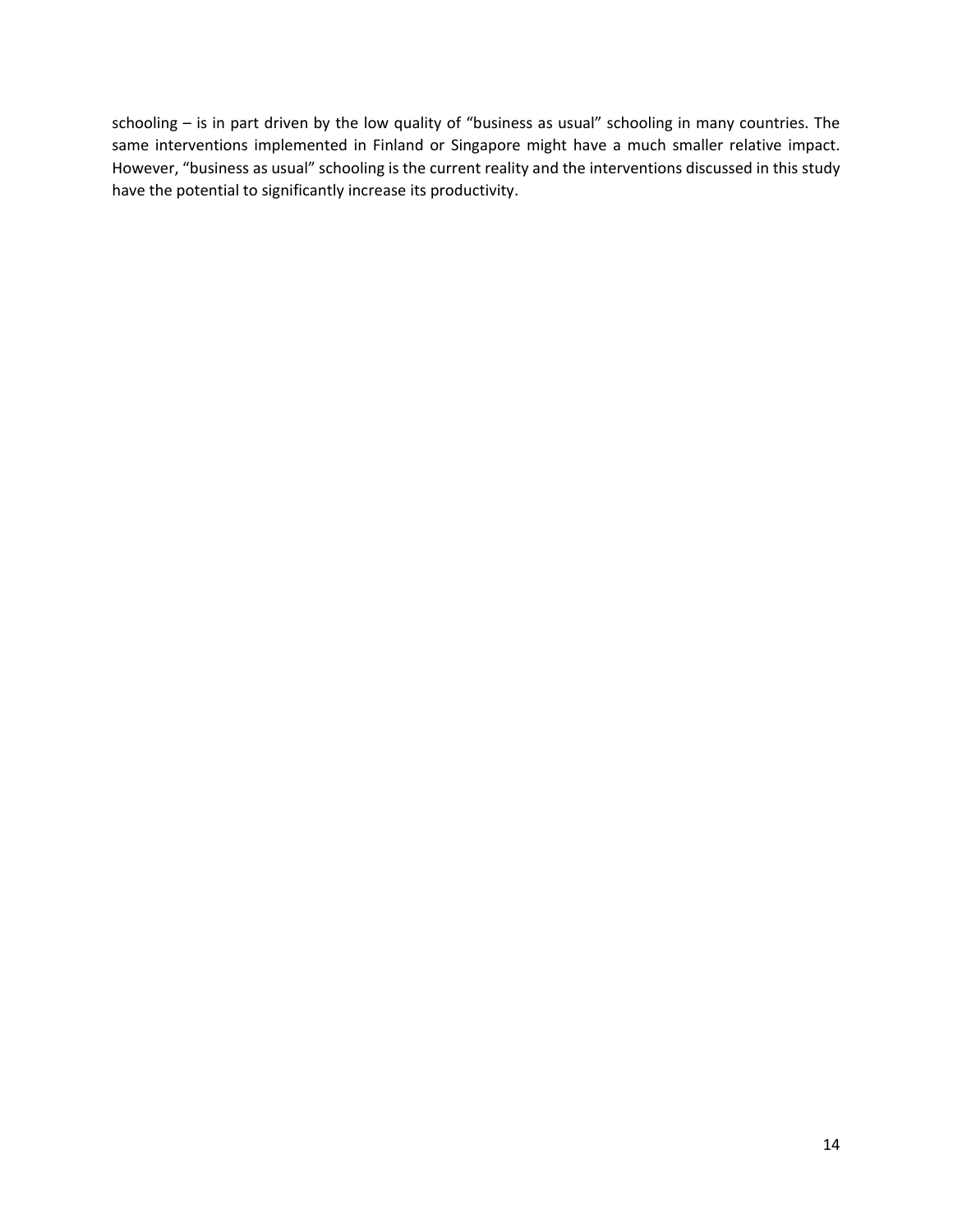schooling – is in part driven by the low quality of "business as usual" schooling in many countries. The same interventions implemented in Finland or Singapore might have a much smaller relative impact. However, "business as usual" schooling is the current reality and the interventions discussed in this study have the potential to significantly increase its productivity.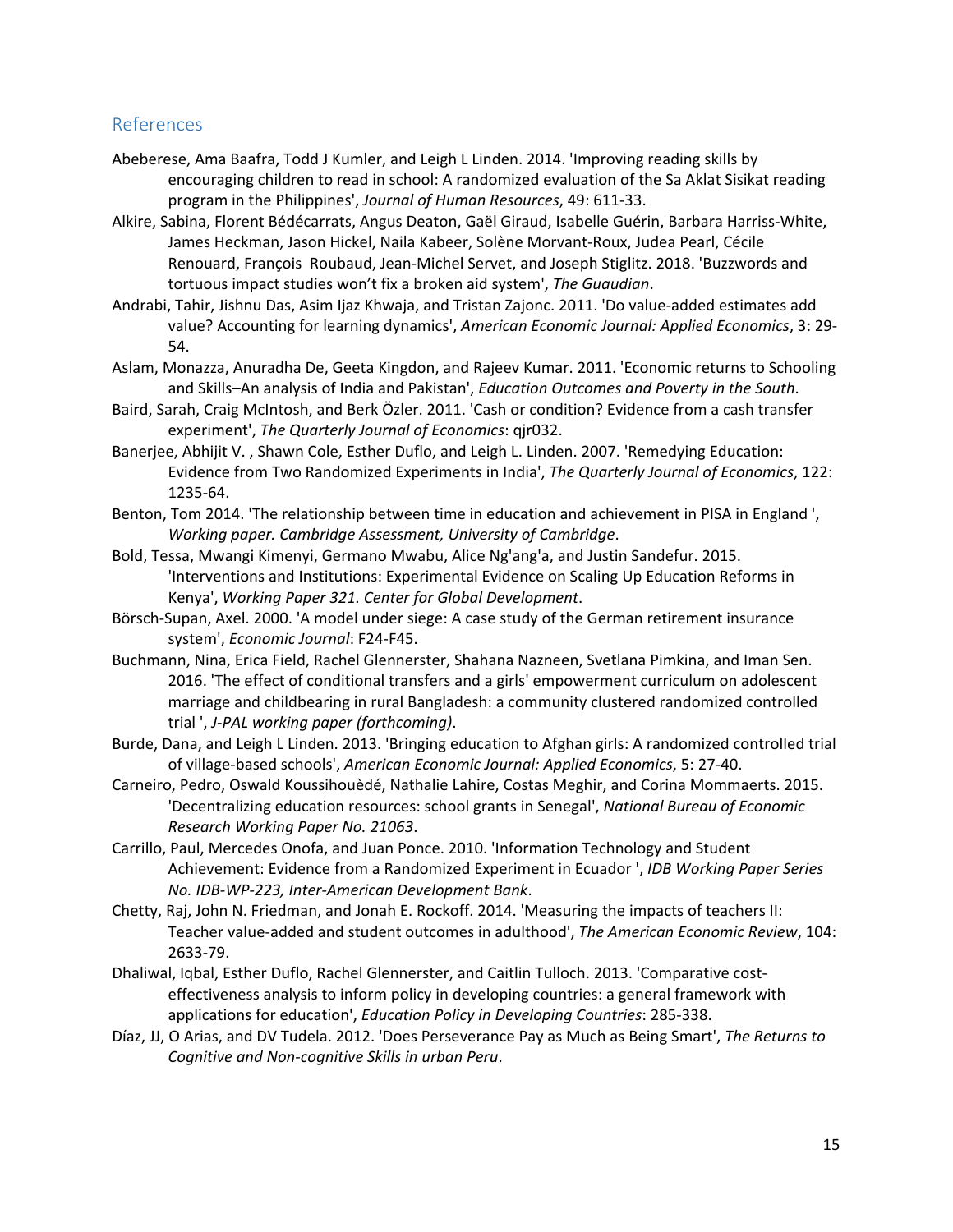## References

Abeberese, Ama Baafra, Todd J Kumler, and Leigh L Linden. 2014. 'Improving reading skills by encouraging children to read in school: A randomized evaluation of the Sa Aklat Sisikat reading program in the Philippines', *Journal of Human Resources*, 49: 611-33.

Alkire, Sabina, Florent Bédécarrats, Angus Deaton, Gaël Giraud, Isabelle Guérin, Barbara Harriss-White, James Heckman, Jason Hickel, Naila Kabeer, Solène Morvant-Roux, Judea Pearl, Cécile Renouard, François Roubaud, Jean-Michel Servet, and Joseph Stiglitz. 2018. 'Buzzwords and tortuous impact studies won't fix a broken aid system', *The Guaudian*.

Andrabi, Tahir, Jishnu Das, Asim Ijaz Khwaja, and Tristan Zajonc. 2011. 'Do value-added estimates add value? Accounting for learning dynamics', *American Economic Journal: Applied Economics*, 3: 29-54.

Aslam, Monazza, Anuradha De, Geeta Kingdon, and Rajeev Kumar. 2011. 'Economic returns to Schooling and Skills–An analysis of India and Pakistan', *Education Outcomes and Poverty in the South*.

Baird, Sarah, Craig McIntosh, and Berk Özler. 2011. 'Cash or condition? Evidence from a cash transfer experiment', *The Quarterly Journal of Economics*: qjr032.

Banerjee, Abhijit V. , Shawn Cole, Esther Duflo, and Leigh L. Linden. 2007. 'Remedying Education: Evidence from Two Randomized Experiments in India', *The Quarterly Journal of Economics*, 122: 1235-64.

Benton, Tom 2014. 'The relationship between time in education and achievement in PISA in England ', *Working paper. Cambridge Assessment, University of Cambridge*.

Bold, Tessa, Mwangi Kimenyi, Germano Mwabu, Alice Ng'ang'a, and Justin Sandefur. 2015. 'Interventions and Institutions: Experimental Evidence on Scaling Up Education Reforms in Kenya', *Working Paper 321. Center for Global Development*.

Börsch-Supan, Axel. 2000. 'A model under siege: A case study of the German retirement insurance system', *Economic Journal*: F24-F45.

Buchmann, Nina, Erica Field, Rachel Glennerster, Shahana Nazneen, Svetlana Pimkina, and Iman Sen. 2016. 'The effect of conditional transfers and a girls' empowerment curriculum on adolescent marriage and childbearing in rural Bangladesh: a community clustered randomized controlled trial ', *J-PAL working paper (forthcoming)*.

Burde, Dana, and Leigh L Linden. 2013. 'Bringing education to Afghan girls: A randomized controlled trial of village-based schools', *American Economic Journal: Applied Economics*, 5: 27-40.

Carneiro, Pedro, Oswald Koussihouèdé, Nathalie Lahire, Costas Meghir, and Corina Mommaerts. 2015. 'Decentralizing education resources: school grants in Senegal', *National Bureau of Economic Research Working Paper No. 21063*.

Carrillo, Paul, Mercedes Onofa, and Juan Ponce. 2010. 'Information Technology and Student Achievement: Evidence from a Randomized Experiment in Ecuador ', *IDB Working Paper Series No. IDB-WP-223, Inter-American Development Bank*.

Chetty, Raj, John N. Friedman, and Jonah E. Rockoff. 2014. 'Measuring the impacts of teachers II: Teacher value-added and student outcomes in adulthood', *The American Economic Review*, 104: 2633-79.

Dhaliwal, Iqbal, Esther Duflo, Rachel Glennerster, and Caitlin Tulloch. 2013. 'Comparative cost-effectiveness analysis to inform policy in developing countries: a general framework with applications for education', *Education Policy in Developing Countries*: 285-338.

Díaz, JJ, O Arias, and DV Tudela. 2012. 'Does Perseverance Pay as Much as Being Smart', *The Returns to Cognitive and Non-cognitive Skills in urban Peru*.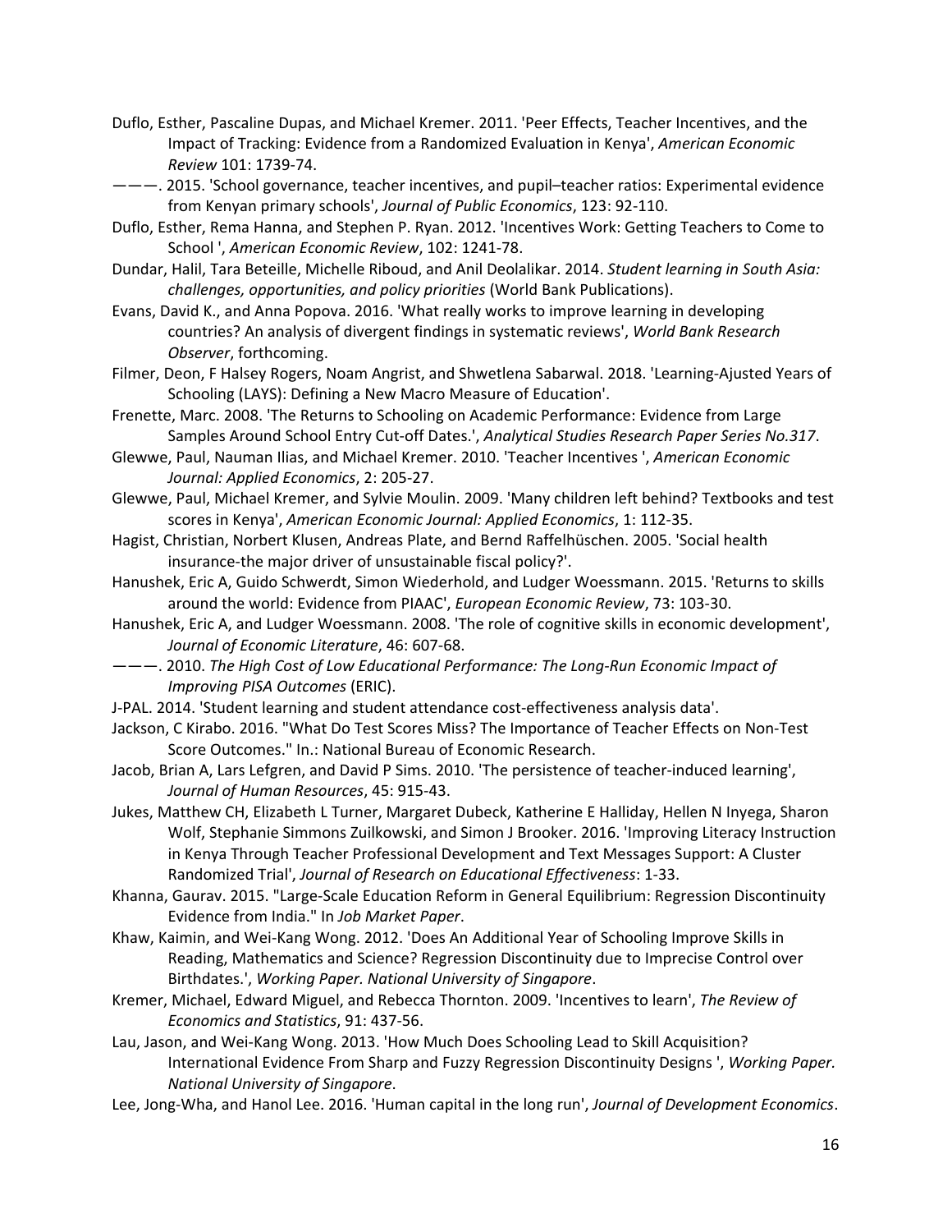Duflo, Esther, Pascaline Dupas, and Michael Kremer. 2011. 'Peer Effects, Teacher Incentives, and the Impact of Tracking: Evidence from a Randomized Evaluation in Kenya', *American Economic Review* 101: 1739-74.

———. 2015. 'School governance, teacher incentives, and pupil–teacher ratios: Experimental evidence from Kenyan primary schools', *Journal of Public Economics*, 123: 92-110.

Duflo, Esther, Rema Hanna, and Stephen P. Ryan. 2012. 'Incentives Work: Getting Teachers to Come to School ', *American Economic Review*, 102: 1241-78.

Dundar, Halil, Tara Beteille, Michelle Riboud, and Anil Deolalikar. 2014. *Student learning in South Asia: challenges, opportunities, and policy priorities* (World Bank Publications).

Evans, David K., and Anna Popova. 2016. 'What really works to improve learning in developing countries? An analysis of divergent findings in systematic reviews', *World Bank Research Observer*, forthcoming.

Filmer, Deon, F Halsey Rogers, Noam Angrist, and Shwetlena Sabarwal. 2018. 'Learning-Ajusted Years of Schooling (LAYS): Defining a New Macro Measure of Education'.

Frenette, Marc. 2008. 'The Returns to Schooling on Academic Performance: Evidence from Large Samples Around School Entry Cut-off Dates.', *Analytical Studies Research Paper Series No.317*.

Glewwe, Paul, Nauman Ilias, and Michael Kremer. 2010. 'Teacher Incentives ', *American Economic Journal: Applied Economics*, 2: 205-27.

Glewwe, Paul, Michael Kremer, and Sylvie Moulin. 2009. 'Many children left behind? Textbooks and test scores in Kenya', *American Economic Journal: Applied Economics*, 1: 112-35.

Hagist, Christian, Norbert Klusen, Andreas Plate, and Bernd Raffelhüschen. 2005. 'Social health insurance-the major driver of unsustainable fiscal policy?'.

Hanushek, Eric A, Guido Schwerdt, Simon Wiederhold, and Ludger Woessmann. 2015. 'Returns to skills around the world: Evidence from PIAAC', *European Economic Review*, 73: 103-30.

Hanushek, Eric A, and Ludger Woessmann. 2008. 'The role of cognitive skills in economic development', *Journal of Economic Literature*, 46: 607-68.

———. 2010. *The High Cost of Low Educational Performance: The Long-Run Economic Impact of Improving PISA Outcomes* (ERIC).

J-PAL. 2014. 'Student learning and student attendance cost-effectiveness analysis data'.

Jackson, C Kirabo. 2016. "What Do Test Scores Miss? The Importance of Teacher Effects on Non-Test Score Outcomes." In.: National Bureau of Economic Research.

Jacob, Brian A, Lars Lefgren, and David P Sims. 2010. 'The persistence of teacher-induced learning', *Journal of Human Resources*, 45: 915-43.

Jukes, Matthew CH, Elizabeth L Turner, Margaret Dubeck, Katherine E Halliday, Hellen N Inyega, Sharon Wolf, Stephanie Simmons Zuilkowski, and Simon J Brooker. 2016. 'Improving Literacy Instruction in Kenya Through Teacher Professional Development and Text Messages Support: A Cluster Randomized Trial', *Journal of Research on Educational Effectiveness*: 1-33.

Khanna, Gaurav. 2015. "Large-Scale Education Reform in General Equilibrium: Regression Discontinuity Evidence from India." In *Job Market Paper*.

Khaw, Kaimin, and Wei-Kang Wong. 2012. 'Does An Additional Year of Schooling Improve Skills in Reading, Mathematics and Science? Regression Discontinuity due to Imprecise Control over Birthdates.', *Working Paper. National University of Singapore*.

Kremer, Michael, Edward Miguel, and Rebecca Thornton. 2009. 'Incentives to learn', *The Review of Economics and Statistics*, 91: 437-56.

Lau, Jason, and Wei-Kang Wong. 2013. 'How Much Does Schooling Lead to Skill Acquisition? International Evidence From Sharp and Fuzzy Regression Discontinuity Designs ', *Working Paper. National University of Singapore*.

Lee, Jong-Wha, and Hanol Lee. 2016. 'Human capital in the long run', *Journal of Development Economics*.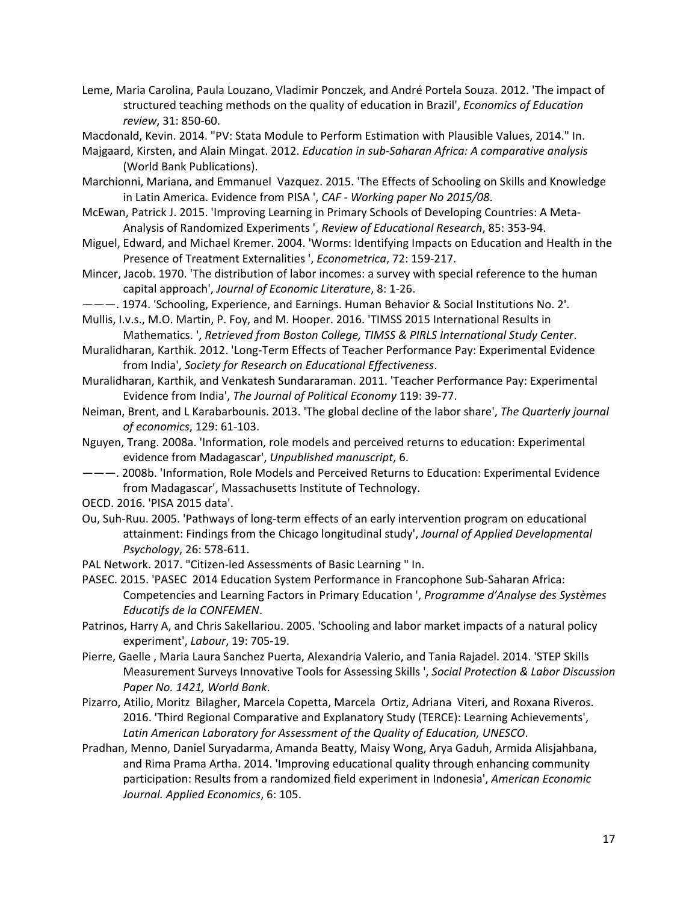Leme, Maria Carolina, Paula Louzano, Vladimir Ponczek, and André Portela Souza. 2012. 'The impact of structured teaching methods on the quality of education in Brazil', *Economics of Education review*, 31: 850-60.

Macdonald, Kevin. 2014. "PV: Stata Module to Perform Estimation with Plausible Values, 2014." In.

Majgaard, Kirsten, and Alain Mingat. 2012. *Education in sub-Saharan Africa: A comparative analysis* (World Bank Publications).

Marchionni, Mariana, and Emmanuel Vazquez. 2015. 'The Effects of Schooling on Skills and Knowledge in Latin America. Evidence from PISA ', *CAF - Working paper No 2015/08*.

McEwan, Patrick J. 2015. 'Improving Learning in Primary Schools of Developing Countries: A Meta-Analysis of Randomized Experiments ', *Review of Educational Research*, 85: 353-94.

Miguel, Edward, and Michael Kremer. 2004. 'Worms: Identifying Impacts on Education and Health in the Presence of Treatment Externalities ', *Econometrica*, 72: 159-217.

Mincer, Jacob. 1970. 'The distribution of labor incomes: a survey with special reference to the human capital approach', *Journal of Economic Literature*, 8: 1-26.

———. 1974. 'Schooling, Experience, and Earnings. Human Behavior & Social Institutions No. 2'.

Mullis, I.v.s., M.O. Martin, P. Foy, and M. Hooper. 2016. 'TIMSS 2015 International Results in Mathematics. ', *Retrieved from Boston College, TIMSS & PIRLS International Study Center*.

Muralidharan, Karthik. 2012. 'Long-Term Effects of Teacher Performance Pay: Experimental Evidence from India', *Society for Research on Educational Effectiveness*.

Muralidharan, Karthik, and Venkatesh Sundararaman. 2011. 'Teacher Performance Pay: Experimental Evidence from India', *The Journal of Political Economy* 119: 39-77.

Neiman, Brent, and L Karabarbounis. 2013. 'The global decline of the labor share', *The Quarterly journal of economics*, 129: 61-103.

Nguyen, Trang. 2008a. 'Information, role models and perceived returns to education: Experimental evidence from Madagascar', *Unpublished manuscript*, 6.

———. 2008b. 'Information, Role Models and Perceived Returns to Education: Experimental Evidence from Madagascar', Massachusetts Institute of Technology.

OECD. 2016. 'PISA 2015 data'.

Ou, Suh-Ruu. 2005. 'Pathways of long-term effects of an early intervention program on educational attainment: Findings from the Chicago longitudinal study', *Journal of Applied Developmental Psychology*, 26: 578-611.

PAL Network. 2017. "Citizen-led Assessments of Basic Learning " In.

PASEC. 2015. 'PASEC 2014 Education System Performance in Francophone Sub-Saharan Africa: Competencies and Learning Factors in Primary Education ', *Programme d'Analyse des Systèmes Educatifs de la CONFEMEN*.

Patrinos, Harry A, and Chris Sakellariou. 2005. 'Schooling and labor market impacts of a natural policy experiment', *Labour*, 19: 705-19.

Pierre, Gaelle , Maria Laura Sanchez Puerta, Alexandria Valerio, and Tania Rajadel. 2014. 'STEP Skills Measurement Surveys Innovative Tools for Assessing Skills ', *Social Protection & Labor Discussion Paper No. 1421, World Bank*.

Pizarro, Atilio, Moritz Bilagher, Marcela Copetta, Marcela Ortiz, Adriana Viteri, and Roxana Riveros. 2016. 'Third Regional Comparative and Explanatory Study (TERCE): Learning Achievements', *Latin American Laboratory for Assessment of the Quality of Education, UNESCO*.

Pradhan, Menno, Daniel Suryadarma, Amanda Beatty, Maisy Wong, Arya Gaduh, Armida Alisjahbana, and Rima Prama Artha. 2014. 'Improving educational quality through enhancing community participation: Results from a randomized field experiment in Indonesia', *American Economic Journal. Applied Economics*, 6: 105.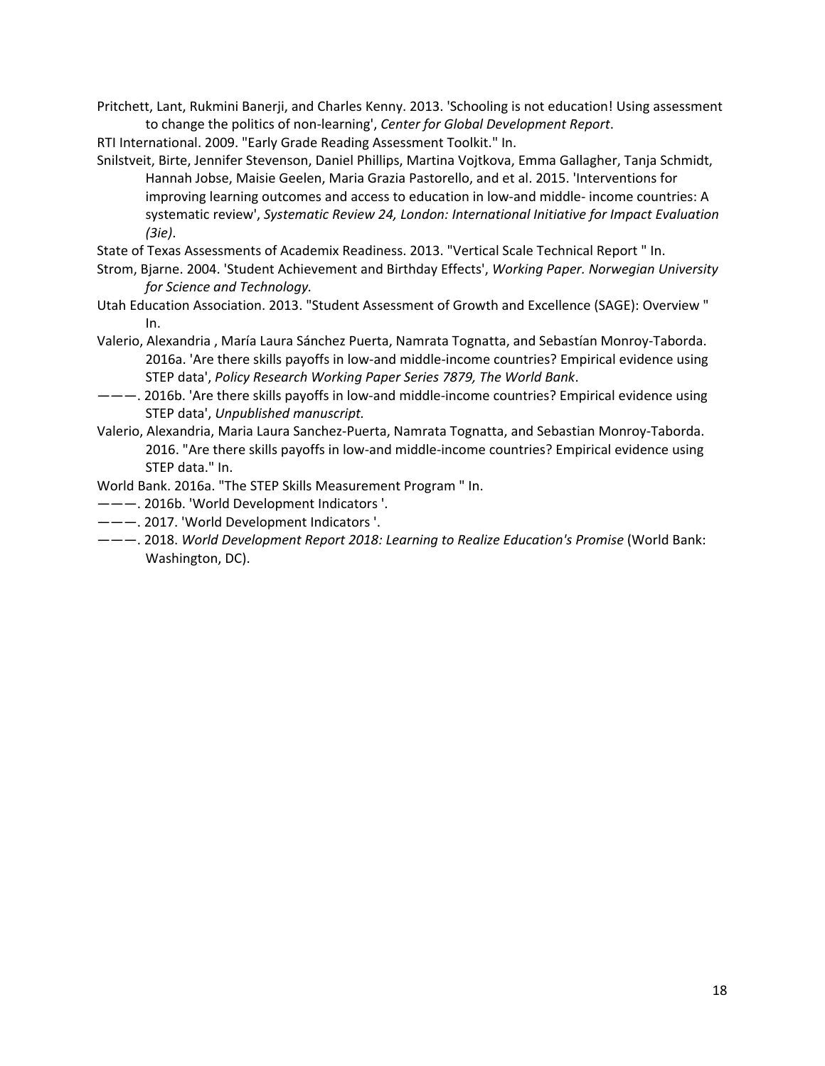Pritchett, Lant, Rukmini Banerji, and Charles Kenny. 2013. 'Schooling is not education! Using assessment to change the politics of non-learning', *Center for Global Development Report*.

RTI International. 2009. "Early Grade Reading Assessment Toolkit." In.

Snilstveit, Birte, Jennifer Stevenson, Daniel Phillips, Martina Vojtkova, Emma Gallagher, Tanja Schmidt, Hannah Jobse, Maisie Geelen, Maria Grazia Pastorello, and et al. 2015. 'Interventions for improving learning outcomes and access to education in low-and middle- income countries: A systematic review', *Systematic Review 24, London: International Initiative for Impact Evaluation (3ie)*.

State of Texas Assessments of Academix Readiness. 2013. "Vertical Scale Technical Report " In.

Strom, Bjarne. 2004. 'Student Achievement and Birthday Effects', *Working Paper. Norwegian University for Science and Technology.*

Utah Education Association. 2013. "Student Assessment of Growth and Excellence (SAGE): Overview " In.

Valerio, Alexandria , María Laura Sánchez Puerta, Namrata Tognatta, and Sebastían Monroy-Taborda. 2016a. 'Are there skills payoffs in low-and middle-income countries? Empirical evidence using STEP data', *Policy Research Working Paper Series 7879, The World Bank*.

———. 2016b. 'Are there skills payoffs in low-and middle-income countries? Empirical evidence using STEP data', *Unpublished manuscript.*

Valerio, Alexandria, Maria Laura Sanchez-Puerta, Namrata Tognatta, and Sebastian Monroy-Taborda. 2016. "Are there skills payoffs in low-and middle-income countries? Empirical evidence using STEP data." In.

World Bank. 2016a. "The STEP Skills Measurement Program " In.

———. 2016b. 'World Development Indicators '.

———. 2017. 'World Development Indicators '.

———. 2018. *World Development Report 2018: Learning to Realize Education's Promise* (World Bank: Washington, DC).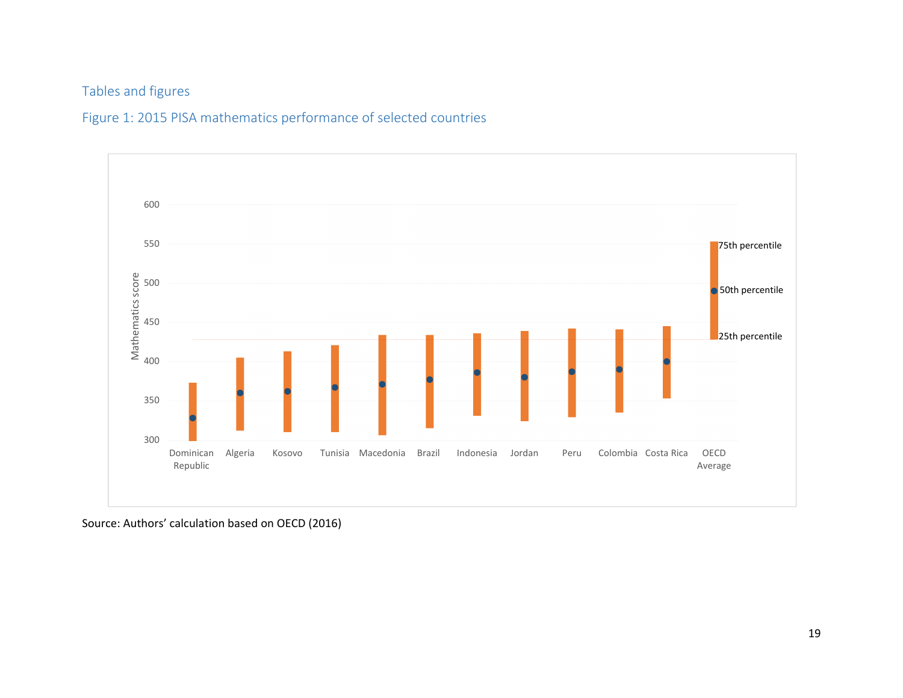## Tables and figures

### Figure 1: 2015 PISA mathematics performance of selected countries

Source: Authors' calculation based on OECD (2016)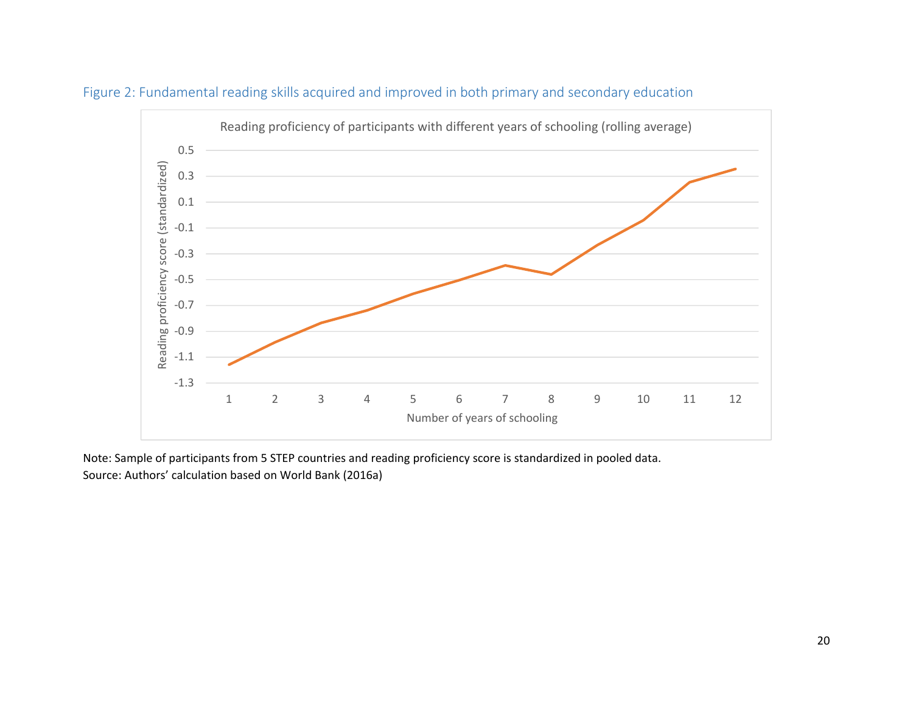Figure 2: Fundamental reading skills acquired and improved in both primary and secondary education

Reading proficiency of participants with different years of schooling (rolling average)

Note: Sample of participants from 5 STEP countries and reading proficiency score is standardized in pooled data.
Source: Authors' calculation based on World Bank (2016a)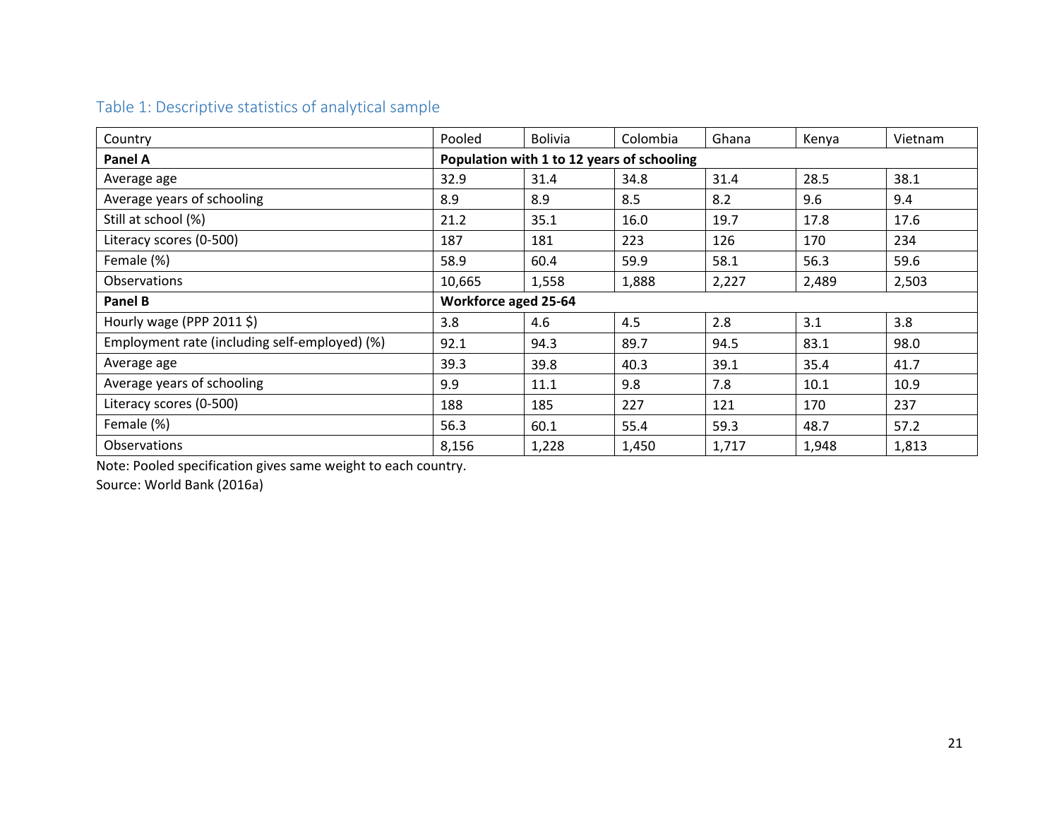### Table 1: Descriptive statistics of analytical sample

| Country | Pooled | Bolivia | Colombia | Ghana | Kenya | Vietnam |
|---|---|---|---|---|---|---|
| **Panel A** | **Population with 1 to 12 years of schooling** | | | | | |
| Average age | 32.9 | 31.4 | 34.8 | 31.4 | 28.5 | 38.1 |
| Average years of schooling | 8.9 | 8.9 | 8.5 | 8.2 | 9.6 | 9.4 |
| Still at school (%) | 21.2 | 35.1 | 16.0 | 19.7 | 17.8 | 17.6 |
| Literacy scores (0-500) | 187 | 181 | 223 | 126 | 170 | 234 |
| Female (%) | 58.9 | 60.4 | 59.9 | 58.1 | 56.3 | 59.6 |
| Observations | 10,665 | 1,558 | 1,888 | 2,227 | 2,489 | 2,503 |
| **Panel B** | **Workforce aged 25-64** | | | | | |
| Hourly wage (PPP 2011 $) | 3.8 | 4.6 | 4.5 | 2.8 | 3.1 | 3.8 |
| Employment rate (including self-employed) (%) | 92.1 | 94.3 | 89.7 | 94.5 | 83.1 | 98.0 |
| Average age | 39.3 | 39.8 | 40.3 | 39.1 | 35.4 | 41.7 |
| Average years of schooling | 9.9 | 11.1 | 9.8 | 7.8 | 10.1 | 10.9 |
| Literacy scores (0-500) | 188 | 185 | 227 | 121 | 170 | 237 |
| Female (%) | 56.3 | 60.1 | 55.4 | 59.3 | 48.7 | 57.2 |
| Observations | 8,156 | 1,228 | 1,450 | 1,717 | 1,948 | 1,813 |

Note: Pooled specification gives same weight to each country.
Source: World Bank (2016a)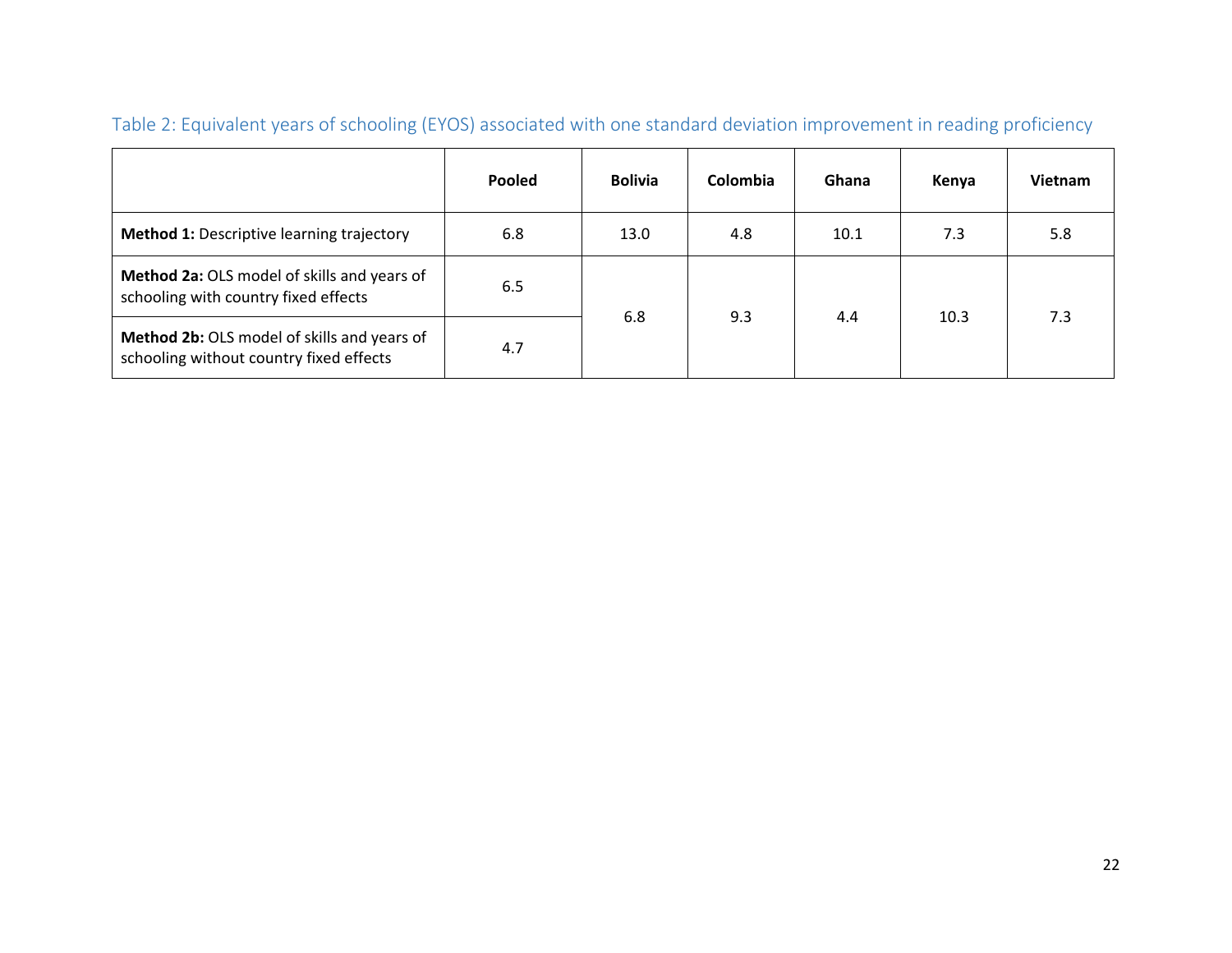Table 2: Equivalent years of schooling (EYOS) associated with one standard deviation improvement in reading proficiency

| | Pooled | Bolivia | Colombia | Ghana | Kenya | Vietnam |
|---|---|---|---|---|---|---|
| **Method 1:** Descriptive learning trajectory | 6.8 | 13.0 | 4.8 | 10.1 | 7.3 | 5.8 |
| **Method 2a:** OLS model of skills and years of schooling with country fixed effects | 6.5 | 6.8 | 9.3 | 4.4 | 10.3 | 7.3 |
| **Method 2b:** OLS model of skills and years of schooling without country fixed effects | 4.7 | | | | | |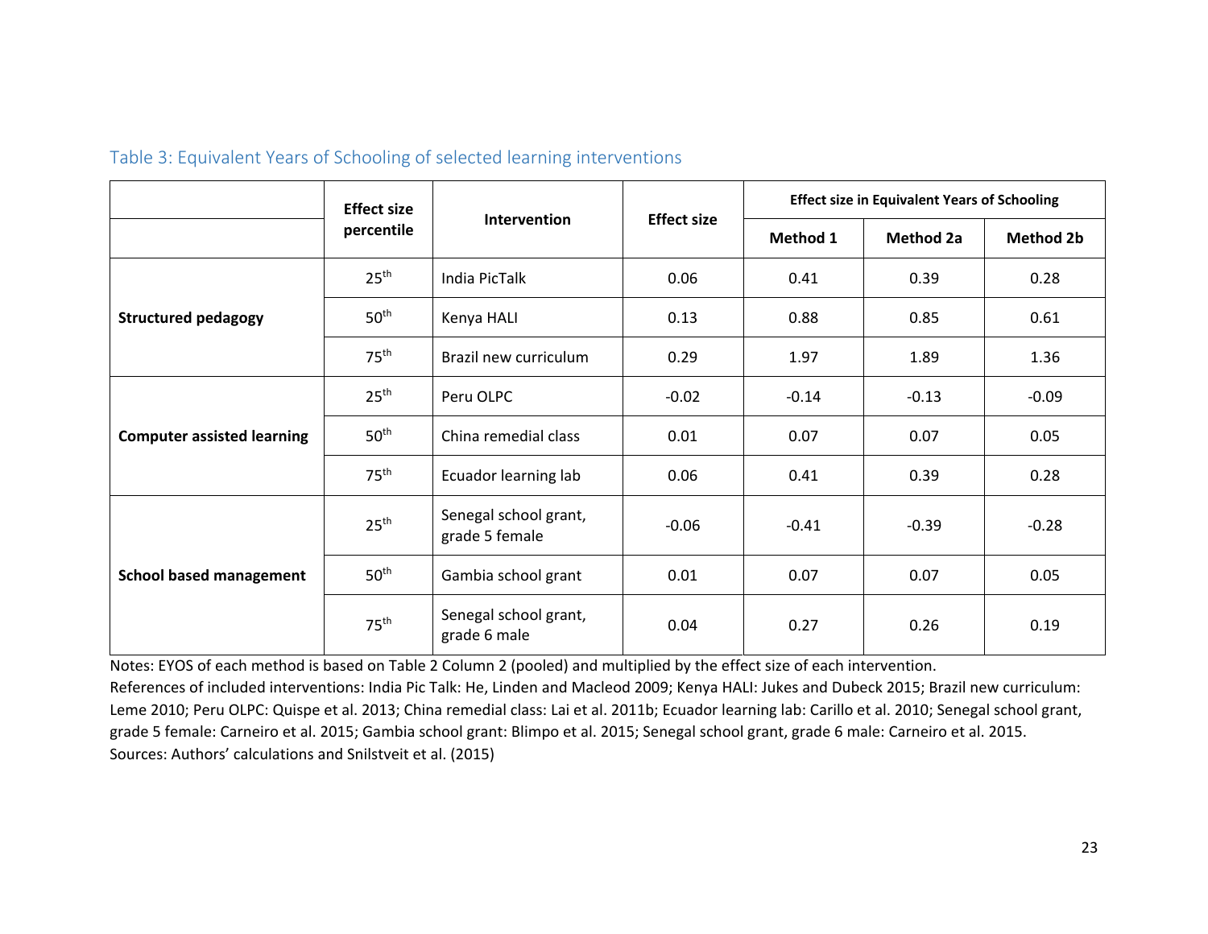Table 3: Equivalent Years of Schooling of selected learning interventions

| | Effect size percentile | Intervention | Effect size | Effect size in Equivalent Years of Schooling | | |
|---|---|---|---|---|---|---|
| | | | | Method 1 | Method 2a | Method 2b |
| **Structured pedagogy** | 25th | India PicTalk | 0.06 | 0.41 | 0.39 | 0.28 |
| | 50th | Kenya HALI | 0.13 | 0.88 | 0.85 | 0.61 |
| | 75th | Brazil new curriculum | 0.29 | 1.97 | 1.89 | 1.36 |
| **Computer assisted learning** | 25th | Peru OLPC | -0.02 | -0.14 | -0.13 | -0.09 |
| | 50th | China remedial class | 0.01 | 0.07 | 0.07 | 0.05 |
| | 75th | Ecuador learning lab | 0.06 | 0.41 | 0.39 | 0.28 |
| **School based management** | 25th | Senegal school grant, grade 5 female | -0.06 | -0.41 | -0.39 | -0.28 |
| | 50th | Gambia school grant | 0.01 | 0.07 | 0.07 | 0.05 |
| | 75th | Senegal school grant, grade 6 male | 0.04 | 0.27 | 0.26 | 0.19 |

Notes: EYOS of each method is based on Table 2 Column 2 (pooled) and multiplied by the effect size of each intervention.
References of included interventions: India Pic Talk: He, Linden and Macleod 2009; Kenya HALI: Jukes and Dubeck 2015; Brazil new curriculum: Leme 2010; Peru OLPC: Quispe et al. 2013; China remedial class: Lai et al. 2011b; Ecuador learning lab: Carillo et al. 2010; Senegal school grant, grade 5 female: Carneiro et al. 2015; Gambia school grant: Blimpo et al. 2015; Senegal school grant, grade 6 male: Carneiro et al. 2015.
Sources: Authors' calculations and Snilstveit et al. (2015)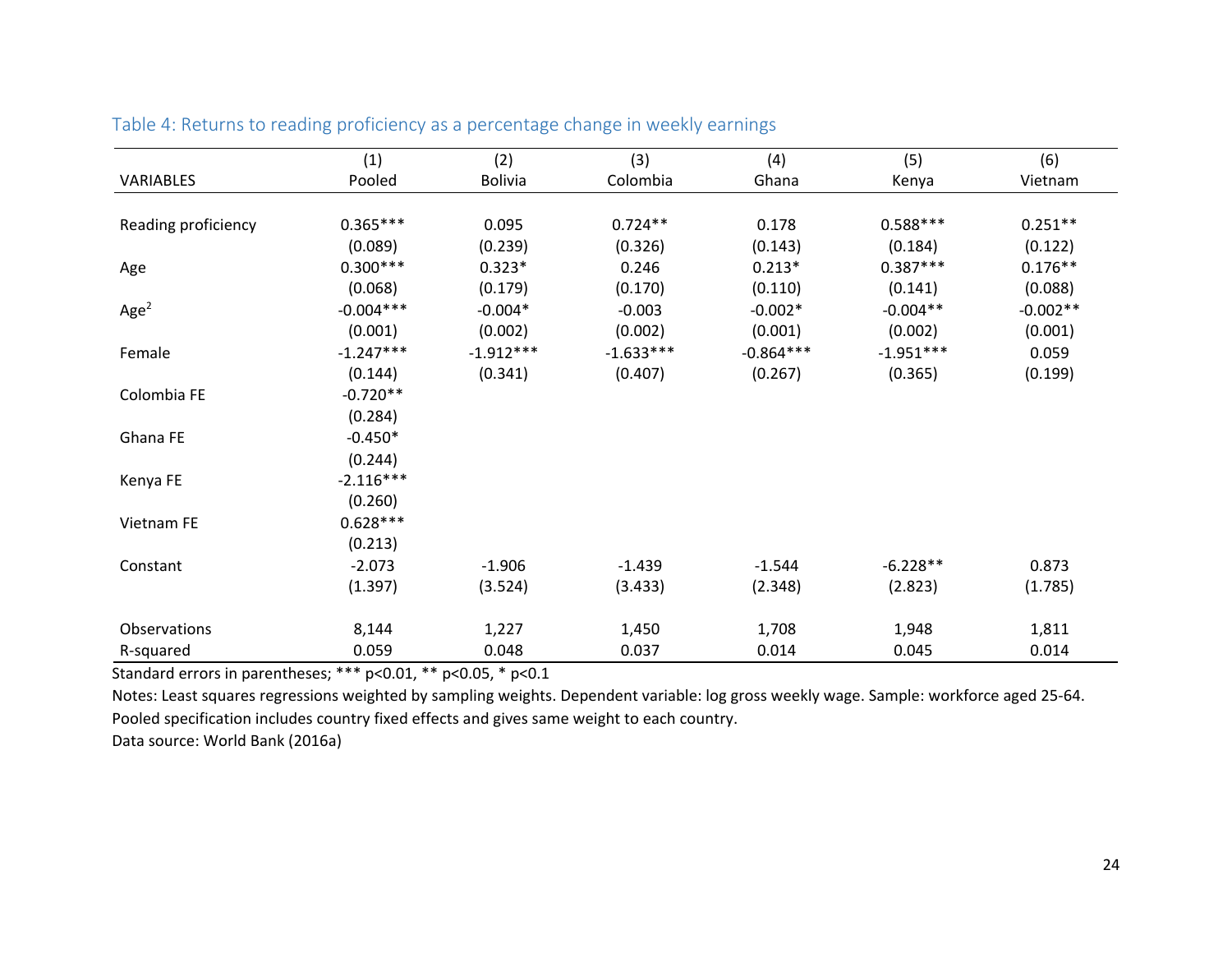Table 4: Returns to reading proficiency as a percentage change in weekly earnings

| VARIABLES | (1)<br>Pooled | (2)<br>Bolivia | (3)<br>Colombia | (4)<br>Ghana | (5)<br>Kenya | (6)<br>Vietnam |
|---|---|---|---|---|---|---|
| Reading proficiency | 0.365*** | 0.095 | 0.724** | 0.178 | 0.588*** | 0.251** |
| | (0.089) | (0.239) | (0.326) | (0.143) | (0.184) | (0.122) |
| Age | 0.300*** | 0.323* | 0.246 | 0.213* | 0.387*** | 0.176** |
| | (0.068) | (0.179) | (0.170) | (0.110) | (0.141) | (0.088) |
| Age$^2$ | -0.004*** | -0.004* | -0.003 | -0.002* | -0.004** | -0.002** |
| | (0.001) | (0.002) | (0.002) | (0.001) | (0.002) | (0.001) |
| Female | -1.247*** | -1.912*** | -1.633*** | -0.864*** | -1.951*** | 0.059 |
| | (0.144) | (0.341) | (0.407) | (0.267) | (0.365) | (0.199) |
| Colombia FE | -0.720** | | | | | |
| | (0.284) | | | | | |
| Ghana FE | -0.450* | | | | | |
| | (0.244) | | | | | |
| Kenya FE | -2.116*** | | | | | |
| | (0.260) | | | | | |
| Vietnam FE | 0.628*** | | | | | |
| | (0.213) | | | | | |
| Constant | -2.073 | -1.906 | -1.439 | -1.544 | -6.228** | 0.873 |
| | (1.397) | (3.524) | (3.433) | (2.348) | (2.823) | (1.785) |
| Observations | 8,144 | 1,227 | 1,450 | 1,708 | 1,948 | 1,811 |
| R-squared | 0.059 | 0.048 | 0.037 | 0.014 | 0.045 | 0.014 |

Standard errors in parentheses; *** p<0.01, ** p<0.05, * p<0.1

Notes: Least squares regressions weighted by sampling weights. Dependent variable: log gross weekly wage. Sample: workforce aged 25-64. Pooled specification includes country fixed effects and gives same weight to each country.

Data source: World Bank (2016a)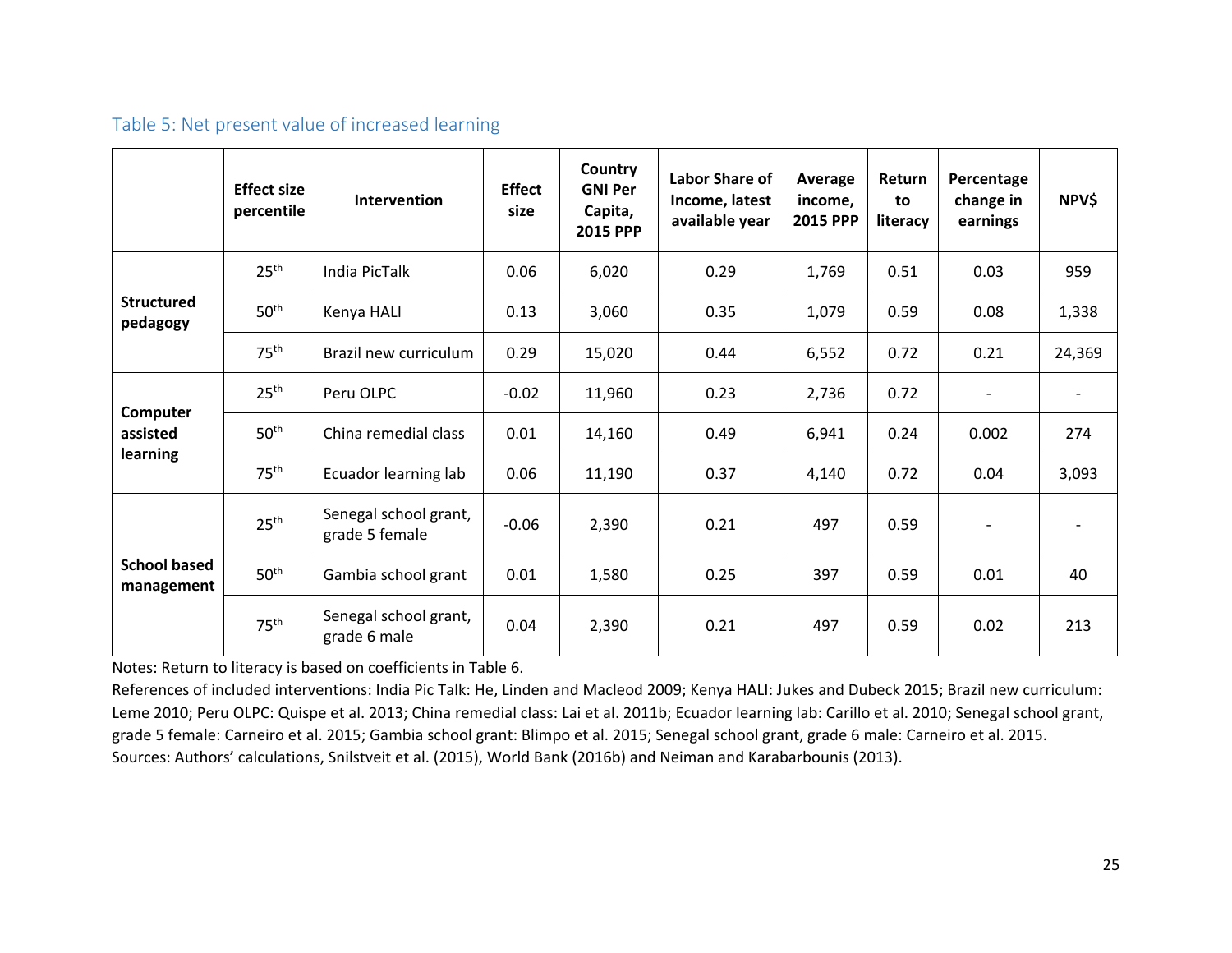Table 5: Net present value of increased learning

| | Effect size percentile | Intervention | Effect size | Country GNI Per Capita, 2015 PPP | Labor Share of Income, latest available year | Average income, 2015 PPP | Return to literacy | Percentage change in earnings | NPV$ |
|---|---|---|---|---|---|---|---|---|---|
| **Structured pedagogy** | 25th | India PicTalk | 0.06 | 6,020 | 0.29 | 1,769 | 0.51 | 0.03 | 959 |
| | 50th | Kenya HALI | 0.13 | 3,060 | 0.35 | 1,079 | 0.59 | 0.08 | 1,338 |
| | 75th | Brazil new curriculum | 0.29 | 15,020 | 0.44 | 6,552 | 0.72 | 0.21 | 24,369 |
| **Computer assisted learning** | 25th | Peru OLPC | -0.02 | 11,960 | 0.23 | 2,736 | 0.72 | - | - |
| | 50th | China remedial class | 0.01 | 14,160 | 0.49 | 6,941 | 0.24 | 0.002 | 274 |
| | 75th | Ecuador learning lab | 0.06 | 11,190 | 0.37 | 4,140 | 0.72 | 0.04 | 3,093 |
| **School based management** | 25th | Senegal school grant, grade 5 female | -0.06 | 2,390 | 0.21 | 497 | 0.59 | - | - |
| | 50th | Gambia school grant | 0.01 | 1,580 | 0.25 | 397 | 0.59 | 0.01 | 40 |
| | 75th | Senegal school grant, grade 6 male | 0.04 | 2,390 | 0.21 | 497 | 0.59 | 0.02 | 213 |

Notes: Return to literacy is based on coefficients in Table 6.
References of included interventions: India Pic Talk: He, Linden and Macleod 2009; Kenya HALI: Jukes and Dubeck 2015; Brazil new curriculum: Leme 2010; Peru OLPC: Quispe et al. 2013; China remedial class: Lai et al. 2011b; Ecuador learning lab: Carillo et al. 2010; Senegal school grant, grade 5 female: Carneiro et al. 2015; Gambia school grant: Blimpo et al. 2015; Senegal school grant, grade 6 male: Carneiro et al. 2015.
Sources: Authors' calculations, Snilstveit et al. (2015), World Bank (2016b) and Neiman and Karabarbounis (2013).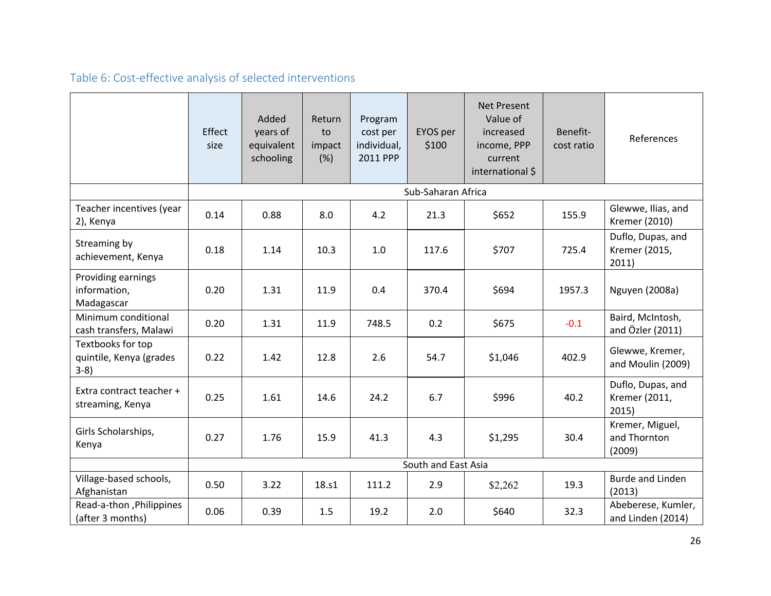Table 6: Cost-effective analysis of selected interventions

| | Effect size | Added years of equivalent schooling | Return to impact (%) | Program cost per individual, 2011 PPP | EYOS per $100 | Net Present Value of increased income, PPP current international $ | Benefit-cost ratio | References |
|---|---|---|---|---|---|---|---|---|
| | Sub-Saharan Africa | | | | | | | |
| Teacher incentives (year 2), Kenya | 0.14 | 0.88 | 8.0 | 4.2 | 21.3 | $652 | 155.9 | Glewwe, Ilias, and Kremer (2010) |
| Streaming by achievement, Kenya | 0.18 | 1.14 | 10.3 | 1.0 | 117.6 | $707 | 725.4 | Duflo, Dupas, and Kremer (2015, 2011) |
| Providing earnings information, Madagascar | 0.20 | 1.31 | 11.9 | 0.4 | 370.4 | $694 | 1957.3 | Nguyen (2008a) |
| Minimum conditional cash transfers, Malawi | 0.20 | 1.31 | 11.9 | 748.5 | 0.2 | $675 | -0.1 | Baird, McIntosh, and Özler (2011) |
| Textbooks for top quintile, Kenya (grades 3-8) | 0.22 | 1.42 | 12.8 | 2.6 | 54.7 | $1,046 | 402.9 | Glewwe, Kremer, and Moulin (2009) |
| Extra contract teacher + streaming, Kenya | 0.25 | 1.61 | 14.6 | 24.2 | 6.7 | $996 | 40.2 | Duflo, Dupas, and Kremer (2011, 2015) |
| Girls Scholarships, Kenya | 0.27 | 1.76 | 15.9 | 41.3 | 4.3 | $1,295 | 30.4 | Kremer, Miguel, and Thornton (2009) |
| | South and East Asia | | | | | | | |
| Village-based schools, Afghanistan | 0.50 | 3.22 | 18.s1 | 111.2 | 2.9 | $2,262 | 19.3 | Burde and Linden (2013) |
| Read-a-thon ,Philippines (after 3 months) | 0.06 | 0.39 | 1.5 | 19.2 | 2.0 | $640 | 32.3 | Abeberese, Kumler, and Linden (2014) |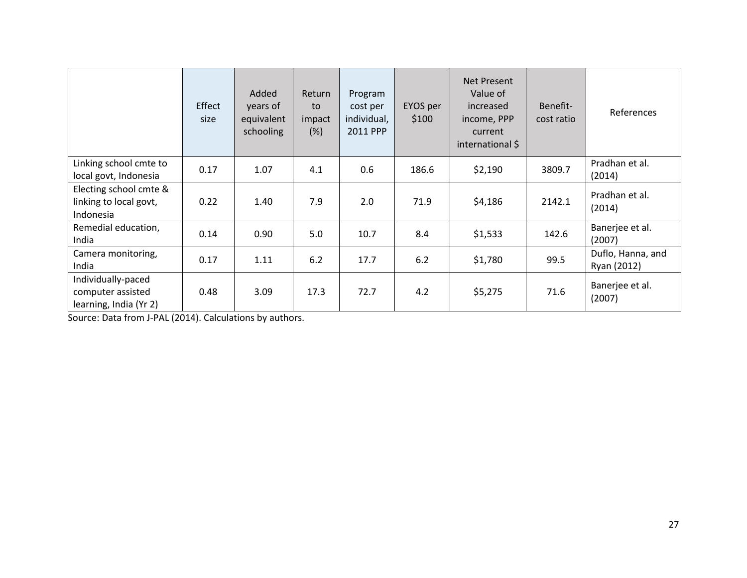| | Effect size | Added years of equivalent schooling | Return to impact (%) | Program cost per individual, 2011 PPP | EYOS per $100 | Net Present Value of increased income, PPP current international $ | Benefit-cost ratio | References |
|---|---|---|---|---|---|---|---|---|
| Linking school cmte to local govt, Indonesia | 0.17 | 1.07 | 4.1 | 0.6 | 186.6 | $2,190 | 3809.7 | Pradhan et al. (2014) |
| Electing school cmte & linking to local govt, Indonesia | 0.22 | 1.40 | 7.9 | 2.0 | 71.9 | $4,186 | 2142.1 | Pradhan et al. (2014) |
| Remedial education, India | 0.14 | 0.90 | 5.0 | 10.7 | 8.4 | $1,533 | 142.6 | Banerjee et al. (2007) |
| Camera monitoring, India | 0.17 | 1.11 | 6.2 | 17.7 | 6.2 | $1,780 | 99.5 | Duflo, Hanna, and Ryan (2012) |
| Individually-paced computer assisted learning, India (Yr 2) | 0.48 | 3.09 | 17.3 | 72.7 | 4.2 | $5,275 | 71.6 | Banerjee et al. (2007) |

Source: Data from J-PAL (2014). Calculations by authors.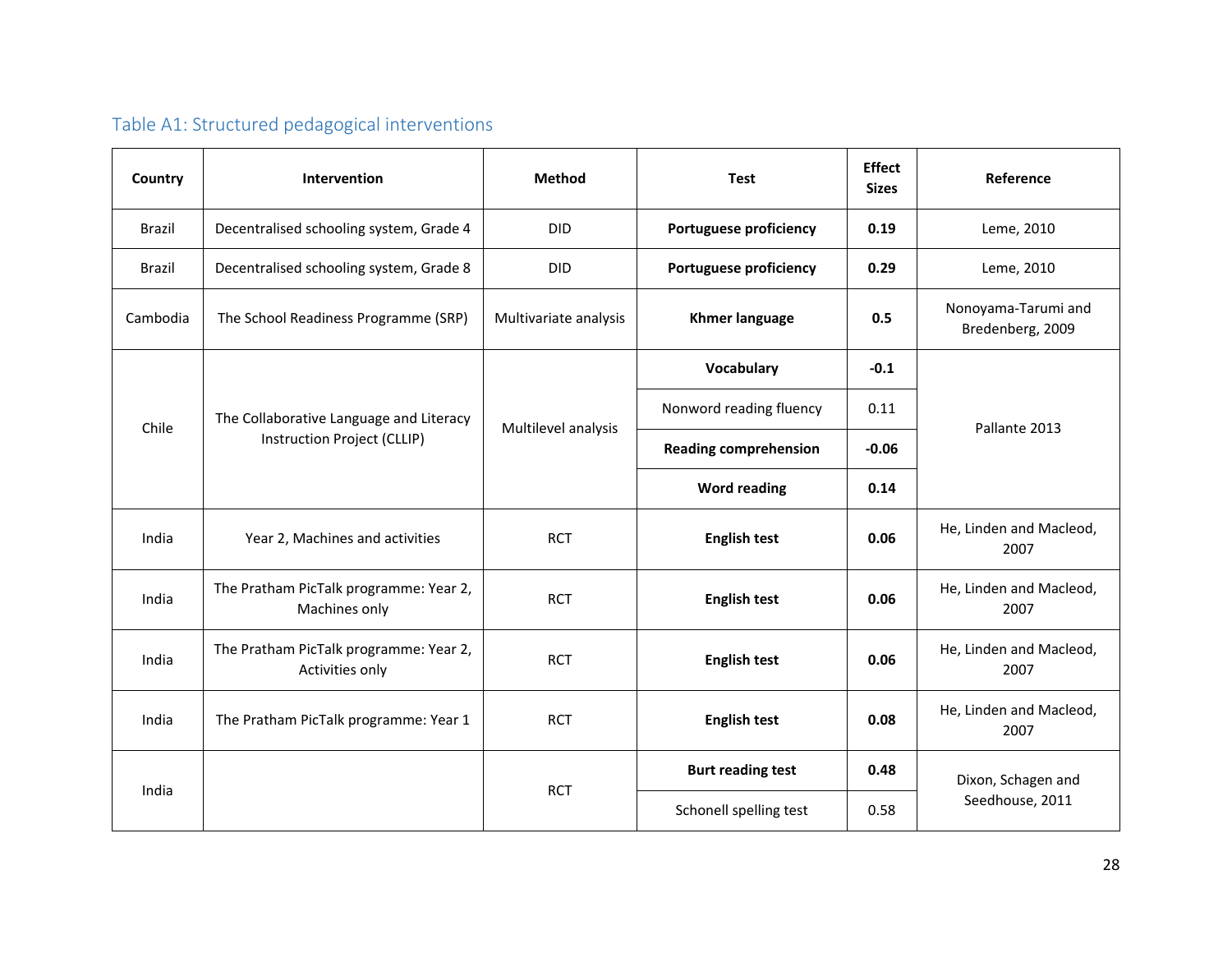### Table A1: Structured pedagogical interventions

| Country | Intervention | Method | Test | Effect Sizes | Reference |
|---|---|---|---|---|---|
| Brazil | Decentralised schooling system, Grade 4 | DID | **Portuguese proficiency** | **0.19** | Leme, 2010 |
| Brazil | Decentralised schooling system, Grade 8 | DID | **Portuguese proficiency** | **0.29** | Leme, 2010 |
| Cambodia | The School Readiness Programme (SRP) | Multivariate analysis | **Khmer language** | **0.5** | Nonoyama-Tarumi and Bredenberg, 2009 |
| Chile | The Collaborative Language and Literacy Instruction Project (CLLIP) | Multilevel analysis | **Vocabulary** | **-0.1** | Pallante 2013 |
| | | | Nonword reading fluency | 0.11 | |
| | | | **Reading comprehension** | **-0.06** | |
| | | | **Word reading** | **0.14** | |
| India | Year 2, Machines and activities | RCT | **English test** | **0.06** | He, Linden and Macleod, 2007 |
| India | The Pratham PicTalk programme: Year 2, Machines only | RCT | **English test** | **0.06** | He, Linden and Macleod, 2007 |
| India | The Pratham PicTalk programme: Year 2, Activities only | RCT | **English test** | **0.06** | He, Linden and Macleod, 2007 |
| India | The Pratham PicTalk programme: Year 1 | RCT | **English test** | **0.08** | He, Linden and Macleod, 2007 |
| India | | RCT | **Burt reading test** | **0.48** | Dixon, Schagen and Seedhouse, 2011 |
| | | | Schonell spelling test | 0.58 | |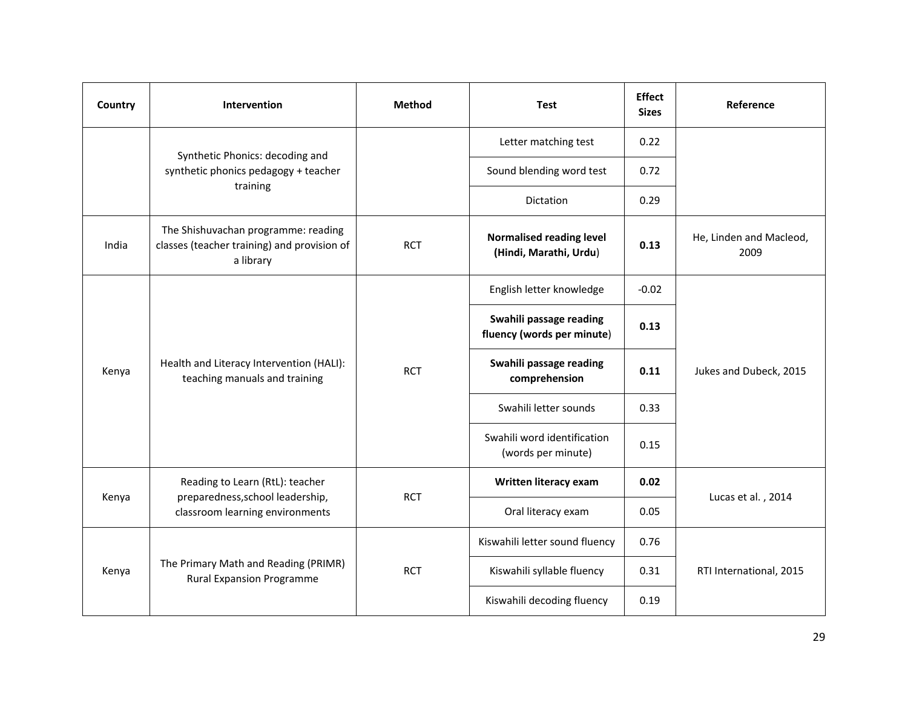| Country | Intervention | Method | Test | Effect Sizes | Reference |
|---|---|---|---|---|---|
| | Synthetic Phonics: decoding and synthetic phonics pedagogy + teacher training | | Letter matching test | 0.22 | |
| | | | Sound blending word test | 0.72 | |
| | | | Dictation | 0.29 | |
| India | The Shishuvachan programme: reading classes (teacher training) and provision of a library | RCT | **Normalised reading level (Hindi, Marathi, Urdu)** | **0.13** | He, Linden and Macleod, 2009 |
| Kenya | Health and Literacy Intervention (HALI): teaching manuals and training | RCT | English letter knowledge | -0.02 | Jukes and Dubeck, 2015 |
| | | | **Swahili passage reading fluency (words per minute)** | **0.13** | |
| | | | **Swahili passage reading comprehension** | **0.11** | |
| | | | Swahili letter sounds | 0.33 | |
| | | | Swahili word identification (words per minute) | 0.15 | |
| Kenya | Reading to Learn (RtL): teacher preparedness,school leadership, classroom learning environments | RCT | **Written literacy exam** | **0.02** | Lucas et al. , 2014 |
| | | | Oral literacy exam | 0.05 | |
| Kenya | The Primary Math and Reading (PRIMR) Rural Expansion Programme | RCT | Kiswahili letter sound fluency | 0.76 | RTI International, 2015 |
| | | | Kiswahili syllable fluency | 0.31 | |
| | | | Kiswahili decoding fluency | 0.19 | |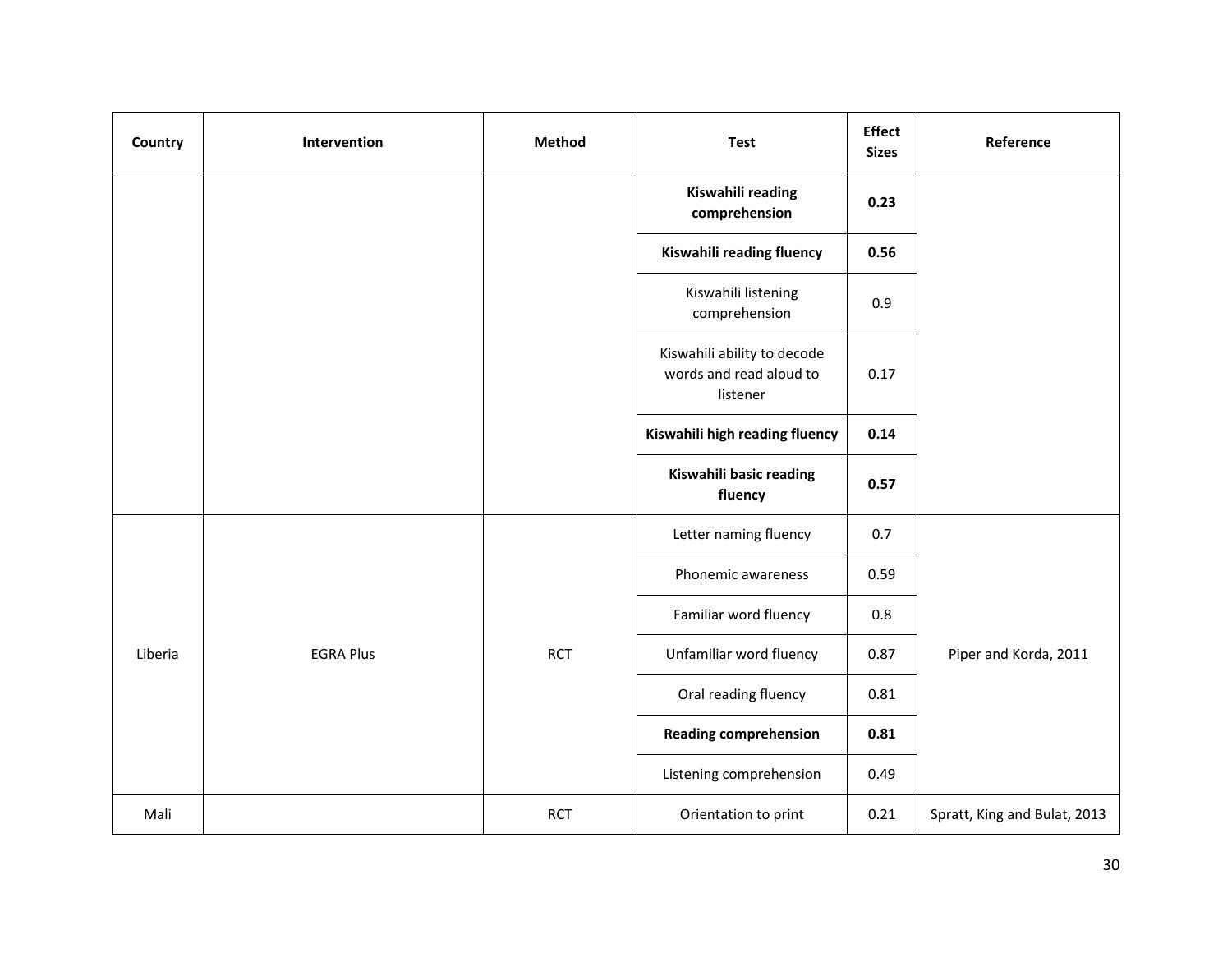| Country | Intervention | Method | Test | Effect Sizes | Reference |
|---|---|---|---|---|---|
| | | | **Kiswahili reading comprehension** | **0.23** | |
| | | | **Kiswahili reading fluency** | **0.56** | |
| | | | Kiswahili listening comprehension | 0.9 | |
| | | | Kiswahili ability to decode words and read aloud to listener | 0.17 | |
| | | | **Kiswahili high reading fluency** | **0.14** | |
| | | | **Kiswahili basic reading fluency** | **0.57** | |
| Liberia | EGRA Plus | RCT | Letter naming fluency | 0.7 | Piper and Korda, 2011 |
| | | | Phonemic awareness | 0.59 | |
| | | | Familiar word fluency | 0.8 | |
| | | | Unfamiliar word fluency | 0.87 | |
| | | | Oral reading fluency | 0.81 | |
| | | | **Reading comprehension** | **0.81** | |
| | | | Listening comprehension | 0.49 | |
| Mali | | RCT | Orientation to print | 0.21 | Spratt, King and Bulat, 2013 |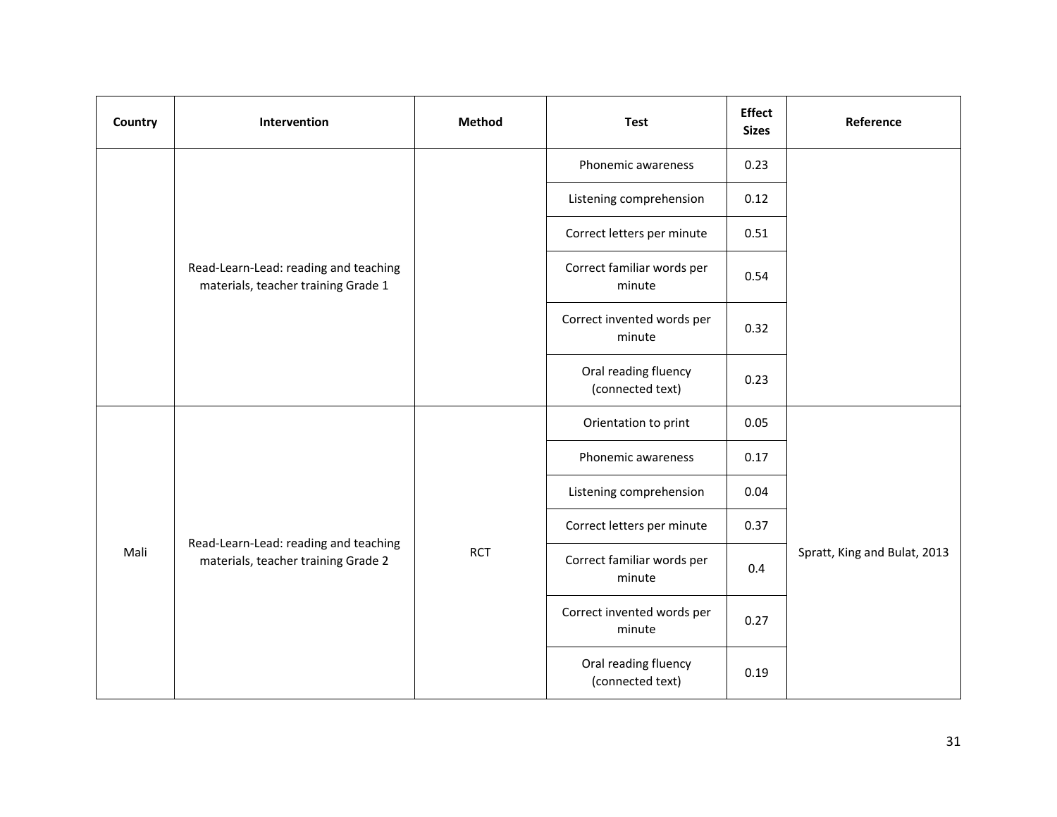| Country | Intervention | Method | Test | Effect Sizes | Reference |
|---|---|---|---|---|---|
| | Read-Learn-Lead: reading and teaching materials, teacher training Grade 1 | | Phonemic awareness | 0.23 | |
| | | | Listening comprehension | 0.12 | |
| | | | Correct letters per minute | 0.51 | |
| | | | Correct familiar words per minute | 0.54 | |
| | | | Correct invented words per minute | 0.32 | |
| | | | Oral reading fluency (connected text) | 0.23 | |
| Mali | Read-Learn-Lead: reading and teaching materials, teacher training Grade 2 | RCT | Orientation to print | 0.05 | Spratt, King and Bulat, 2013 |
| | | | Phonemic awareness | 0.17 | |
| | | | Listening comprehension | 0.04 | |
| | | | Correct letters per minute | 0.37 | |
| | | | Correct familiar words per minute | 0.4 | |
| | | | Correct invented words per minute | 0.27 | |
| | | | Oral reading fluency (connected text) | 0.19 | |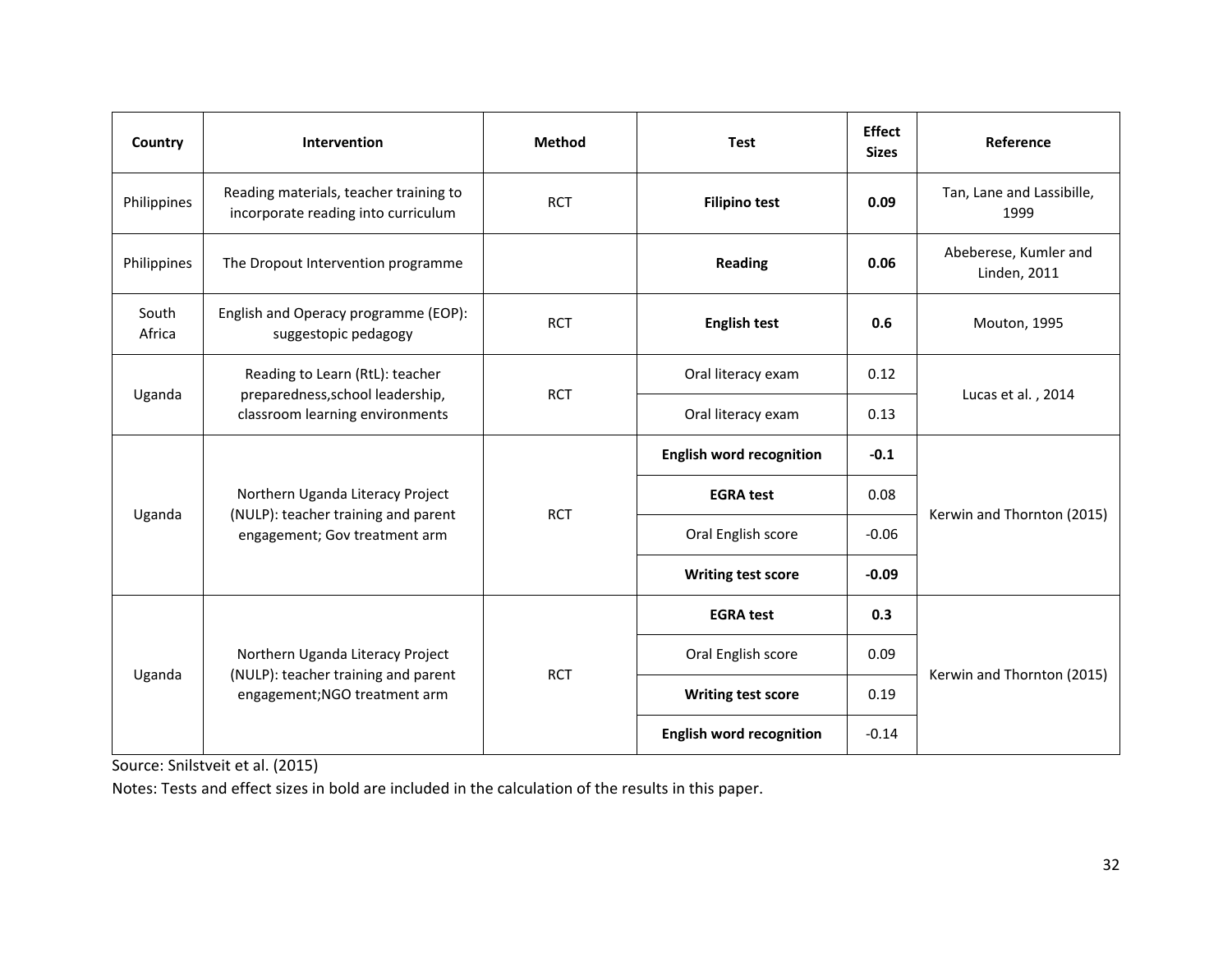| Country | Intervention | Method | Test | Effect Sizes | Reference |
|---|---|---|---|---|---|
| Philippines | Reading materials, teacher training to incorporate reading into curriculum | RCT | **Filipino test** | **0.09** | Tan, Lane and Lassibille, 1999 |
| Philippines | The Dropout Intervention programme | | **Reading** | **0.06** | Abeberese, Kumler and Linden, 2011 |
| South Africa | English and Operacy programme (EOP): suggestopic pedagogy | RCT | **English test** | **0.6** | Mouton, 1995 |
| Uganda | Reading to Learn (RtL): teacher preparedness,school leadership, classroom learning environments | RCT | Oral literacy exam | 0.12 | Lucas et al. , 2014 |
| | | | Oral literacy exam | 0.13 | |
| Uganda | Northern Uganda Literacy Project (NULP): teacher training and parent engagement; Gov treatment arm | RCT | **English word recognition** | **-0.1** | Kerwin and Thornton (2015) |
| | | | **EGRA test** | 0.08 | |
| | | | Oral English score | -0.06 | |
| | | | **Writing test score** | **-0.09** | |
| Uganda | Northern Uganda Literacy Project (NULP): teacher training and parent engagement;NGO treatment arm | RCT | **EGRA test** | **0.3** | Kerwin and Thornton (2015) |
| | | | Oral English score | 0.09 | |
| | | | **Writing test score** | 0.19 | |
| | | | **English word recognition** | -0.14 | |

Source: Snilstveit et al. (2015)

Notes: Tests and effect sizes in bold are included in the calculation of the results in this paper.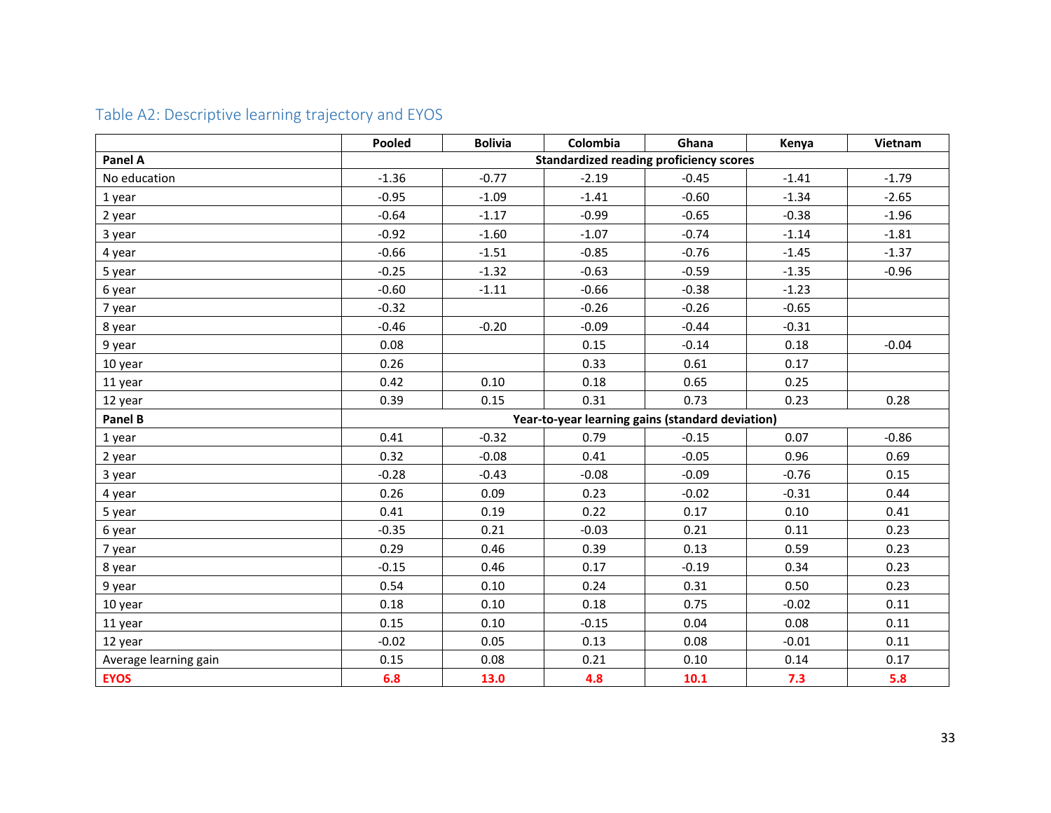## Table A2: Descriptive learning trajectory and EYOS

| | Pooled | Bolivia | Colombia | Ghana | Kenya | Vietnam |
|---|---|---|---|---|---|---|
| **Panel A** | **Standardized reading proficiency scores** | | | | | |
| No education | -1.36 | -0.77 | -2.19 | -0.45 | -1.41 | -1.79 |
| 1 year | -0.95 | -1.09 | -1.41 | -0.60 | -1.34 | -2.65 |
| 2 year | -0.64 | -1.17 | -0.99 | -0.65 | -0.38 | -1.96 |
| 3 year | -0.92 | -1.60 | -1.07 | -0.74 | -1.14 | -1.81 |
| 4 year | -0.66 | -1.51 | -0.85 | -0.76 | -1.45 | -1.37 |
| 5 year | -0.25 | -1.32 | -0.63 | -0.59 | -1.35 | -0.96 |
| 6 year | -0.60 | -1.11 | -0.66 | -0.38 | -1.23 | |
| 7 year | -0.32 | | -0.26 | -0.26 | -0.65 | |
| 8 year | -0.46 | -0.20 | -0.09 | -0.44 | -0.31 | |
| 9 year | 0.08 | | 0.15 | -0.14 | 0.18 | -0.04 |
| 10 year | 0.26 | | 0.33 | 0.61 | 0.17 | |
| 11 year | 0.42 | 0.10 | 0.18 | 0.65 | 0.25 | |
| 12 year | 0.39 | 0.15 | 0.31 | 0.73 | 0.23 | 0.28 |
| **Panel B** | **Year-to-year learning gains (standard deviation)** | | | | | |
| 1 year | 0.41 | -0.32 | 0.79 | -0.15 | 0.07 | -0.86 |
| 2 year | 0.32 | -0.08 | 0.41 | -0.05 | 0.96 | 0.69 |
| 3 year | -0.28 | -0.43 | -0.08 | -0.09 | -0.76 | 0.15 |
| 4 year | 0.26 | 0.09 | 0.23 | -0.02 | -0.31 | 0.44 |
| 5 year | 0.41 | 0.19 | 0.22 | 0.17 | 0.10 | 0.41 |
| 6 year | -0.35 | 0.21 | -0.03 | 0.21 | 0.11 | 0.23 |
| 7 year | 0.29 | 0.46 | 0.39 | 0.13 | 0.59 | 0.23 |
| 8 year | -0.15 | 0.46 | 0.17 | -0.19 | 0.34 | 0.23 |
| 9 year | 0.54 | 0.10 | 0.24 | 0.31 | 0.50 | 0.23 |
| 10 year | 0.18 | 0.10 | 0.18 | 0.75 | -0.02 | 0.11 |
| 11 year | 0.15 | 0.10 | -0.15 | 0.04 | 0.08 | 0.11 |
| 12 year | -0.02 | 0.05 | 0.13 | 0.08 | -0.01 | 0.11 |
| Average learning gain | 0.15 | 0.08 | 0.21 | 0.10 | 0.14 | 0.17 |
| **EYOS** | **6.8** | **13.0** | **4.8** | **10.1** | **7.3** | **5.8** |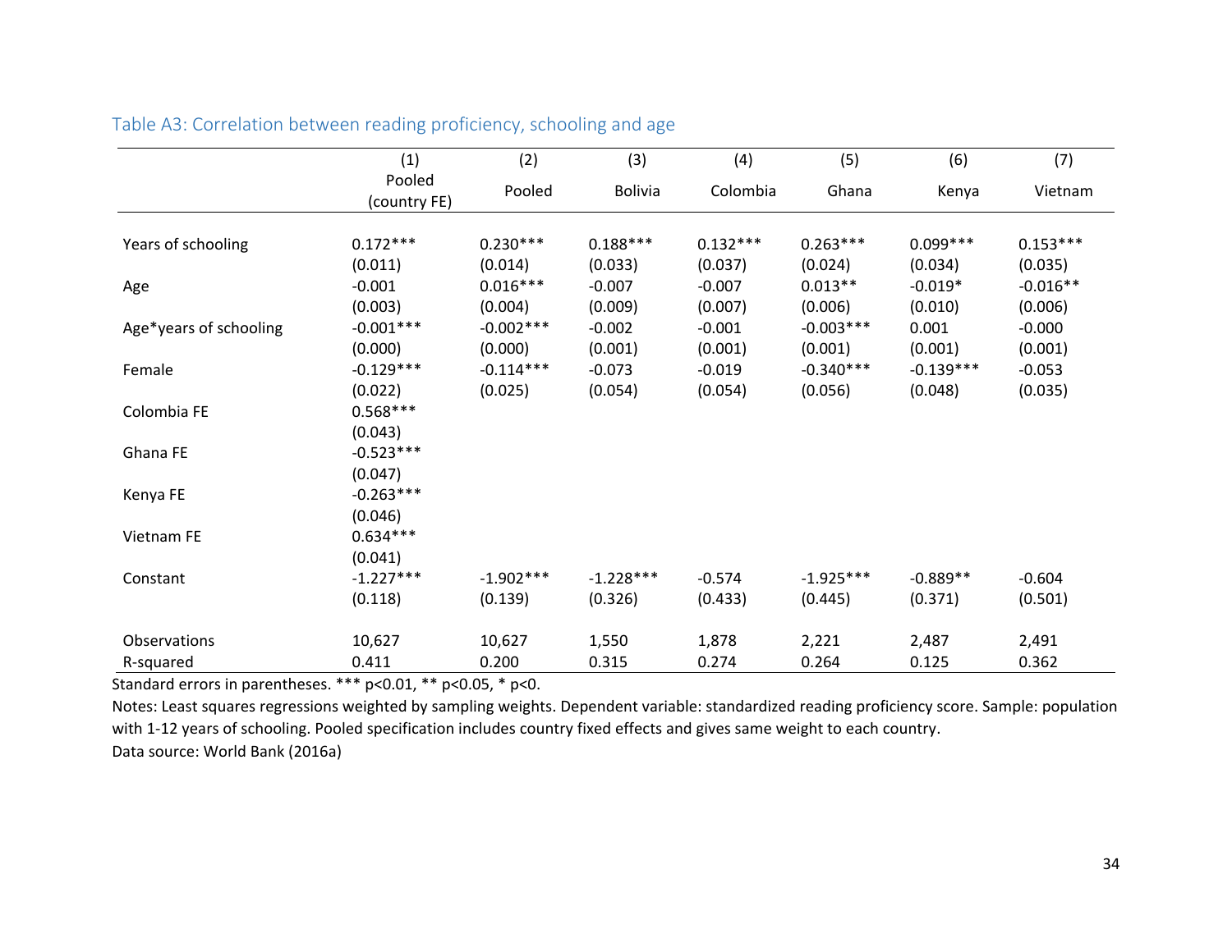## Table A3: Correlation between reading proficiency, schooling and age

| | (1) Pooled (country FE) | (2) Pooled | (3) Bolivia | (4) Colombia | (5) Ghana | (6) Kenya | (7) Vietnam |
|---|---|---|---|---|---|---|---|
| Years of schooling | 0.172*** | 0.230*** | 0.188*** | 0.132*** | 0.263*** | 0.099*** | 0.153*** |
| | (0.011) | (0.014) | (0.033) | (0.037) | (0.024) | (0.034) | (0.035) |
| Age | -0.001 | 0.016*** | -0.007 | -0.007 | 0.013** | -0.019* | -0.016** |
| | (0.003) | (0.004) | (0.009) | (0.007) | (0.006) | (0.010) | (0.006) |
| Age*years of schooling | -0.001*** | -0.002*** | -0.002 | -0.001 | -0.003*** | 0.001 | -0.000 |
| | (0.000) | (0.000) | (0.001) | (0.001) | (0.001) | (0.001) | (0.001) |
| Female | -0.129*** | -0.114*** | -0.073 | -0.019 | -0.340*** | -0.139*** | -0.053 |
| | (0.022) | (0.025) | (0.054) | (0.054) | (0.056) | (0.048) | (0.035) |
| Colombia FE | 0.568*** | | | | | | |
| | (0.043) | | | | | | |
| Ghana FE | -0.523*** | | | | | | |
| | (0.047) | | | | | | |
| Kenya FE | -0.263*** | | | | | | |
| | (0.046) | | | | | | |
| Vietnam FE | 0.634*** | | | | | | |
| | (0.041) | | | | | | |
| Constant | -1.227*** | -1.902*** | -1.228*** | -0.574 | -1.925*** | -0.889** | -0.604 |
| | (0.118) | (0.139) | (0.326) | (0.433) | (0.445) | (0.371) | (0.501) |
| Observations | 10,627 | 10,627 | 1,550 | 1,878 | 2,221 | 2,487 | 2,491 |
| R-squared | 0.411 | 0.200 | 0.315 | 0.274 | 0.264 | 0.125 | 0.362 |

Standard errors in parentheses. *** p<0.01, ** p<0.05, * p<0.

Notes: Least squares regressions weighted by sampling weights. Dependent variable: standardized reading proficiency score. Sample: population with 1-12 years of schooling. Pooled specification includes country fixed effects and gives same weight to each country.

Data source: World Bank (2016a)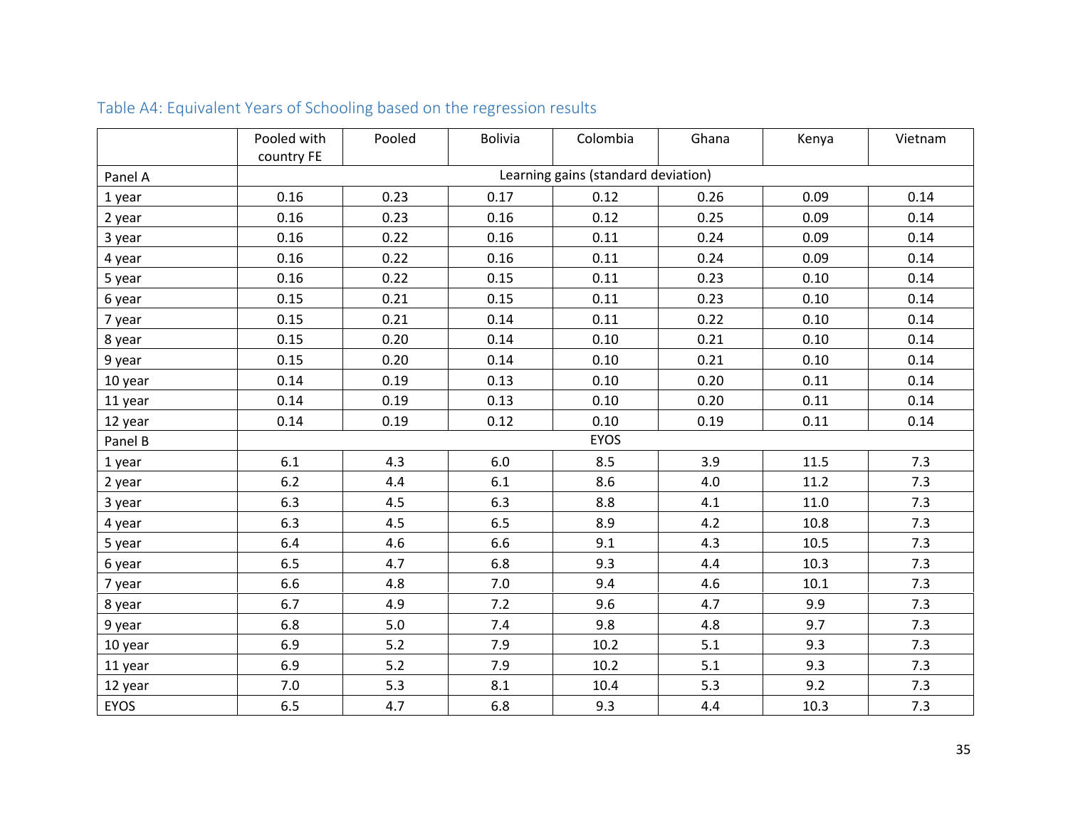### Table A4: Equivalent Years of Schooling based on the regression results

| | Pooled with country FE | Pooled | Bolivia | Colombia | Ghana | Kenya | Vietnam |
|---|---|---|---|---|---|---|---|
| Panel A | Learning gains (standard deviation) | | | | | | |
| 1 year | 0.16 | 0.23 | 0.17 | 0.12 | 0.26 | 0.09 | 0.14 |
| 2 year | 0.16 | 0.23 | 0.16 | 0.12 | 0.25 | 0.09 | 0.14 |
| 3 year | 0.16 | 0.22 | 0.16 | 0.11 | 0.24 | 0.09 | 0.14 |
| 4 year | 0.16 | 0.22 | 0.16 | 0.11 | 0.24 | 0.09 | 0.14 |
| 5 year | 0.16 | 0.22 | 0.15 | 0.11 | 0.23 | 0.10 | 0.14 |
| 6 year | 0.15 | 0.21 | 0.15 | 0.11 | 0.23 | 0.10 | 0.14 |
| 7 year | 0.15 | 0.21 | 0.14 | 0.11 | 0.22 | 0.10 | 0.14 |
| 8 year | 0.15 | 0.20 | 0.14 | 0.10 | 0.21 | 0.10 | 0.14 |
| 9 year | 0.15 | 0.20 | 0.14 | 0.10 | 0.21 | 0.10 | 0.14 |
| 10 year | 0.14 | 0.19 | 0.13 | 0.10 | 0.20 | 0.11 | 0.14 |
| 11 year | 0.14 | 0.19 | 0.13 | 0.10 | 0.20 | 0.11 | 0.14 |
| 12 year | 0.14 | 0.19 | 0.12 | 0.10 | 0.19 | 0.11 | 0.14 |
| Panel B | EYOS | | | | | | |
| 1 year | 6.1 | 4.3 | 6.0 | 8.5 | 3.9 | 11.5 | 7.3 |
| 2 year | 6.2 | 4.4 | 6.1 | 8.6 | 4.0 | 11.2 | 7.3 |
| 3 year | 6.3 | 4.5 | 6.3 | 8.8 | 4.1 | 11.0 | 7.3 |
| 4 year | 6.3 | 4.5 | 6.5 | 8.9 | 4.2 | 10.8 | 7.3 |
| 5 year | 6.4 | 4.6 | 6.6 | 9.1 | 4.3 | 10.5 | 7.3 |
| 6 year | 6.5 | 4.7 | 6.8 | 9.3 | 4.4 | 10.3 | 7.3 |
| 7 year | 6.6 | 4.8 | 7.0 | 9.4 | 4.6 | 10.1 | 7.3 |
| 8 year | 6.7 | 4.9 | 7.2 | 9.6 | 4.7 | 9.9 | 7.3 |
| 9 year | 6.8 | 5.0 | 7.4 | 9.8 | 4.8 | 9.7 | 7.3 |
| 10 year | 6.9 | 5.2 | 7.9 | 10.2 | 5.1 | 9.3 | 7.3 |
| 11 year | 6.9 | 5.2 | 7.9 | 10.2 | 5.1 | 9.3 | 7.3 |
| 12 year | 7.0 | 5.3 | 8.1 | 10.4 | 5.3 | 9.2 | 7.3 |
| EYOS | 6.5 | 4.7 | 6.8 | 9.3 | 4.4 | 10.3 | 7.3 |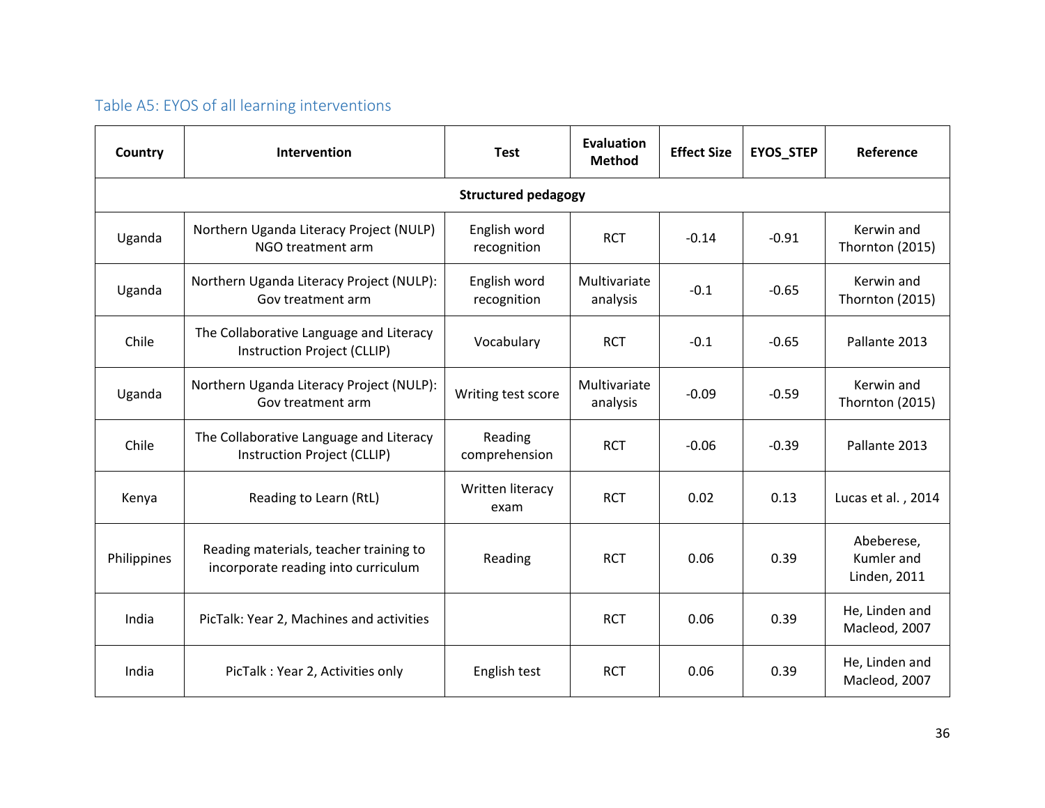### Table A5: EYOS of all learning interventions

| Country | Intervention | Test | Evaluation Method | Effect Size | EYOS_STEP | Reference |
|---|---|---|---|---|---|---|
| **Structured pedagogy** | | | | | | |
| Uganda | Northern Uganda Literacy Project (NULP) NGO treatment arm | English word recognition | RCT | -0.14 | -0.91 | Kerwin and Thornton (2015) |
| Uganda | Northern Uganda Literacy Project (NULP): Gov treatment arm | English word recognition | Multivariate analysis | -0.1 | -0.65 | Kerwin and Thornton (2015) |
| Chile | The Collaborative Language and Literacy Instruction Project (CLLIP) | Vocabulary | RCT | -0.1 | -0.65 | Pallante 2013 |
| Uganda | Northern Uganda Literacy Project (NULP): Gov treatment arm | Writing test score | Multivariate analysis | -0.09 | -0.59 | Kerwin and Thornton (2015) |
| Chile | The Collaborative Language and Literacy Instruction Project (CLLIP) | Reading comprehension | RCT | -0.06 | -0.39 | Pallante 2013 |
| Kenya | Reading to Learn (RtL) | Written literacy exam | RCT | 0.02 | 0.13 | Lucas et al. , 2014 |
| Philippines | Reading materials, teacher training to incorporate reading into curriculum | Reading | RCT | 0.06 | 0.39 | Abeberese, Kumler and Linden, 2011 |
| India | PicTalk: Year 2, Machines and activities | | RCT | 0.06 | 0.39 | He, Linden and Macleod, 2007 |
| India | PicTalk : Year 2, Activities only | English test | RCT | 0.06 | 0.39 | He, Linden and Macleod, 2007 |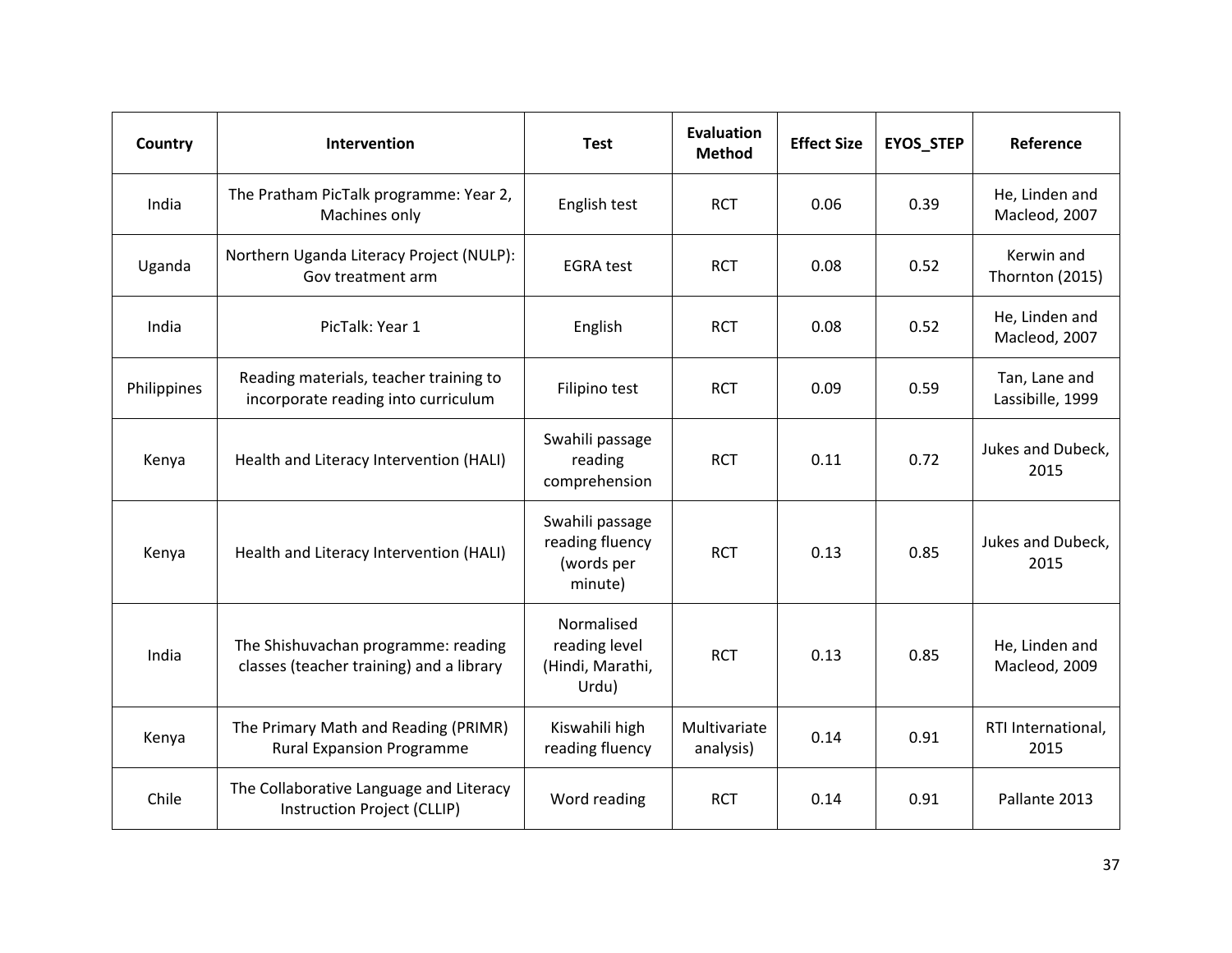| Country | Intervention | Test | Evaluation Method | Effect Size | EYOS_STEP | Reference |
|---|---|---|---|---|---|---|
| India | The Pratham PicTalk programme: Year 2, Machines only | English test | RCT | 0.06 | 0.39 | He, Linden and Macleod, 2007 |
| Uganda | Northern Uganda Literacy Project (NULP): Gov treatment arm | EGRA test | RCT | 0.08 | 0.52 | Kerwin and Thornton (2015) |
| India | PicTalk: Year 1 | English | RCT | 0.08 | 0.52 | He, Linden and Macleod, 2007 |
| Philippines | Reading materials, teacher training to incorporate reading into curriculum | Filipino test | RCT | 0.09 | 0.59 | Tan, Lane and Lassibille, 1999 |
| Kenya | Health and Literacy Intervention (HALI) | Swahili passage reading comprehension | RCT | 0.11 | 0.72 | Jukes and Dubeck, 2015 |
| Kenya | Health and Literacy Intervention (HALI) | Swahili passage reading fluency (words per minute) | RCT | 0.13 | 0.85 | Jukes and Dubeck, 2015 |
| India | The Shishuvachan programme: reading classes (teacher training) and a library | Normalised reading level (Hindi, Marathi, Urdu) | RCT | 0.13 | 0.85 | He, Linden and Macleod, 2009 |
| Kenya | The Primary Math and Reading (PRIMR) Rural Expansion Programme | Kiswahili high reading fluency | Multivariate analysis) | 0.14 | 0.91 | RTI International, 2015 |
| Chile | The Collaborative Language and Literacy Instruction Project (CLLIP) | Word reading | RCT | 0.14 | 0.91 | Pallante 2013 |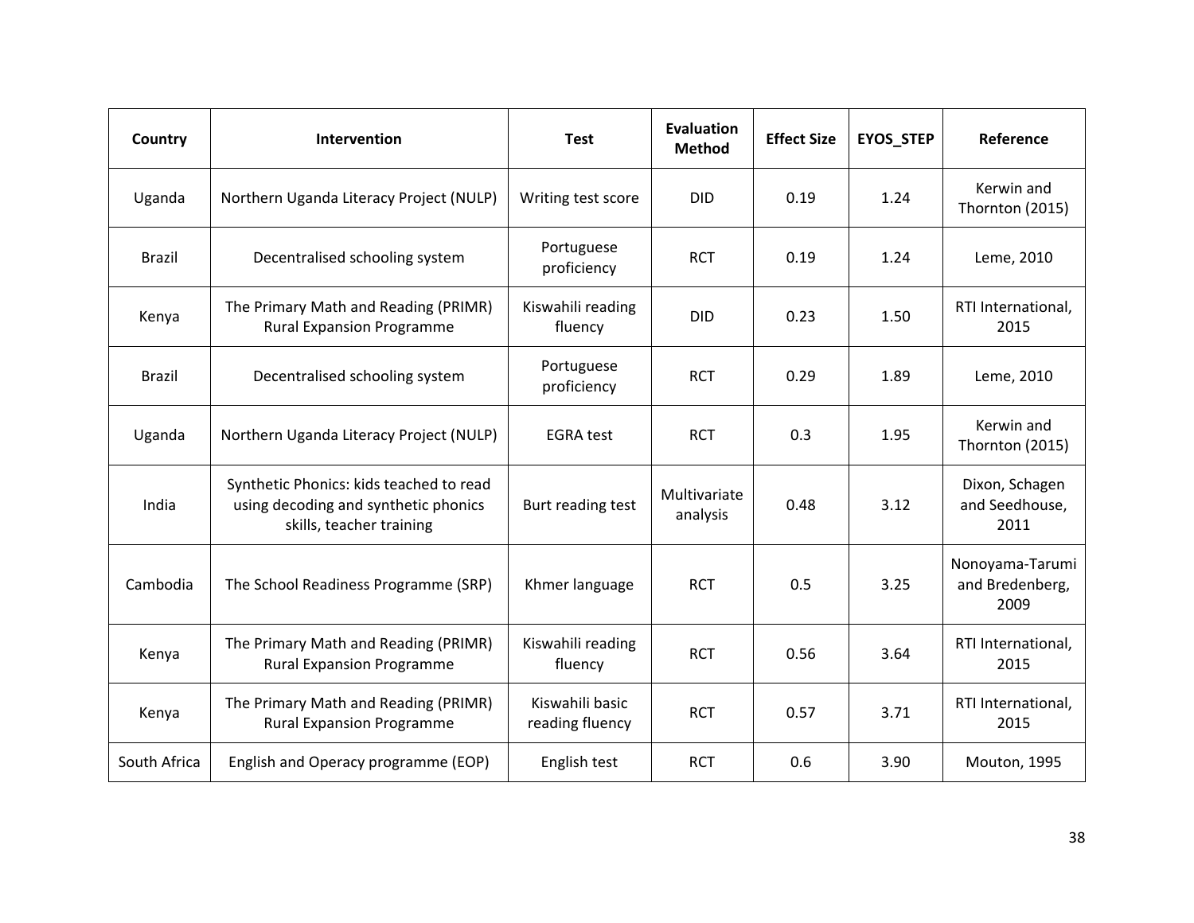| Country | Intervention | Test | Evaluation Method | Effect Size | EYOS_STEP | Reference |
|---|---|---|---|---|---|---|
| Uganda | Northern Uganda Literacy Project (NULP) | Writing test score | DID | 0.19 | 1.24 | Kerwin and Thornton (2015) |
| Brazil | Decentralised schooling system | Portuguese proficiency | RCT | 0.19 | 1.24 | Leme, 2010 |
| Kenya | The Primary Math and Reading (PRIMR) Rural Expansion Programme | Kiswahili reading fluency | DID | 0.23 | 1.50 | RTI International, 2015 |
| Brazil | Decentralised schooling system | Portuguese proficiency | RCT | 0.29 | 1.89 | Leme, 2010 |
| Uganda | Northern Uganda Literacy Project (NULP) | EGRA test | RCT | 0.3 | 1.95 | Kerwin and Thornton (2015) |
| India | Synthetic Phonics: kids teached to read using decoding and synthetic phonics skills, teacher training | Burt reading test | Multivariate analysis | 0.48 | 3.12 | Dixon, Schagen and Seedhouse, 2011 |
| Cambodia | The School Readiness Programme (SRP) | Khmer language | RCT | 0.5 | 3.25 | Nonoyama-Tarumi and Bredenberg, 2009 |
| Kenya | The Primary Math and Reading (PRIMR) Rural Expansion Programme | Kiswahili reading fluency | RCT | 0.56 | 3.64 | RTI International, 2015 |
| Kenya | The Primary Math and Reading (PRIMR) Rural Expansion Programme | Kiswahili basic reading fluency | RCT | 0.57 | 3.71 | RTI International, 2015 |
| South Africa | English and Operacy programme (EOP) | English test | RCT | 0.6 | 3.90 | Mouton, 1995 |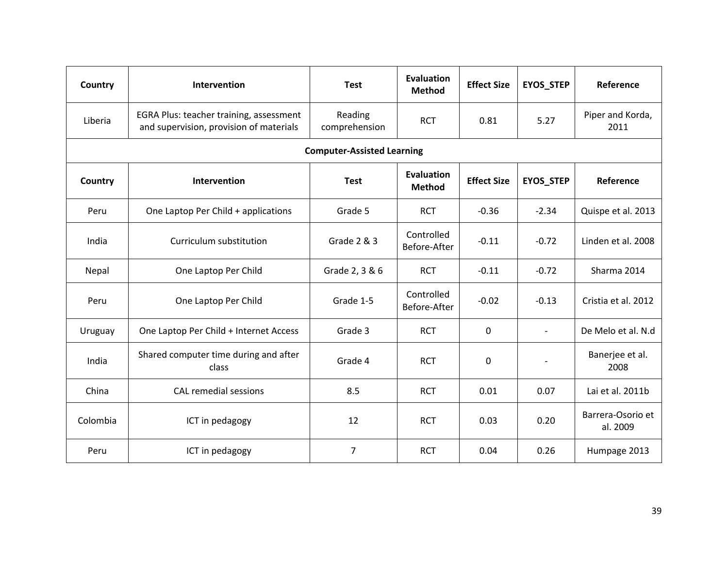| Country | Intervention | Test | Evaluation Method | Effect Size | EYOS_STEP | Reference |
|---|---|---|---|---|---|---|
| Liberia | EGRA Plus: teacher training, assessment and supervision, provision of materials | Reading comprehension | RCT | 0.81 | 5.27 | Piper and Korda, 2011 |
| **Computer-Assisted Learning** | | | | | | |
| **Country** | **Intervention** | **Test** | **Evaluation Method** | **Effect Size** | **EYOS_STEP** | **Reference** |
| Peru | One Laptop Per Child + applications | Grade 5 | RCT | -0.36 | -2.34 | Quispe et al. 2013 |
| India | Curriculum substitution | Grade 2 & 3 | Controlled Before-After | -0.11 | -0.72 | Linden et al. 2008 |
| Nepal | One Laptop Per Child | Grade 2, 3 & 6 | RCT | -0.11 | -0.72 | Sharma 2014 |
| Peru | One Laptop Per Child | Grade 1-5 | Controlled Before-After | -0.02 | -0.13 | Cristia et al. 2012 |
| Uruguay | One Laptop Per Child + Internet Access | Grade 3 | RCT | 0 | - | De Melo et al. N.d |
| India | Shared computer time during and after class | Grade 4 | RCT | 0 | - | Banerjee et al. 2008 |
| China | CAL remedial sessions | 8.5 | RCT | 0.01 | 0.07 | Lai et al. 2011b |
| Colombia | ICT in pedagogy | 12 | RCT | 0.03 | 0.20 | Barrera-Osorio et al. 2009 |
| Peru | ICT in pedagogy | 7 | RCT | 0.04 | 0.26 | Humpage 2013 |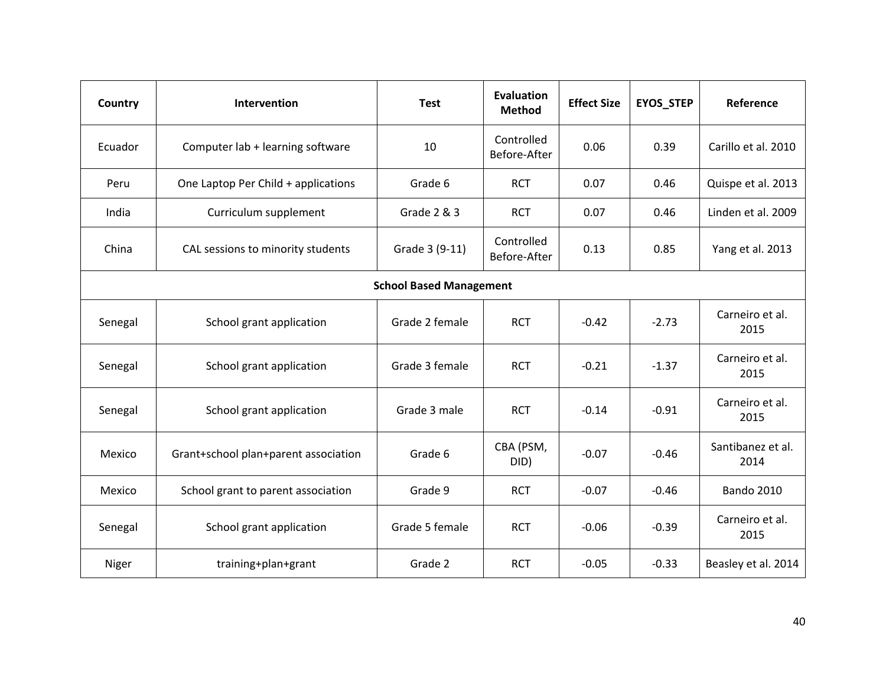| Country | Intervention | Test | Evaluation Method | Effect Size | EYOS_STEP | Reference |
|---|---|---|---|---|---|---|
| Ecuador | Computer lab + learning software | 10 | Controlled Before-After | 0.06 | 0.39 | Carillo et al. 2010 |
| Peru | One Laptop Per Child + applications | Grade 6 | RCT | 0.07 | 0.46 | Quispe et al. 2013 |
| India | Curriculum supplement | Grade 2 & 3 | RCT | 0.07 | 0.46 | Linden et al. 2009 |
| China | CAL sessions to minority students | Grade 3 (9-11) | Controlled Before-After | 0.13 | 0.85 | Yang et al. 2013 |
| **School Based Management** | | | | | | |
| Senegal | School grant application | Grade 2 female | RCT | -0.42 | -2.73 | Carneiro et al. 2015 |
| Senegal | School grant application | Grade 3 female | RCT | -0.21 | -1.37 | Carneiro et al. 2015 |
| Senegal | School grant application | Grade 3 male | RCT | -0.14 | -0.91 | Carneiro et al. 2015 |
| Mexico | Grant+school plan+parent association | Grade 6 | CBA (PSM, DID) | -0.07 | -0.46 | Santibanez et al. 2014 |
| Mexico | School grant to parent association | Grade 9 | RCT | -0.07 | -0.46 | Bando 2010 |
| Senegal | School grant application | Grade 5 female | RCT | -0.06 | -0.39 | Carneiro et al. 2015 |
| Niger | training+plan+grant | Grade 2 | RCT | -0.05 | -0.33 | Beasley et al. 2014 |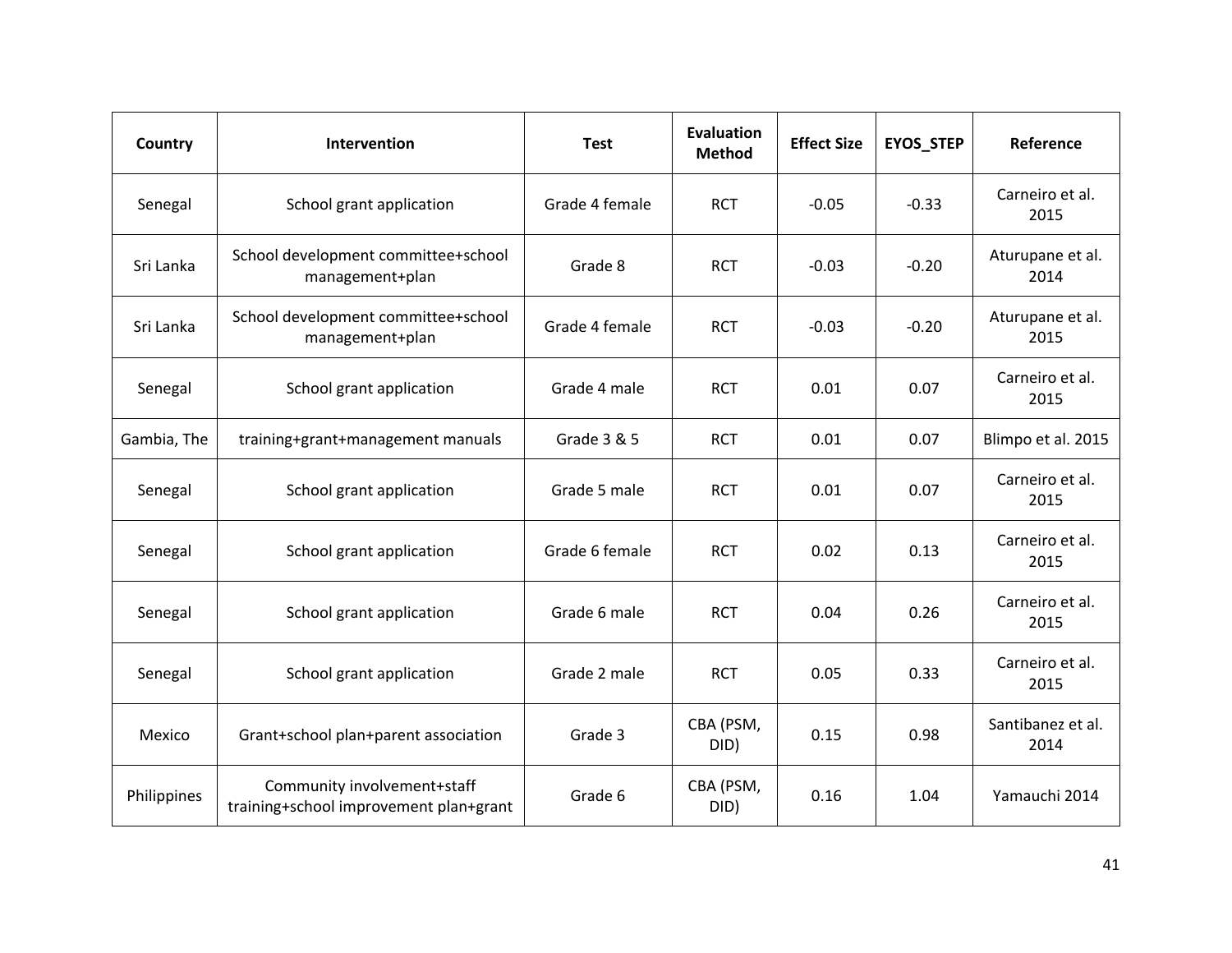| Country | Intervention | Test | Evaluation Method | Effect Size | EYOS_STEP | Reference |
|---|---|---|---|---|---|---|
| Senegal | School grant application | Grade 4 female | RCT | -0.05 | -0.33 | Carneiro et al. 2015 |
| Sri Lanka | School development committee+school management+plan | Grade 8 | RCT | -0.03 | -0.20 | Aturupane et al. 2014 |
| Sri Lanka | School development committee+school management+plan | Grade 4 female | RCT | -0.03 | -0.20 | Aturupane et al. 2015 |
| Senegal | School grant application | Grade 4 male | RCT | 0.01 | 0.07 | Carneiro et al. 2015 |
| Gambia, The | training+grant+management manuals | Grade 3 & 5 | RCT | 0.01 | 0.07 | Blimpo et al. 2015 |
| Senegal | School grant application | Grade 5 male | RCT | 0.01 | 0.07 | Carneiro et al. 2015 |
| Senegal | School grant application | Grade 6 female | RCT | 0.02 | 0.13 | Carneiro et al. 2015 |
| Senegal | School grant application | Grade 6 male | RCT | 0.04 | 0.26 | Carneiro et al. 2015 |
| Senegal | School grant application | Grade 2 male | RCT | 0.05 | 0.33 | Carneiro et al. 2015 |
| Mexico | Grant+school plan+parent association | Grade 3 | CBA (PSM, DID) | 0.15 | 0.98 | Santibanez et al. 2014 |
| Philippines | Community involvement+staff training+school improvement plan+grant | Grade 6 | CBA (PSM, DID) | 0.16 | 1.04 | Yamauchi 2014 |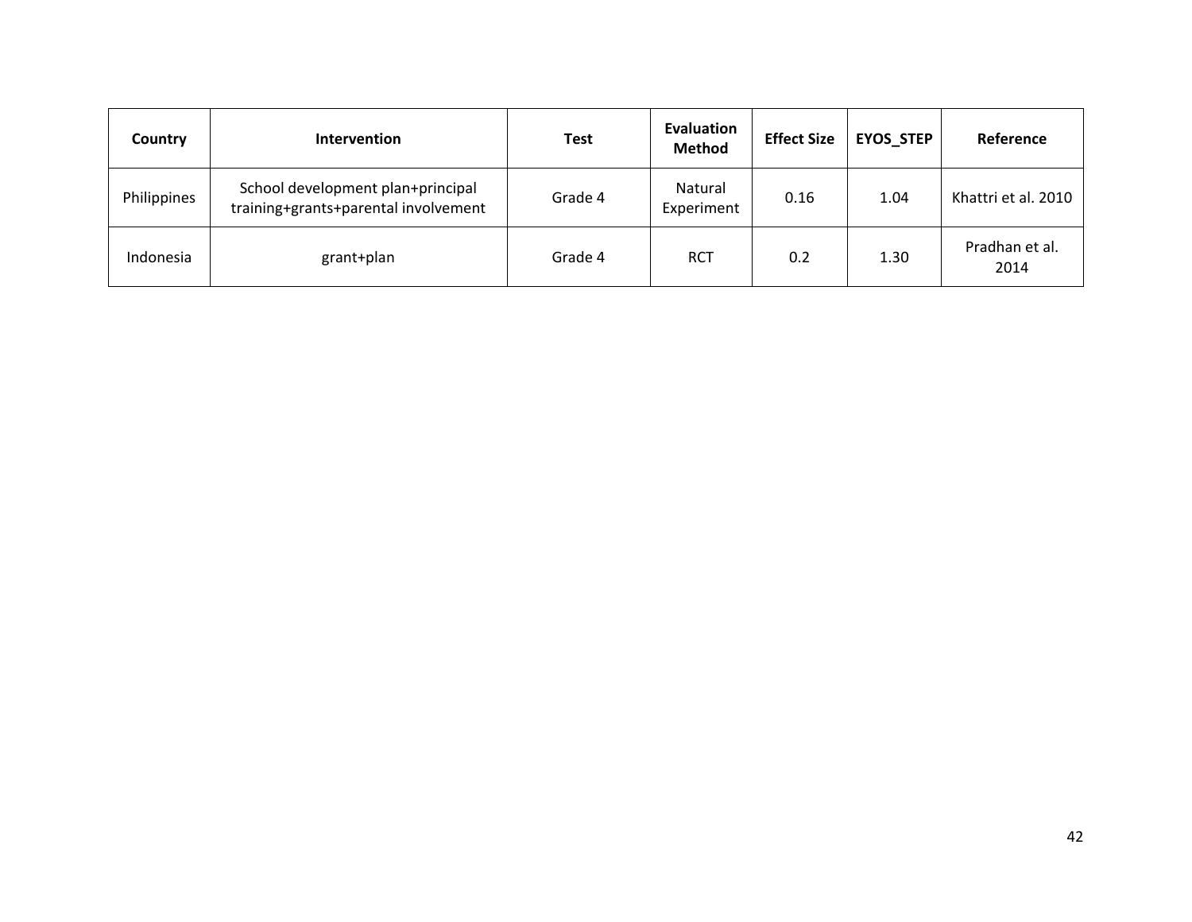| Country | Intervention | Test | Evaluation Method | Effect Size | EYOS_STEP | Reference |
|---|---|---|---|---|---|---|
| Philippines | School development plan+principal training+grants+parental involvement | Grade 4 | Natural Experiment | 0.16 | 1.04 | Khattri et al. 2010 |
| Indonesia | grant+plan | Grade 4 | RCT | 0.2 | 1.30 | Pradhan et al. 2014 |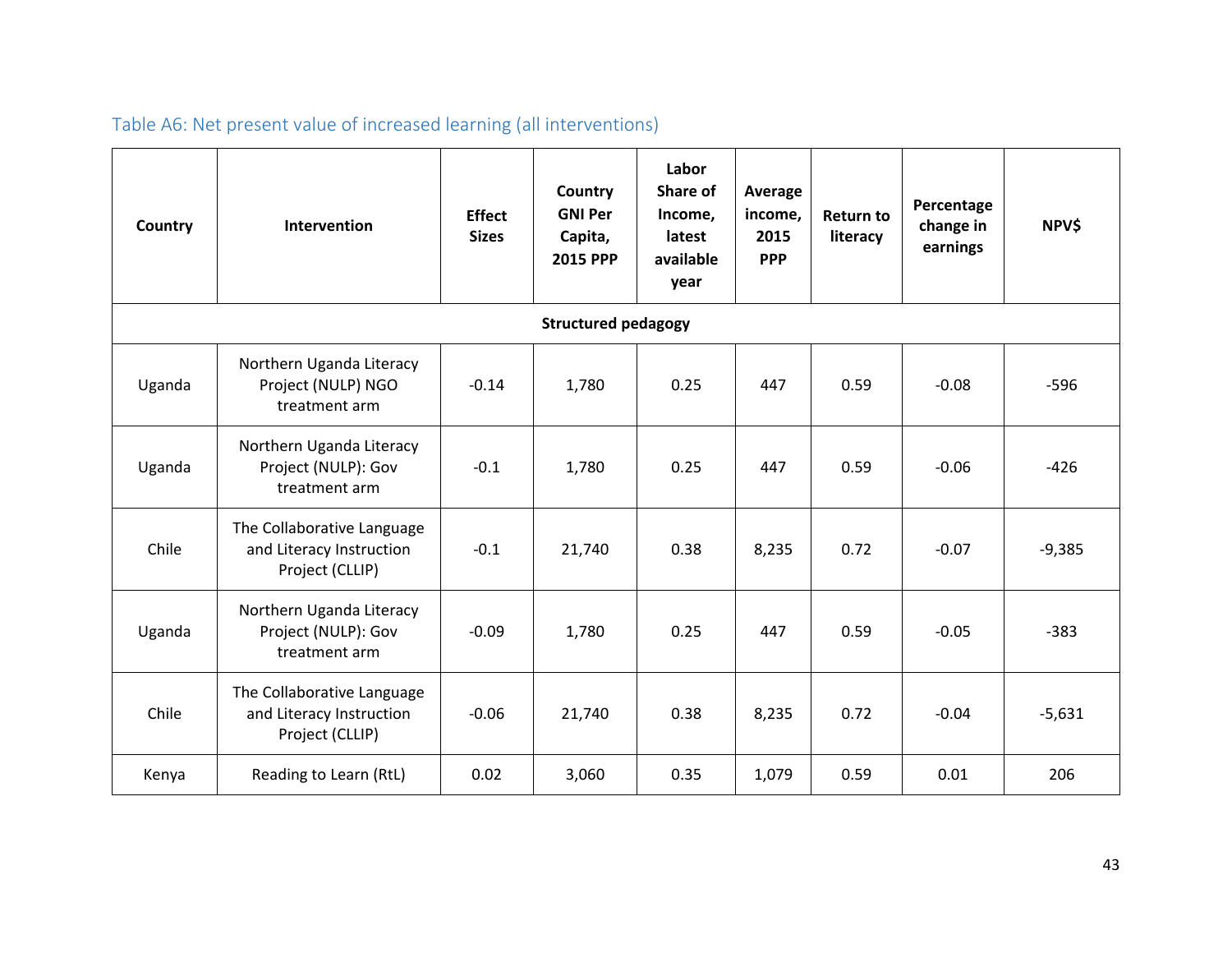Table A6: Net present value of increased learning (all interventions)

| Country | Intervention | Effect Sizes | Country GNI Per Capita, 2015 PPP | Labor Share of Income, latest available year | Average income, 2015 PPP | Return to literacy | Percentage change in earnings | NPV$ |
|---|---|---|---|---|---|---|---|---|
| **Structured pedagogy** | | | | | | | | |
| Uganda | Northern Uganda Literacy Project (NULP) NGO treatment arm | -0.14 | 1,780 | 0.25 | 447 | 0.59 | -0.08 | -596 |
| Uganda | Northern Uganda Literacy Project (NULP): Gov treatment arm | -0.1 | 1,780 | 0.25 | 447 | 0.59 | -0.06 | -426 |
| Chile | The Collaborative Language and Literacy Instruction Project (CLLIP) | -0.1 | 21,740 | 0.38 | 8,235 | 0.72 | -0.07 | -9,385 |
| Uganda | Northern Uganda Literacy Project (NULP): Gov treatment arm | -0.09 | 1,780 | 0.25 | 447 | 0.59 | -0.05 | -383 |
| Chile | The Collaborative Language and Literacy Instruction Project (CLLIP) | -0.06 | 21,740 | 0.38 | 8,235 | 0.72 | -0.04 | -5,631 |
| Kenya | Reading to Learn (RtL) | 0.02 | 3,060 | 0.35 | 1,079 | 0.59 | 0.01 | 206 |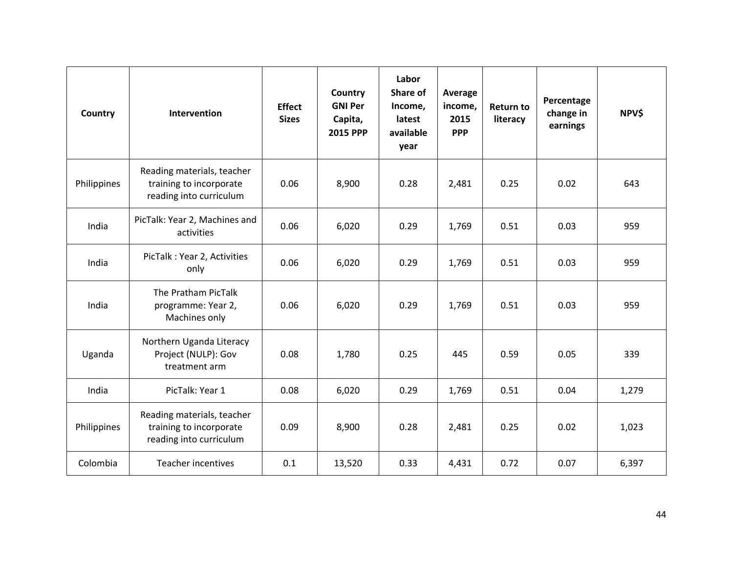| Country | Intervention | Effect Sizes | Country GNI Per Capita, 2015 PPP | Labor Share of Income, latest available year | Average income, 2015 PPP | Return to literacy | Percentage change in earnings | NPV$ |
|---|---|---|---|---|---|---|---|---|
| Philippines | Reading materials, teacher training to incorporate reading into curriculum | 0.06 | 8,900 | 0.28 | 2,481 | 0.25 | 0.02 | 643 |
| India | PicTalk: Year 2, Machines and activities | 0.06 | 6,020 | 0.29 | 1,769 | 0.51 | 0.03 | 959 |
| India | PicTalk : Year 2, Activities only | 0.06 | 6,020 | 0.29 | 1,769 | 0.51 | 0.03 | 959 |
| India | The Pratham PicTalk programme: Year 2, Machines only | 0.06 | 6,020 | 0.29 | 1,769 | 0.51 | 0.03 | 959 |
| Uganda | Northern Uganda Literacy Project (NULP): Gov treatment arm | 0.08 | 1,780 | 0.25 | 445 | 0.59 | 0.05 | 339 |
| India | PicTalk: Year 1 | 0.08 | 6,020 | 0.29 | 1,769 | 0.51 | 0.04 | 1,279 |
| Philippines | Reading materials, teacher training to incorporate reading into curriculum | 0.09 | 8,900 | 0.28 | 2,481 | 0.25 | 0.02 | 1,023 |
| Colombia | Teacher incentives | 0.1 | 13,520 | 0.33 | 4,431 | 0.72 | 0.07 | 6,397 |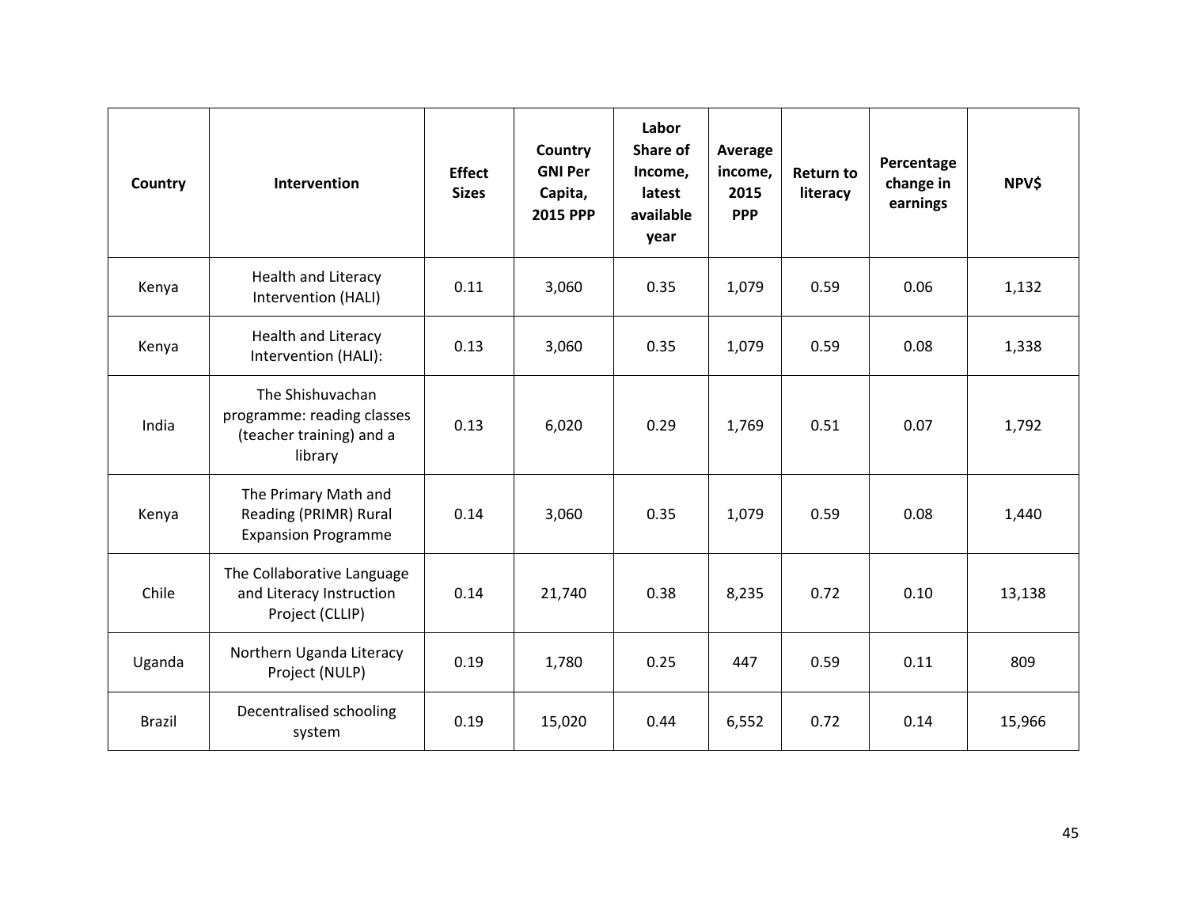| Country | Intervention | Effect Sizes | Country GNI Per Capita, 2015 PPP | Labor Share of Income, latest available year | Average income, 2015 PPP | Return to literacy | Percentage change in earnings | NPV$ |
|---|---|---|---|---|---|---|---|---|
| Kenya | Health and Literacy Intervention (HALI) | 0.11 | 3,060 | 0.35 | 1,079 | 0.59 | 0.06 | 1,132 |
| Kenya | Health and Literacy Intervention (HALI): | 0.13 | 3,060 | 0.35 | 1,079 | 0.59 | 0.08 | 1,338 |
| India | The Shishuvachan programme: reading classes (teacher training) and a library | 0.13 | 6,020 | 0.29 | 1,769 | 0.51 | 0.07 | 1,792 |
| Kenya | The Primary Math and Reading (PRIMR) Rural Expansion Programme | 0.14 | 3,060 | 0.35 | 1,079 | 0.59 | 0.08 | 1,440 |
| Chile | The Collaborative Language and Literacy Instruction Project (CLLIP) | 0.14 | 21,740 | 0.38 | 8,235 | 0.72 | 0.10 | 13,138 |
| Uganda | Northern Uganda Literacy Project (NULP) | 0.19 | 1,780 | 0.25 | 447 | 0.59 | 0.11 | 809 |
| Brazil | Decentralised schooling system | 0.19 | 15,020 | 0.44 | 6,552 | 0.72 | 0.14 | 15,966 |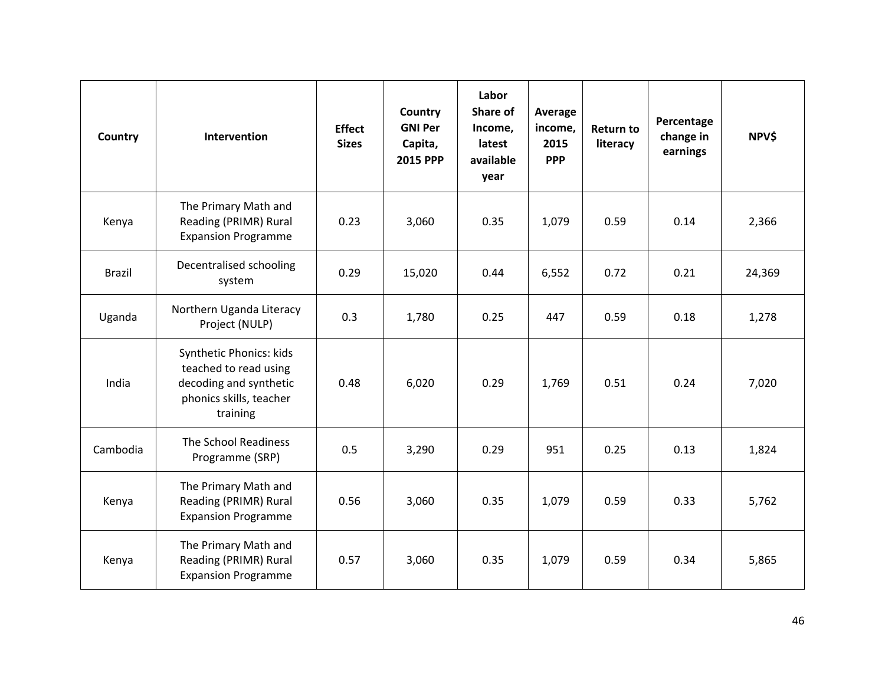| Country | Intervention | Effect Sizes | Country GNI Per Capita, 2015 PPP | Labor Share of Income, latest available year | Average income, 2015 PPP | Return to literacy | Percentage change in earnings | NPV$ |
|---|---|---|---|---|---|---|---|---|
| Kenya | The Primary Math and Reading (PRIMR) Rural Expansion Programme | 0.23 | 3,060 | 0.35 | 1,079 | 0.59 | 0.14 | 2,366 |
| Brazil | Decentralised schooling system | 0.29 | 15,020 | 0.44 | 6,552 | 0.72 | 0.21 | 24,369 |
| Uganda | Northern Uganda Literacy Project (NULP) | 0.3 | 1,780 | 0.25 | 447 | 0.59 | 0.18 | 1,278 |
| India | Synthetic Phonics: kids teached to read using decoding and synthetic phonics skills, teacher training | 0.48 | 6,020 | 0.29 | 1,769 | 0.51 | 0.24 | 7,020 |
| Cambodia | The School Readiness Programme (SRP) | 0.5 | 3,290 | 0.29 | 951 | 0.25 | 0.13 | 1,824 |
| Kenya | The Primary Math and Reading (PRIMR) Rural Expansion Programme | 0.56 | 3,060 | 0.35 | 1,079 | 0.59 | 0.33 | 5,762 |
| Kenya | The Primary Math and Reading (PRIMR) Rural Expansion Programme | 0.57 | 3,060 | 0.35 | 1,079 | 0.59 | 0.34 | 5,865 |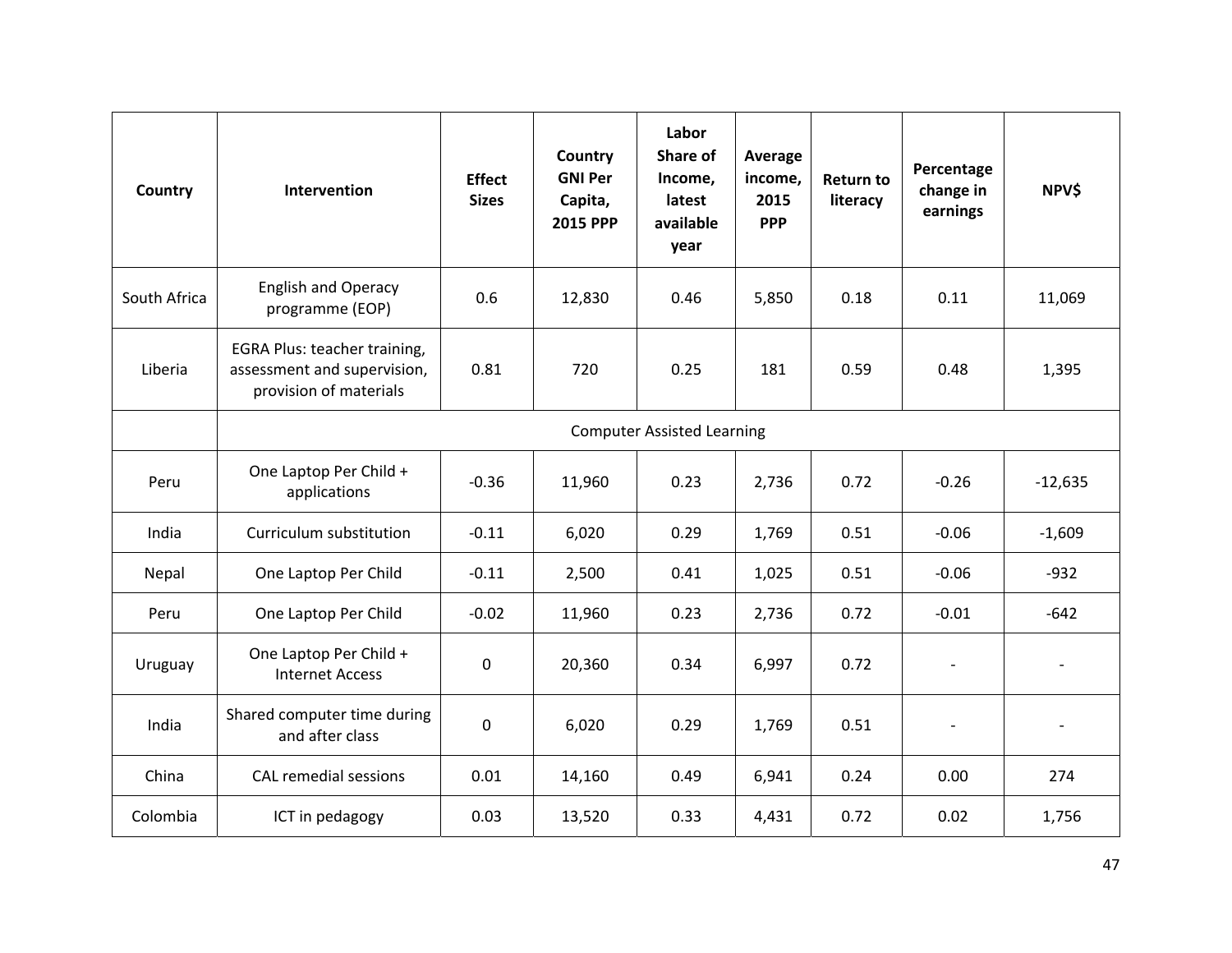| Country | Intervention | Effect Sizes | Country GNI Per Capita, 2015 PPP | Labor Share of Income, latest available year | Average income, 2015 PPP | Return to literacy | Percentage change in earnings | NPV$ |
|---|---|---|---|---|---|---|---|---|
| South Africa | English and Operacy programme (EOP) | 0.6 | 12,830 | 0.46 | 5,850 | 0.18 | 0.11 | 11,069 |
| Liberia | EGRA Plus: teacher training, assessment and supervision, provision of materials | 0.81 | 720 | 0.25 | 181 | 0.59 | 0.48 | 1,395 |
| | Computer Assisted Learning | | | | | | | |
| Peru | One Laptop Per Child + applications | -0.36 | 11,960 | 0.23 | 2,736 | 0.72 | -0.26 | -12,635 |
| India | Curriculum substitution | -0.11 | 6,020 | 0.29 | 1,769 | 0.51 | -0.06 | -1,609 |
| Nepal | One Laptop Per Child | -0.11 | 2,500 | 0.41 | 1,025 | 0.51 | -0.06 | -932 |
| Peru | One Laptop Per Child | -0.02 | 11,960 | 0.23 | 2,736 | 0.72 | -0.01 | -642 |
| Uruguay | One Laptop Per Child + Internet Access | 0 | 20,360 | 0.34 | 6,997 | 0.72 | - | - |
| India | Shared computer time during and after class | 0 | 6,020 | 0.29 | 1,769 | 0.51 | - | - |
| China | CAL remedial sessions | 0.01 | 14,160 | 0.49 | 6,941 | 0.24 | 0.00 | 274 |
| Colombia | ICT in pedagogy | 0.03 | 13,520 | 0.33 | 4,431 | 0.72 | 0.02 | 1,756 |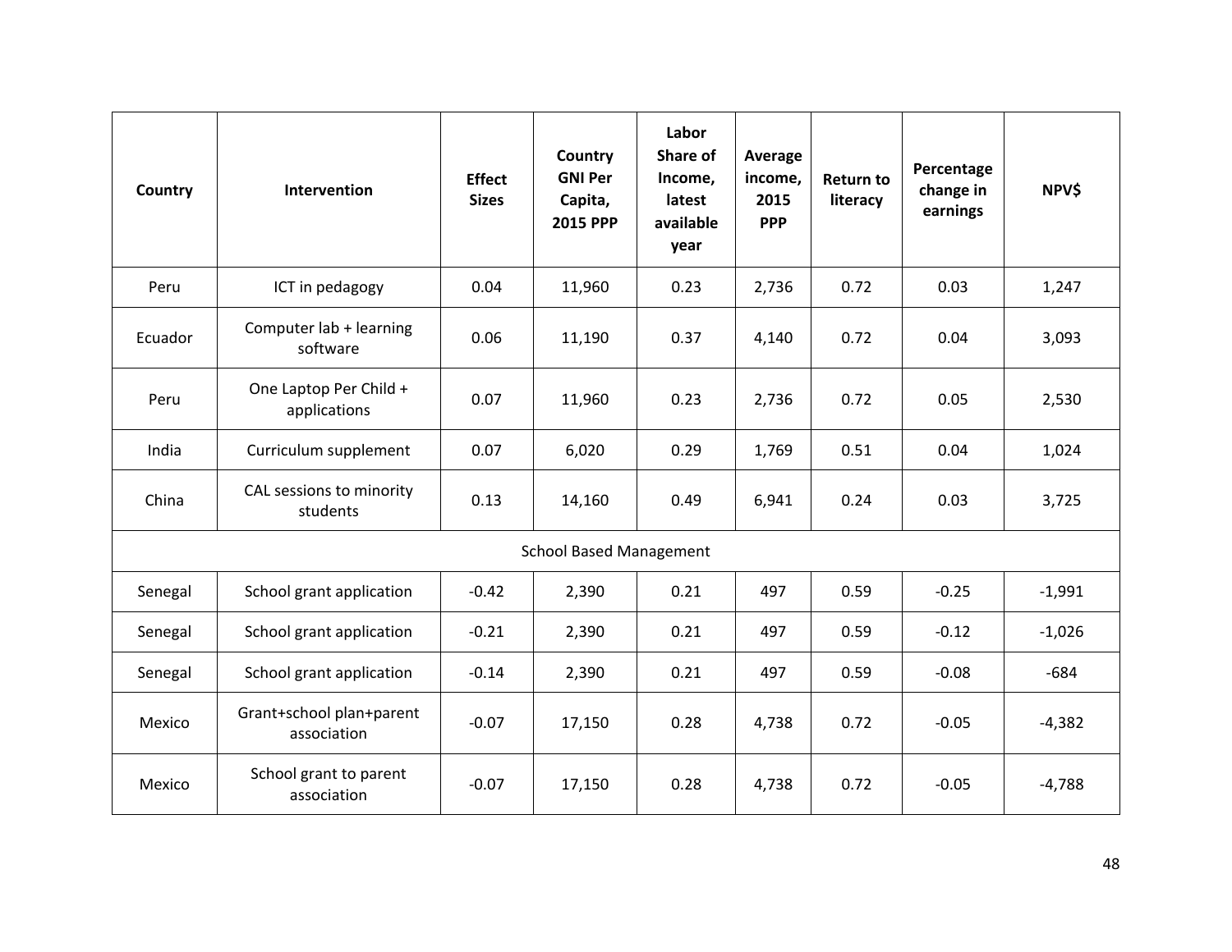| Country | Intervention | Effect Sizes | Country GNI Per Capita, 2015 PPP | Labor Share of Income, latest available year | Average income, 2015 PPP | Return to literacy | Percentage change in earnings | NPV$ |
|---|---|---|---|---|---|---|---|---|
| Peru | ICT in pedagogy | 0.04 | 11,960 | 0.23 | 2,736 | 0.72 | 0.03 | 1,247 |
| Ecuador | Computer lab + learning software | 0.06 | 11,190 | 0.37 | 4,140 | 0.72 | 0.04 | 3,093 |
| Peru | One Laptop Per Child + applications | 0.07 | 11,960 | 0.23 | 2,736 | 0.72 | 0.05 | 2,530 |
| India | Curriculum supplement | 0.07 | 6,020 | 0.29 | 1,769 | 0.51 | 0.04 | 1,024 |
| China | CAL sessions to minority students | 0.13 | 14,160 | 0.49 | 6,941 | 0.24 | 0.03 | 3,725 |
| School Based Management | | | | | | | | |
| Senegal | School grant application | -0.42 | 2,390 | 0.21 | 497 | 0.59 | -0.25 | -1,991 |
| Senegal | School grant application | -0.21 | 2,390 | 0.21 | 497 | 0.59 | -0.12 | -1,026 |
| Senegal | School grant application | -0.14 | 2,390 | 0.21 | 497 | 0.59 | -0.08 | -684 |
| Mexico | Grant+school plan+parent association | -0.07 | 17,150 | 0.28 | 4,738 | 0.72 | -0.05 | -4,382 |
| Mexico | School grant to parent association | -0.07 | 17,150 | 0.28 | 4,738 | 0.72 | -0.05 | -4,788 |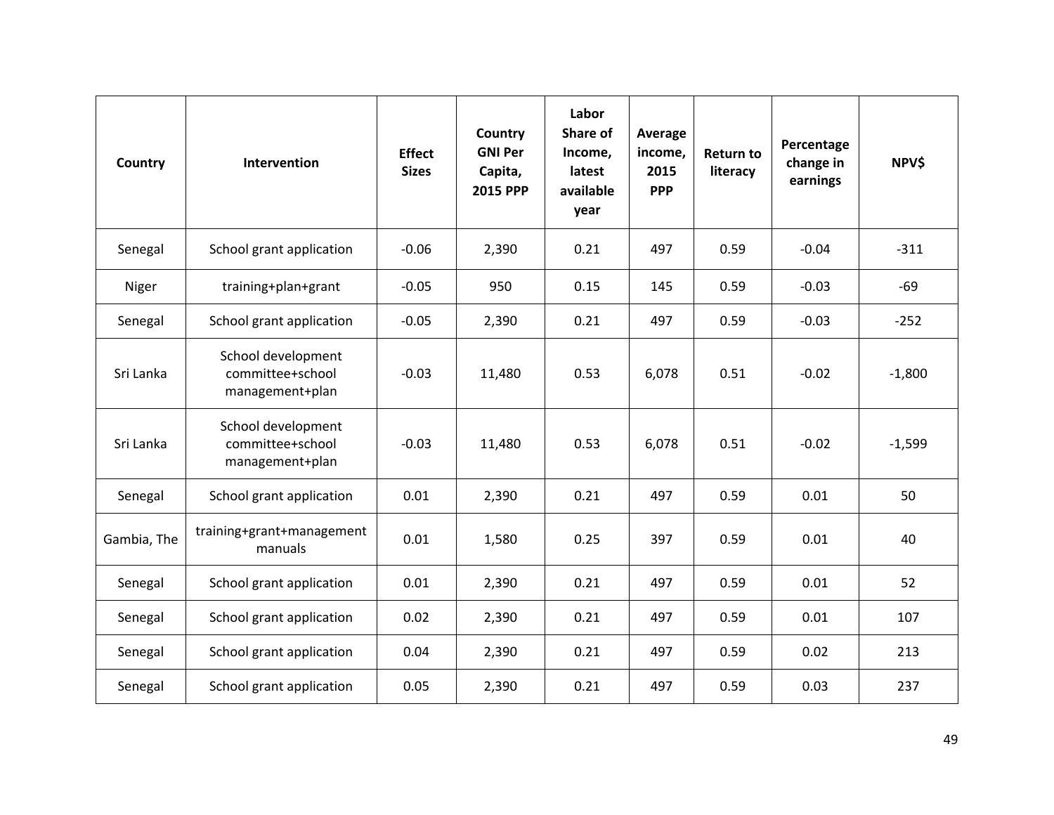| Country | Intervention | Effect Sizes | Country GNI Per Capita, 2015 PPP | Labor Share of Income, latest available year | Average income, 2015 PPP | Return to literacy | Percentage change in earnings | NPV$ |
|---|---|---|---|---|---|---|---|---|
| Senegal | School grant application | -0.06 | 2,390 | 0.21 | 497 | 0.59 | -0.04 | -311 |
| Niger | training+plan+grant | -0.05 | 950 | 0.15 | 145 | 0.59 | -0.03 | -69 |
| Senegal | School grant application | -0.05 | 2,390 | 0.21 | 497 | 0.59 | -0.03 | -252 |
| Sri Lanka | School development committee+school management+plan | -0.03 | 11,480 | 0.53 | 6,078 | 0.51 | -0.02 | -1,800 |
| Sri Lanka | School development committee+school management+plan | -0.03 | 11,480 | 0.53 | 6,078 | 0.51 | -0.02 | -1,599 |
| Senegal | School grant application | 0.01 | 2,390 | 0.21 | 497 | 0.59 | 0.01 | 50 |
| Gambia, The | training+grant+management manuals | 0.01 | 1,580 | 0.25 | 397 | 0.59 | 0.01 | 40 |
| Senegal | School grant application | 0.01 | 2,390 | 0.21 | 497 | 0.59 | 0.01 | 52 |
| Senegal | School grant application | 0.02 | 2,390 | 0.21 | 497 | 0.59 | 0.01 | 107 |
| Senegal | School grant application | 0.04 | 2,390 | 0.21 | 497 | 0.59 | 0.02 | 213 |
| Senegal | School grant application | 0.05 | 2,390 | 0.21 | 497 | 0.59 | 0.03 | 237 |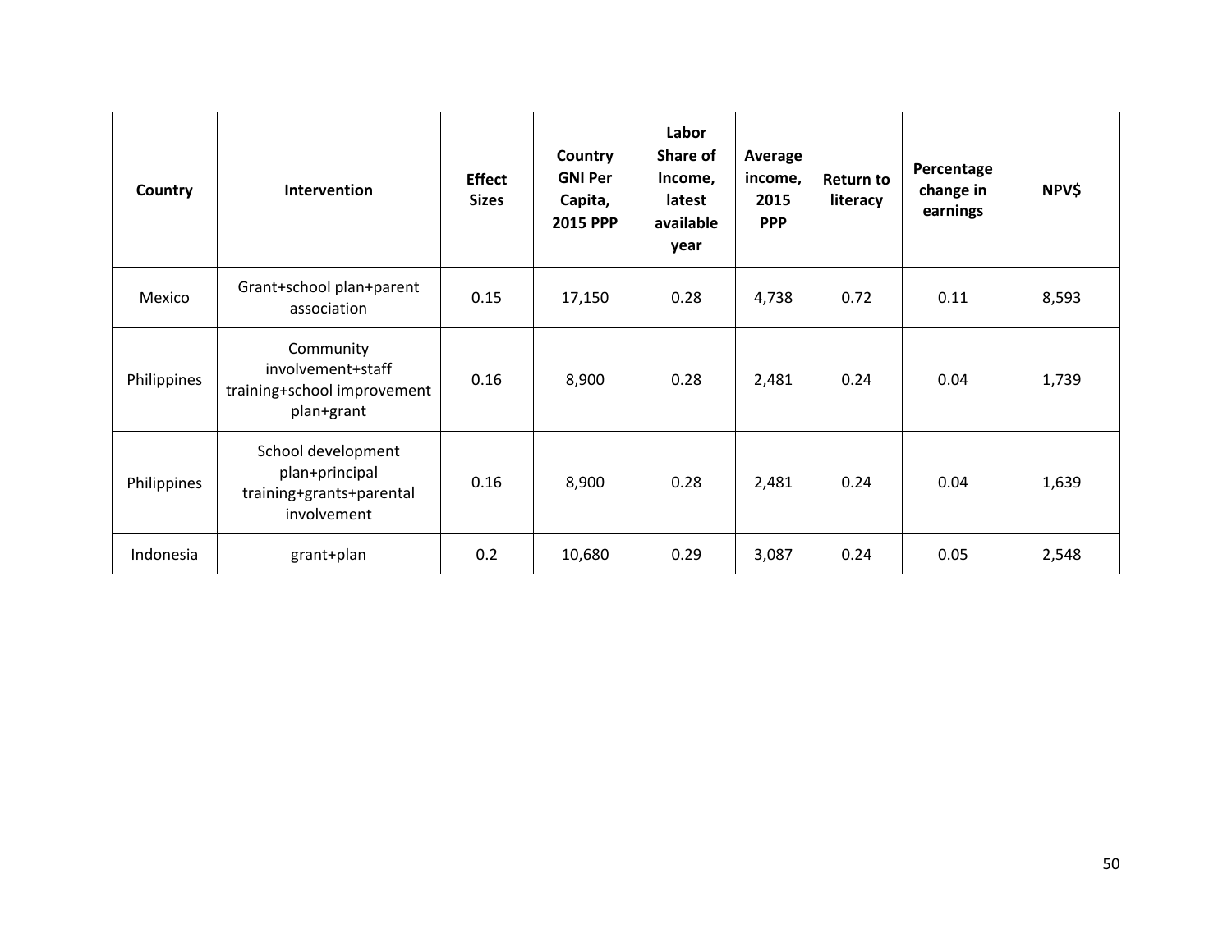| Country | Intervention | Effect Sizes | Country GNI Per Capita, 2015 PPP | Labor Share of Income, latest available year | Average income, 2015 PPP | Return to literacy | Percentage change in earnings | NPV$ |
|---|---|---|---|---|---|---|---|---|
| Mexico | Grant+school plan+parent association | 0.15 | 17,150 | 0.28 | 4,738 | 0.72 | 0.11 | 8,593 |
| Philippines | Community involvement+staff training+school improvement plan+grant | 0.16 | 8,900 | 0.28 | 2,481 | 0.24 | 0.04 | 1,739 |
| Philippines | School development plan+principal training+grants+parental involvement | 0.16 | 8,900 | 0.28 | 2,481 | 0.24 | 0.04 | 1,639 |
| Indonesia | grant+plan | 0.2 | 10,680 | 0.29 | 3,087 | 0.24 | 0.05 | 2,548 |